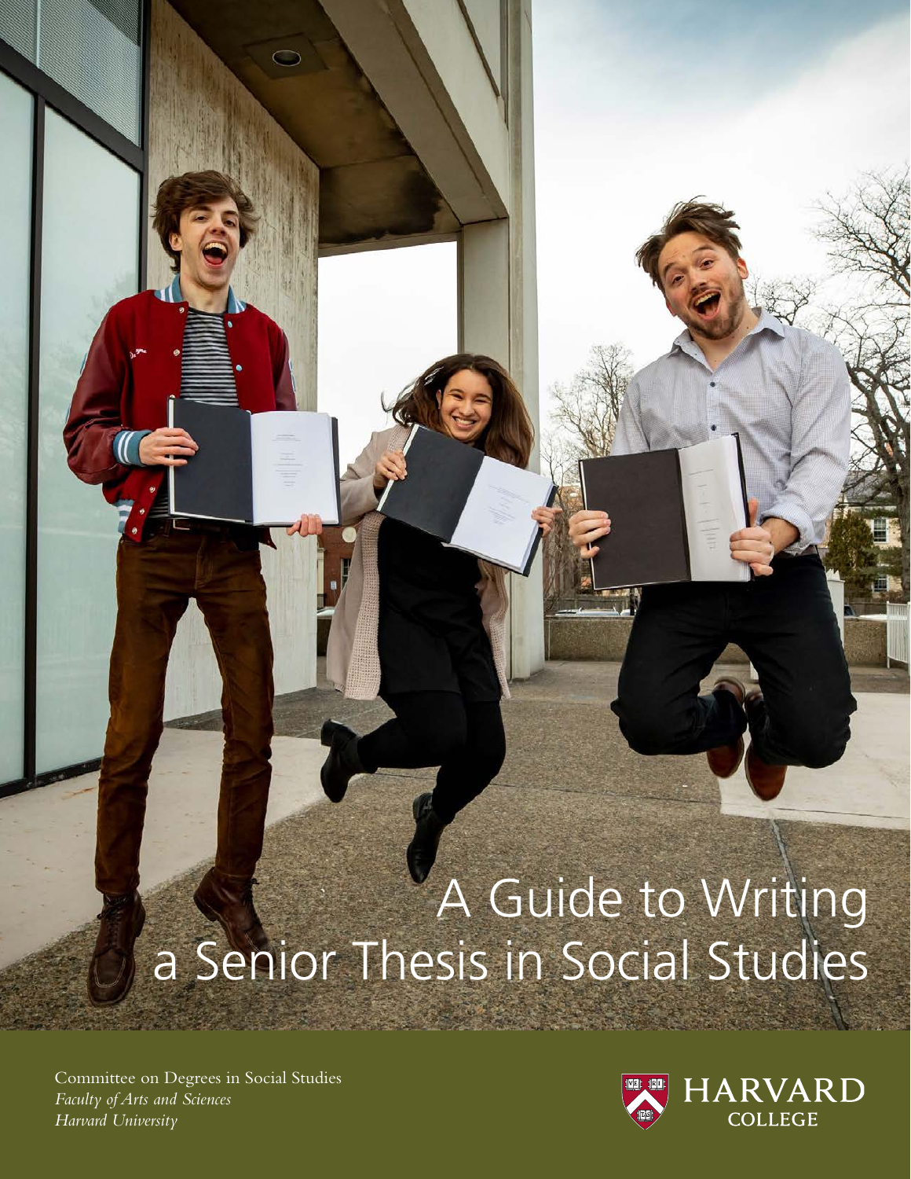# A Guide to Writing a Senior Thesis in Social Studies

Committee on Degrees in Social Studies
*Faculty of Arts and Sciences*
*Harvard University*

HARVARD COLLEGE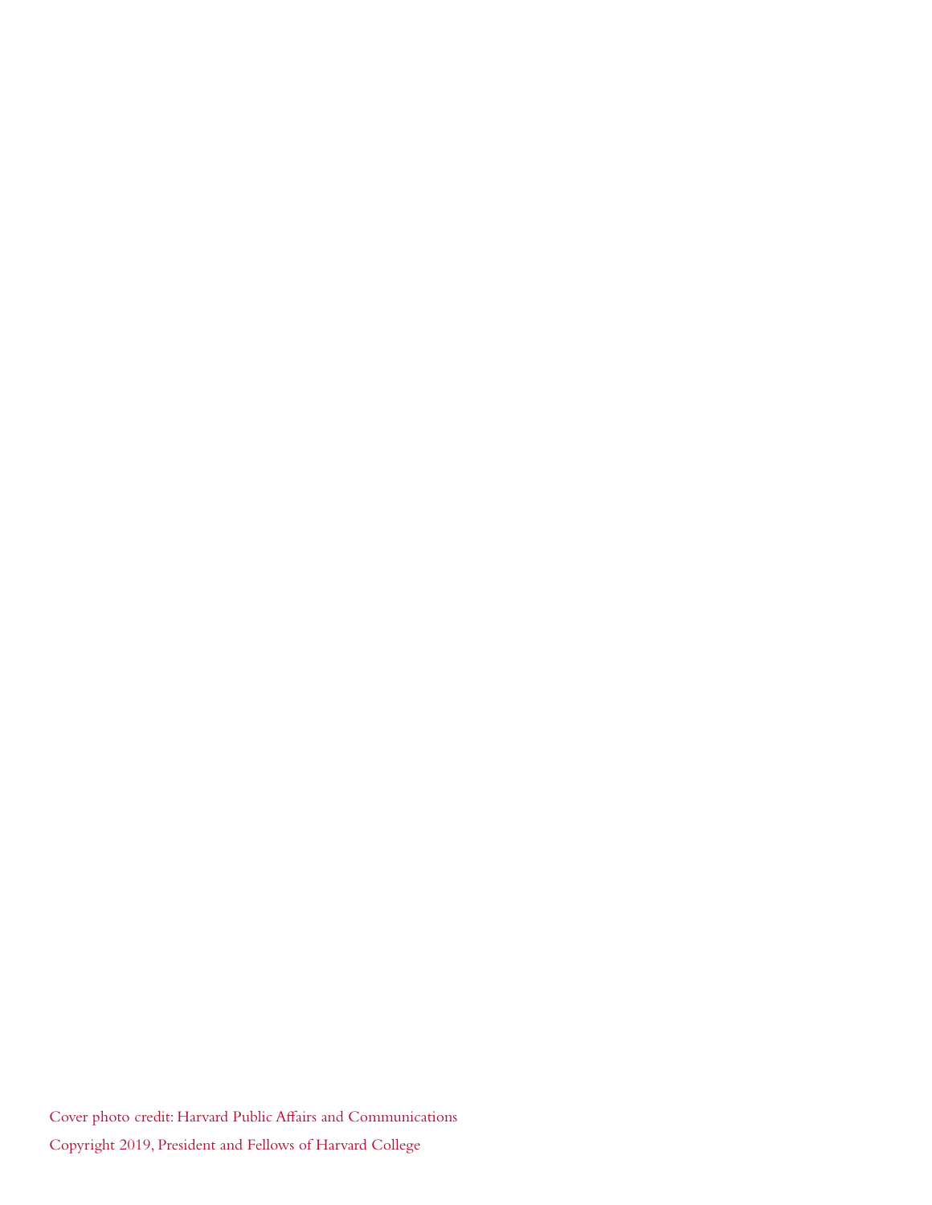Cover photo credit: Harvard Public Affairs and Communications

Copyright 2019, President and Fellows of Harvard College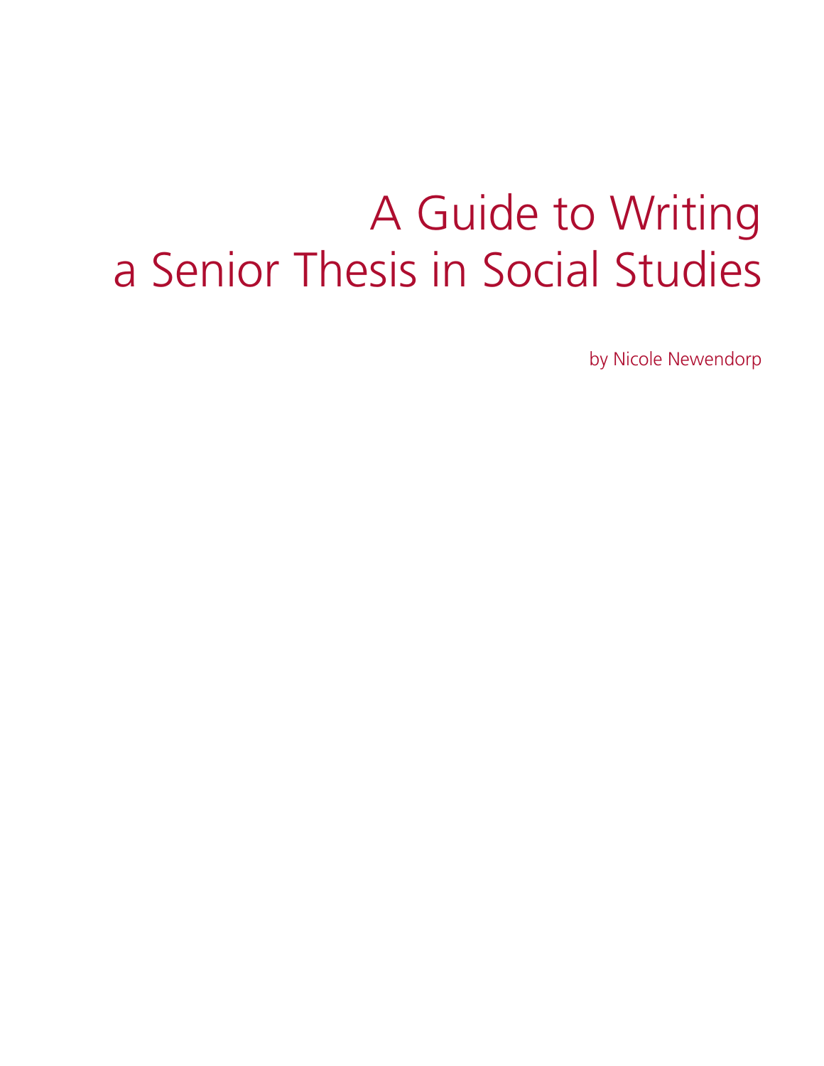# A Guide to Writing a Senior Thesis in Social Studies

by Nicole Newendorp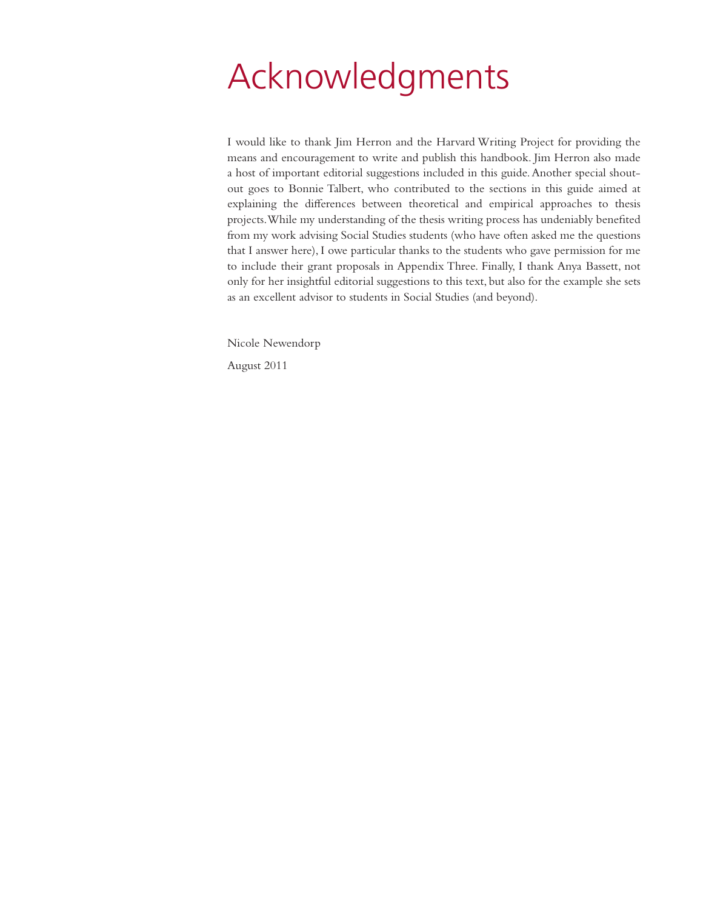# Acknowledgments

I would like to thank Jim Herron and the Harvard Writing Project for providing the means and encouragement to write and publish this handbook. Jim Herron also made a host of important editorial suggestions included in this guide. Another special shout-out goes to Bonnie Talbert, who contributed to the sections in this guide aimed at explaining the differences between theoretical and empirical approaches to thesis projects. While my understanding of the thesis writing process has undeniably benefited from my work advising Social Studies students (who have often asked me the questions that I answer here), I owe particular thanks to the students who gave permission for me to include their grant proposals in Appendix Three. Finally, I thank Anya Bassett, not only for her insightful editorial suggestions to this text, but also for the example she sets as an excellent advisor to students in Social Studies (and beyond).

Nicole Newendorp

August 2011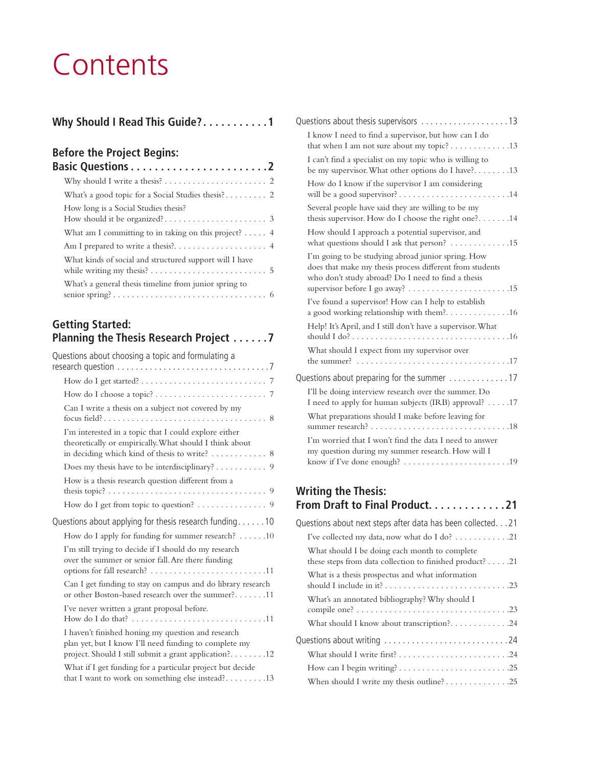# Contents

## Why Should I Read This Guide? . . . . . . . . . . . 1

## Before the Project Begins: Basic Questions . . . . . . . . . . . . . . . . . . . . . . 2

- Why should I write a thesis? . . . . . . . . . . . . . . . . . . . . . . 2
- What's a good topic for a Social Studies thesis? . . . . . . . . . 2
- How long is a Social Studies thesis? How should it be organized? . . . . . . . . . . . . . . . . . . . . . . 3
- What am I committing to in taking on this project? . . . . . 4
- Am I prepared to write a thesis? . . . . . . . . . . . . . . . . . . . . 4
- What kinds of social and structured support will I have while writing my thesis? . . . . . . . . . . . . . . . . . . . . . . . . 5
- What's a general thesis timeline from junior spring to senior spring? . . . . . . . . . . . . . . . . . . . . . . . . . . . . . . . . 6

## Getting Started: Planning the Thesis Research Project . . . . . . 7

### Questions about choosing a topic and formulating a research question . . . . . . . . . . . . . . . . . . . . . . . . . . . . . . . . 7

- How do I get started? . . . . . . . . . . . . . . . . . . . . . . . . . . . 7
- How do I choose a topic? . . . . . . . . . . . . . . . . . . . . . . . . 7
- Can I write a thesis on a subject not covered by my focus field? . . . . . . . . . . . . . . . . . . . . . . . . . . . . . . . . . . . 8
- I'm interested in a topic that I could explore either theoretically or empirically. What should I think about in deciding which kind of thesis to write? . . . . . . . . . . . . 8
- Does my thesis have to be interdisciplinary? . . . . . . . . . . . 9
- How is a thesis research question different from a thesis topic? . . . . . . . . . . . . . . . . . . . . . . . . . . . . . . . . . . 9
- How do I get from topic to question? . . . . . . . . . . . . . . . 9

### Questions about applying for thesis research funding . . . . . . 10

- How do I apply for funding for summer research? . . . . . . 10
- I'm still trying to decide if I should do my research over the summer or senior fall. Are there funding options for fall research? . . . . . . . . . . . . . . . . . . . . . . . . . 11
- Can I get funding to stay on campus and do library research or other Boston-based research over the summer? . . . . . . . 11
- I've never written a grant proposal before. How do I do that? . . . . . . . . . . . . . . . . . . . . . . . . . . . . 11
- I haven't finished honing my question and research plan yet, but I know I'll need funding to complete my project. Should I still submit a grant application? . . . . . . . . 12
- What if I get funding for a particular project but decide that I want to work on something else instead? . . . . . . . . . 13

### Questions about thesis supervisors . . . . . . . . . . . . . . . . . . . 13

- I know I need to find a supervisor, but how can I do that when I am not sure about my topic? . . . . . . . . . . . . . 13
- I can't find a specialist on my topic who is willing to be my supervisor. What other options do I have? . . . . . . . . 13
- How do I know if the supervisor I am considering will be a good supervisor? . . . . . . . . . . . . . . . . . . . . . . . . 14
- Several people have said they are willing to be my thesis supervisor. How do I choose the right one? . . . . . . . 14
- How should I approach a potential supervisor, and what questions should I ask that person? . . . . . . . . . . . . . 15
- I'm going to be studying abroad junior spring. How does that make my thesis process different from students who don't study abroad? Do I need to find a thesis supervisor before I go away? . . . . . . . . . . . . . . . . . . . . . . . 15
- I've found a supervisor! How can I help to establish a good working relationship with them? . . . . . . . . . . . . . . 16
- Help! It's April, and I still don't have a supervisor. What should I do? . . . . . . . . . . . . . . . . . . . . . . . . . . . . . . . . . 16
- What should I expect from my supervisor over the summer? . . . . . . . . . . . . . . . . . . . . . . . . . . . . . . . . 17

### Questions about preparing for the summer . . . . . . . . . . . . . 17

- I'll be doing interview research over the summer. Do I need to apply for human subjects (IRB) approval? . . . . . 17
- What preparations should I make before leaving for summer research? . . . . . . . . . . . . . . . . . . . . . . . . . . . . . 18
- I'm worried that I won't find the data I need to answer my question during my summer research. How will I know if I've done enough? . . . . . . . . . . . . . . . . . . . . . . . 19

## Writing the Thesis: From Draft to Final Product . . . . . . . . . . . . . 21

### Questions about next steps after data has been collected . . . 21

- I've collected my data, now what do I do? . . . . . . . . . . . . 21
- What should I be doing each month to complete these steps from data collection to finished product? . . . . . 21
- What is a thesis prospectus and what information should I include in it? . . . . . . . . . . . . . . . . . . . . . . . . . . . 23
- What's an annotated bibliography? Why should I compile one? . . . . . . . . . . . . . . . . . . . . . . . . . . . . . . . . . 23
- What should I know about transcription? . . . . . . . . . . . . . 24

### Questions about writing . . . . . . . . . . . . . . . . . . . . . . . . . . . 24

- What should I write first? . . . . . . . . . . . . . . . . . . . . . . . . 24
- How can I begin writing? . . . . . . . . . . . . . . . . . . . . . . . . 25
- When should I write my thesis outline? . . . . . . . . . . . . . . 25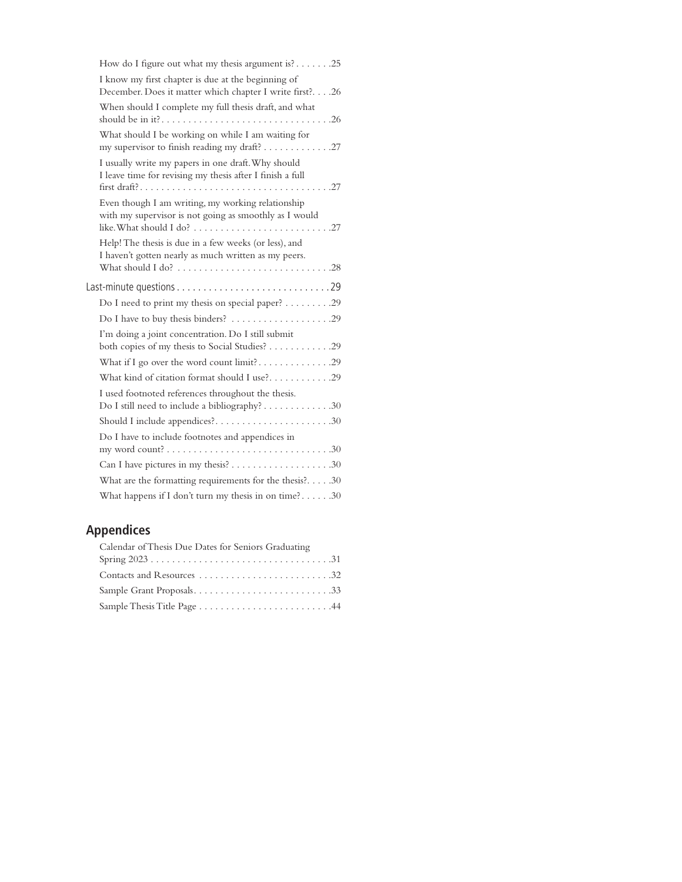How do I figure out what my thesis argument is? . . . . . . .25

I know my first chapter is due at the beginning of December. Does it matter which chapter I write first? . . . .26

When should I complete my full thesis draft, and what should be in it? . . . . . . . . . . . . . . . . . . . . . . . . . . . . . . . .26

What should I be working on while I am waiting for my supervisor to finish reading my draft? . . . . . . . . . . . . .27

I usually write my papers in one draft. Why should I leave time for revising my thesis after I finish a full first draft? . . . . . . . . . . . . . . . . . . . . . . . . . . . . . . . . . . . .27

Even though I am writing, my working relationship with my supervisor is not going as smoothly as I would like. What should I do? . . . . . . . . . . . . . . . . . . . . . . . . . .27

Help! The thesis is due in a few weeks (or less), and I haven't gotten nearly as much written as my peers. What should I do? . . . . . . . . . . . . . . . . . . . . . . . . . . . . .28

Last-minute questions . . . . . . . . . . . . . . . . . . . . . . . . . . . . .29

Do I need to print my thesis on special paper? . . . . . . . . .29

Do I have to buy thesis binders? . . . . . . . . . . . . . . . . . . .29

I'm doing a joint concentration. Do I still submit both copies of my thesis to Social Studies? . . . . . . . . . . . .29

What if I go over the word count limit? . . . . . . . . . . . . . .29

What kind of citation format should I use? . . . . . . . . . . . .29

I used footnoted references throughout the thesis. Do I still need to include a bibliography? . . . . . . . . . . . . .30

Should I include appendices? . . . . . . . . . . . . . . . . . . . . . .30

Do I have to include footnotes and appendices in my word count? . . . . . . . . . . . . . . . . . . . . . . . . . . . . . . .30

Can I have pictures in my thesis? . . . . . . . . . . . . . . . . . . .30

What are the formatting requirements for the thesis? . . . . .30

What happens if I don't turn my thesis in on time? . . . . . .30

## Appendices

Calendar of Thesis Due Dates for Seniors Graduating Spring 2023 . . . . . . . . . . . . . . . . . . . . . . . . . . . . . . . . . .31

Contacts and Resources . . . . . . . . . . . . . . . . . . . . . . . . .32

Sample Grant Proposals . . . . . . . . . . . . . . . . . . . . . . . . . .33

Sample Thesis Title Page . . . . . . . . . . . . . . . . . . . . . . . . .44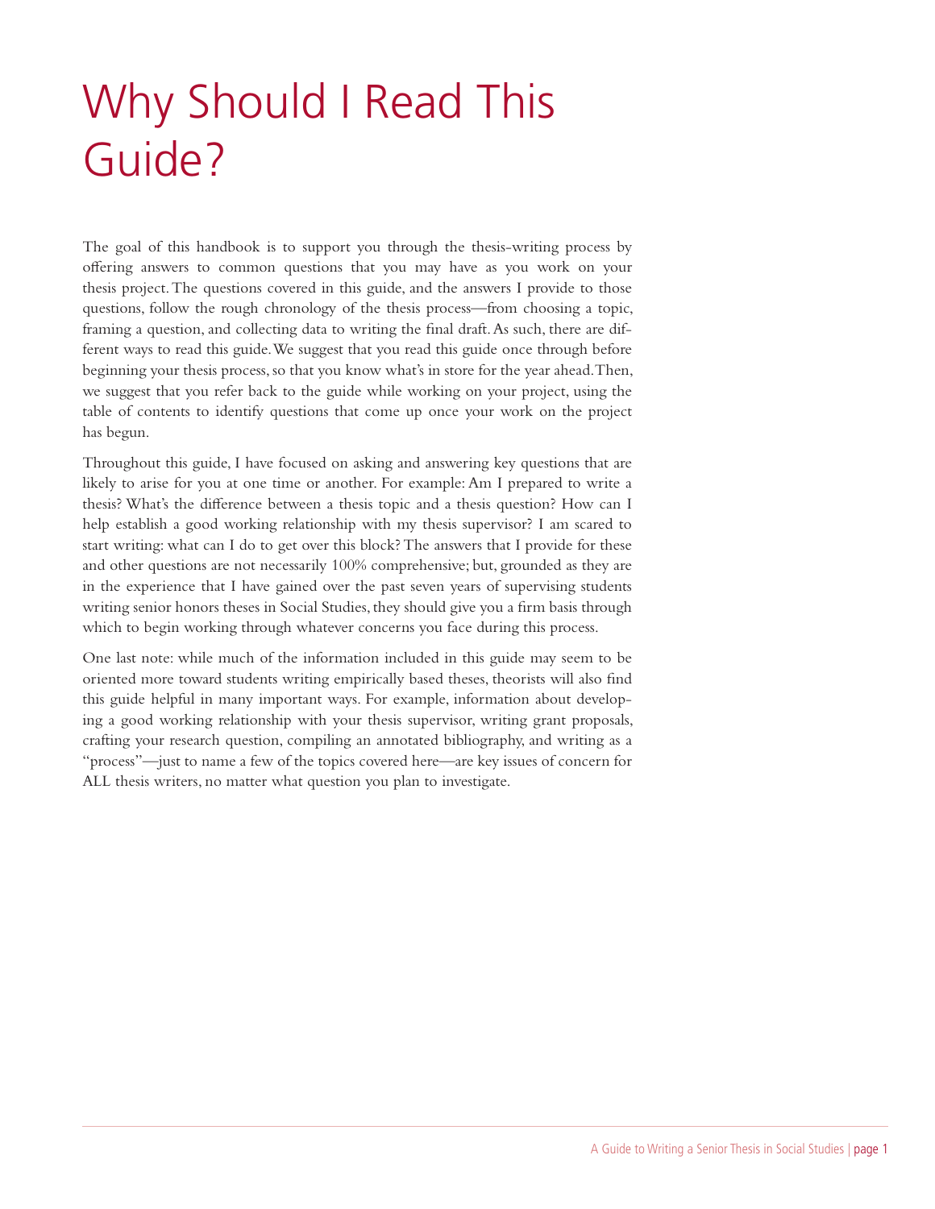# Why Should I Read This Guide?

The goal of this handbook is to support you through the thesis-writing process by offering answers to common questions that you may have as you work on your thesis project. The questions covered in this guide, and the answers I provide to those questions, follow the rough chronology of the thesis process—from choosing a topic, framing a question, and collecting data to writing the final draft. As such, there are different ways to read this guide. We suggest that you read this guide once through before beginning your thesis process, so that you know what's in store for the year ahead. Then, we suggest that you refer back to the guide while working on your project, using the table of contents to identify questions that come up once your work on the project has begun.

Throughout this guide, I have focused on asking and answering key questions that are likely to arise for you at one time or another. For example: Am I prepared to write a thesis? What's the difference between a thesis topic and a thesis question? How can I help establish a good working relationship with my thesis supervisor? I am scared to start writing: what can I do to get over this block? The answers that I provide for these and other questions are not necessarily 100% comprehensive; but, grounded as they are in the experience that I have gained over the past seven years of supervising students writing senior honors theses in Social Studies, they should give you a firm basis through which to begin working through whatever concerns you face during this process.

One last note: while much of the information included in this guide may seem to be oriented more toward students writing empirically based theses, theorists will also find this guide helpful in many important ways. For example, information about developing a good working relationship with your thesis supervisor, writing grant proposals, crafting your research question, compiling an annotated bibliography, and writing as a "process"—just to name a few of the topics covered here—are key issues of concern for ALL thesis writers, no matter what question you plan to investigate.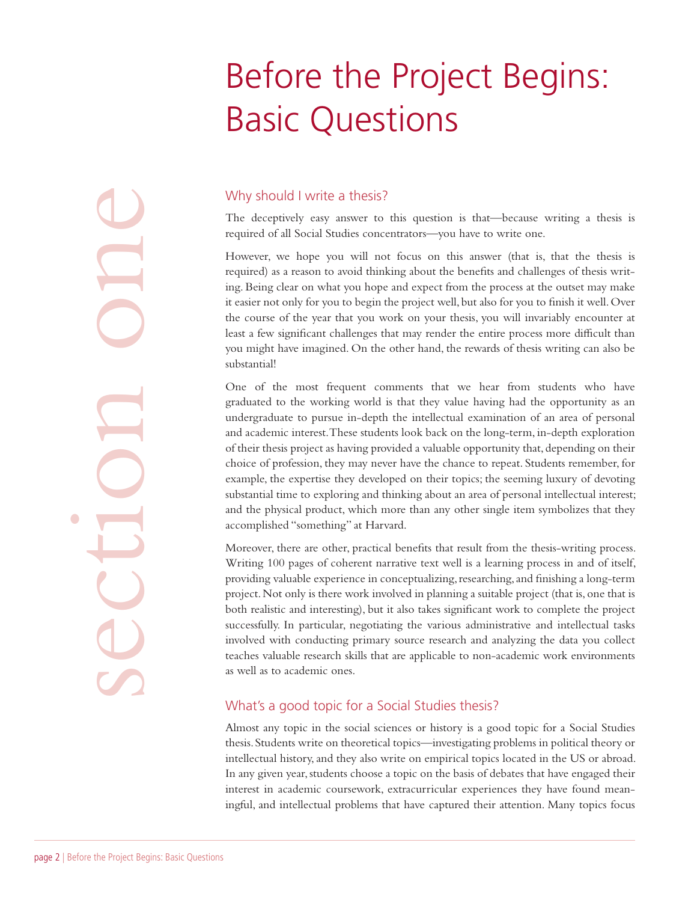# Before the Project Begins: Basic Questions

section one

## Why should I write a thesis?

The deceptively easy answer to this question is that—because writing a thesis is required of all Social Studies concentrators—you have to write one.

However, we hope you will not focus on this answer (that is, that the thesis is required) as a reason to avoid thinking about the benefits and challenges of thesis writing. Being clear on what you hope and expect from the process at the outset may make it easier not only for you to begin the project well, but also for you to finish it well. Over the course of the year that you work on your thesis, you will invariably encounter at least a few significant challenges that may render the entire process more difficult than you might have imagined. On the other hand, the rewards of thesis writing can also be substantial!

One of the most frequent comments that we hear from students who have graduated to the working world is that they value having had the opportunity as an undergraduate to pursue in-depth the intellectual examination of an area of personal and academic interest. These students look back on the long-term, in-depth exploration of their thesis project as having provided a valuable opportunity that, depending on their choice of profession, they may never have the chance to repeat. Students remember, for example, the expertise they developed on their topics; the seeming luxury of devoting substantial time to exploring and thinking about an area of personal intellectual interest; and the physical product, which more than any other single item symbolizes that they accomplished "something" at Harvard.

Moreover, there are other, practical benefits that result from the thesis-writing process. Writing 100 pages of coherent narrative text well is a learning process in and of itself, providing valuable experience in conceptualizing, researching, and finishing a long-term project. Not only is there work involved in planning a suitable project (that is, one that is both realistic and interesting), but it also takes significant work to complete the project successfully. In particular, negotiating the various administrative and intellectual tasks involved with conducting primary source research and analyzing the data you collect teaches valuable research skills that are applicable to non-academic work environments as well as to academic ones.

## What's a good topic for a Social Studies thesis?

Almost any topic in the social sciences or history is a good topic for a Social Studies thesis. Students write on theoretical topics—investigating problems in political theory or intellectual history, and they also write on empirical topics located in the US or abroad. In any given year, students choose a topic on the basis of debates that have engaged their interest in academic coursework, extracurricular experiences they have found meaningful, and intellectual problems that have captured their attention. Many topics focus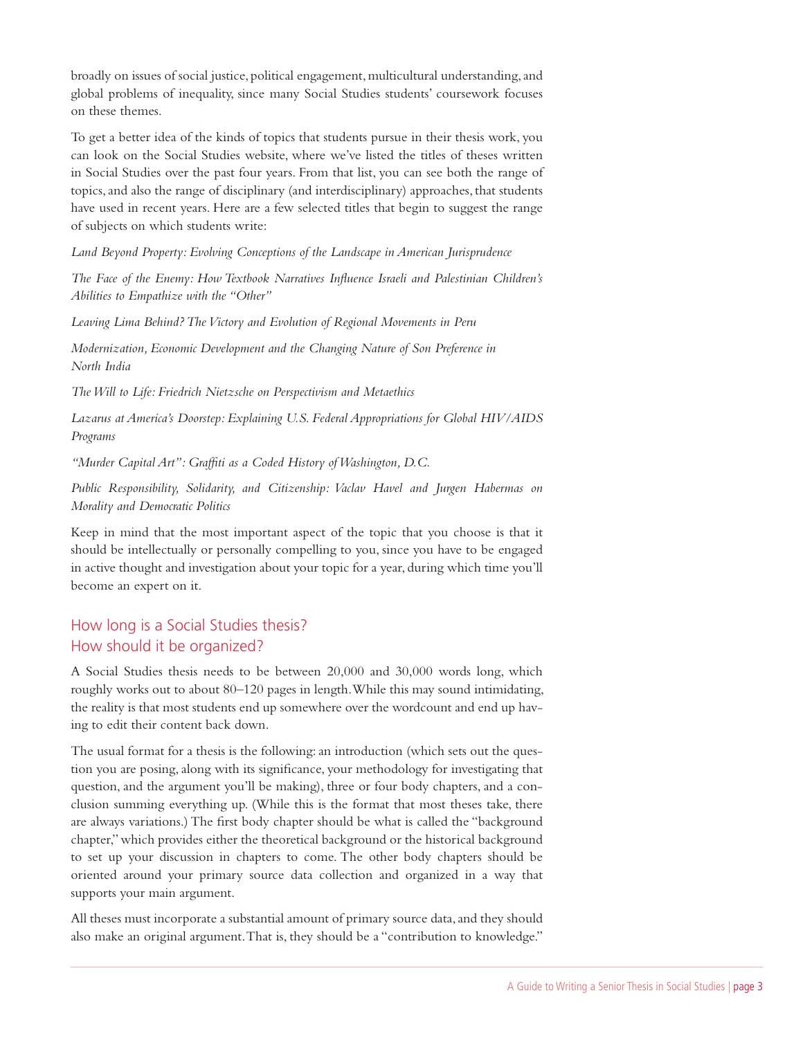broadly on issues of social justice, political engagement, multicultural understanding, and global problems of inequality, since many Social Studies students' coursework focuses on these themes.

To get a better idea of the kinds of topics that students pursue in their thesis work, you can look on the Social Studies website, where we've listed the titles of theses written in Social Studies over the past four years. From that list, you can see both the range of topics, and also the range of disciplinary (and interdisciplinary) approaches, that students have used in recent years. Here are a few selected titles that begin to suggest the range of subjects on which students write:

*Land Beyond Property: Evolving Conceptions of the Landscape in American Jurisprudence*

*The Face of the Enemy: How Textbook Narratives Influence Israeli and Palestinian Children's Abilities to Empathize with the "Other"*

*Leaving Lima Behind? The Victory and Evolution of Regional Movements in Peru*

*Modernization, Economic Development and the Changing Nature of Son Preference in North India*

*The Will to Life: Friedrich Nietzsche on Perspectivism and Metaethics*

*Lazarus at America's Doorstep: Explaining U.S. Federal Appropriations for Global HIV/AIDS Programs*

*"Murder Capital Art": Graffiti as a Coded History of Washington, D.C.*

*Public Responsibility, Solidarity, and Citizenship: Vaclav Havel and Jurgen Habermas on Morality and Democratic Politics*

Keep in mind that the most important aspect of the topic that you choose is that it should be intellectually or personally compelling to you, since you have to be engaged in active thought and investigation about your topic for a year, during which time you'll become an expert on it.

## How long is a Social Studies thesis? How should it be organized?

A Social Studies thesis needs to be between 20,000 and 30,000 words long, which roughly works out to about 80–120 pages in length. While this may sound intimidating, the reality is that most students end up somewhere over the wordcount and end up having to edit their content back down.

The usual format for a thesis is the following: an introduction (which sets out the question you are posing, along with its significance, your methodology for investigating that question, and the argument you'll be making), three or four body chapters, and a conclusion summing everything up. (While this is the format that most theses take, there are always variations.) The first body chapter should be what is called the "background chapter," which provides either the theoretical background or the historical background to set up your discussion in chapters to come. The other body chapters should be oriented around your primary source data collection and organized in a way that supports your main argument.

All theses must incorporate a substantial amount of primary source data, and they should also make an original argument. That is, they should be a "contribution to knowledge."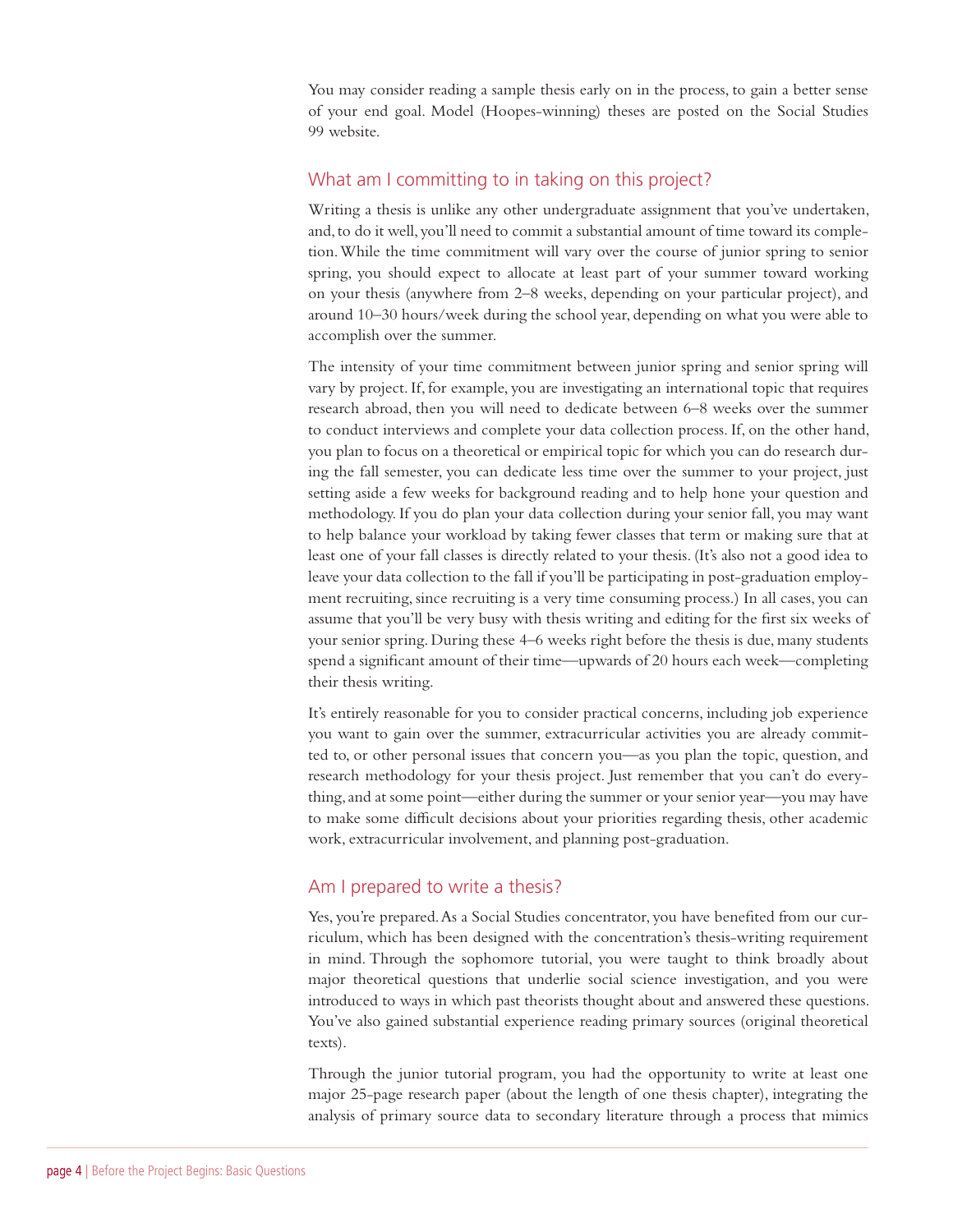You may consider reading a sample thesis early on in the process, to gain a better sense of your end goal. Model (Hoopes-winning) theses are posted on the Social Studies 99 website.

## What am I committing to in taking on this project?

Writing a thesis is unlike any other undergraduate assignment that you've undertaken, and, to do it well, you'll need to commit a substantial amount of time toward its completion. While the time commitment will vary over the course of junior spring to senior spring, you should expect to allocate at least part of your summer toward working on your thesis (anywhere from 2–8 weeks, depending on your particular project), and around 10–30 hours/week during the school year, depending on what you were able to accomplish over the summer.

The intensity of your time commitment between junior spring and senior spring will vary by project. If, for example, you are investigating an international topic that requires research abroad, then you will need to dedicate between 6–8 weeks over the summer to conduct interviews and complete your data collection process. If, on the other hand, you plan to focus on a theoretical or empirical topic for which you can do research during the fall semester, you can dedicate less time over the summer to your project, just setting aside a few weeks for background reading and to help hone your question and methodology. If you do plan your data collection during your senior fall, you may want to help balance your workload by taking fewer classes that term or making sure that at least one of your fall classes is directly related to your thesis. (It's also not a good idea to leave your data collection to the fall if you'll be participating in post-graduation employment recruiting, since recruiting is a very time consuming process.) In all cases, you can assume that you'll be very busy with thesis writing and editing for the first six weeks of your senior spring. During these 4–6 weeks right before the thesis is due, many students spend a significant amount of their time—upwards of 20 hours each week—completing their thesis writing.

It's entirely reasonable for you to consider practical concerns, including job experience you want to gain over the summer, extracurricular activities you are already committed to, or other personal issues that concern you—as you plan the topic, question, and research methodology for your thesis project. Just remember that you can't do everything, and at some point—either during the summer or your senior year—you may have to make some difficult decisions about your priorities regarding thesis, other academic work, extracurricular involvement, and planning post-graduation.

## Am I prepared to write a thesis?

Yes, you're prepared. As a Social Studies concentrator, you have benefited from our curriculum, which has been designed with the concentration's thesis-writing requirement in mind. Through the sophomore tutorial, you were taught to think broadly about major theoretical questions that underlie social science investigation, and you were introduced to ways in which past theorists thought about and answered these questions. You've also gained substantial experience reading primary sources (original theoretical texts).

Through the junior tutorial program, you had the opportunity to write at least one major 25-page research paper (about the length of one thesis chapter), integrating the analysis of primary source data to secondary literature through a process that mimics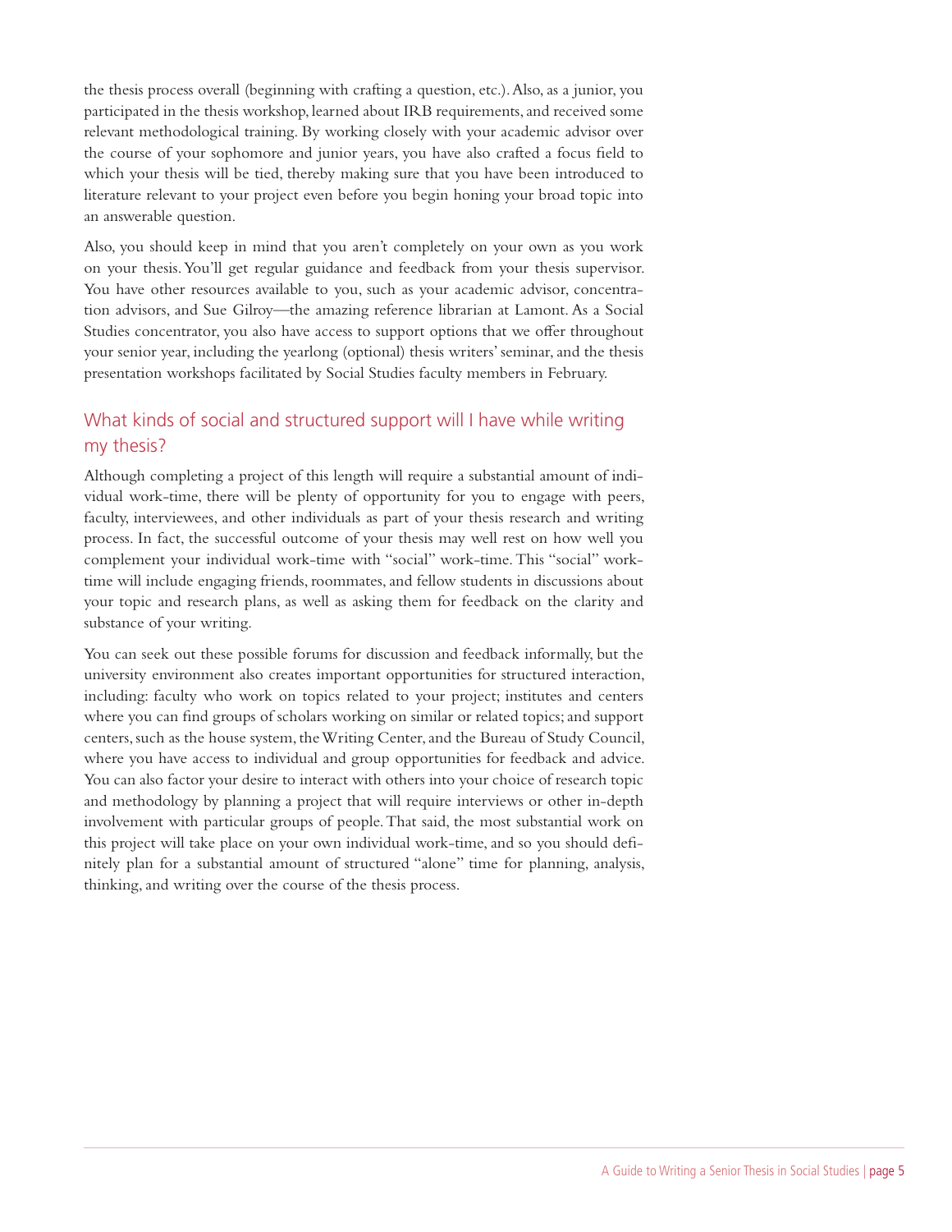the thesis process overall (beginning with crafting a question, etc.). Also, as a junior, you participated in the thesis workshop, learned about IRB requirements, and received some relevant methodological training. By working closely with your academic advisor over the course of your sophomore and junior years, you have also crafted a focus field to which your thesis will be tied, thereby making sure that you have been introduced to literature relevant to your project even before you begin honing your broad topic into an answerable question.

Also, you should keep in mind that you aren't completely on your own as you work on your thesis. You'll get regular guidance and feedback from your thesis supervisor. You have other resources available to you, such as your academic advisor, concentration advisors, and Sue Gilroy—the amazing reference librarian at Lamont. As a Social Studies concentrator, you also have access to support options that we offer throughout your senior year, including the yearlong (optional) thesis writers' seminar, and the thesis presentation workshops facilitated by Social Studies faculty members in February.

## What kinds of social and structured support will I have while writing my thesis?

Although completing a project of this length will require a substantial amount of individual work-time, there will be plenty of opportunity for you to engage with peers, faculty, interviewees, and other individuals as part of your thesis research and writing process. In fact, the successful outcome of your thesis may well rest on how well you complement your individual work-time with "social" work-time. This "social" work-time will include engaging friends, roommates, and fellow students in discussions about your topic and research plans, as well as asking them for feedback on the clarity and substance of your writing.

You can seek out these possible forums for discussion and feedback informally, but the university environment also creates important opportunities for structured interaction, including: faculty who work on topics related to your project; institutes and centers where you can find groups of scholars working on similar or related topics; and support centers, such as the house system, the Writing Center, and the Bureau of Study Council, where you have access to individual and group opportunities for feedback and advice. You can also factor your desire to interact with others into your choice of research topic and methodology by planning a project that will require interviews or other in-depth involvement with particular groups of people. That said, the most substantial work on this project will take place on your own individual work-time, and so you should definitely plan for a substantial amount of structured "alone" time for planning, analysis, thinking, and writing over the course of the thesis process.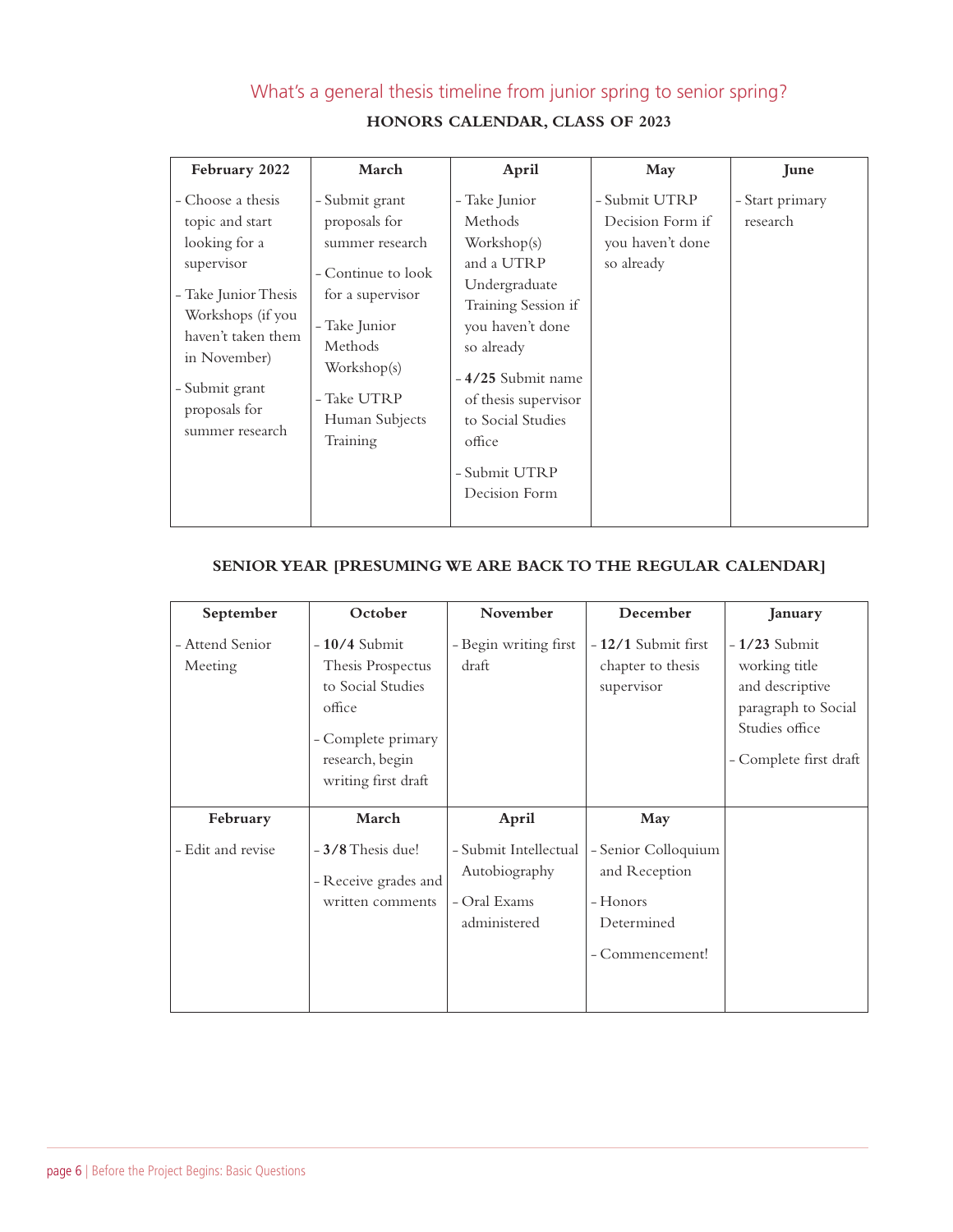## What's a general thesis timeline from junior spring to senior spring?

**HONORS CALENDAR, CLASS OF 2023**

| February 2022 | March | April | May | June |
|---|---|---|---|---|
| - Choose a thesis topic and start looking for a supervisor<br>- Take Junior Thesis Workshops (if you haven't taken them in November)<br>- Submit grant proposals for summer research | - Submit grant proposals for summer research<br>- Continue to look for a supervisor<br>- Take Junior Methods Workshop(s)<br>- Take UTRP Human Subjects Training | - Take Junior Methods Workshop(s) and a UTRP Undergraduate Training Session if you haven't done so already<br>- **4/25** Submit name of thesis supervisor to Social Studies office<br>- Submit UTRP Decision Form | - Submit UTRP Decision Form if you haven't done so already | - Start primary research |

**SENIOR YEAR [PRESUMING WE ARE BACK TO THE REGULAR CALENDAR]**

| September | October | November | December | January |
|---|---|---|---|---|
| - Attend Senior Meeting | - **10/4** Submit Thesis Prospectus to Social Studies office<br>- Complete primary research, begin writing first draft | - Begin writing first draft | - **12/1** Submit first chapter to thesis supervisor | - **1/23** Submit working title and descriptive paragraph to Social Studies office<br>- Complete first draft |
| **February** | **March** | **April** | **May** | |
| - Edit and revise | - **3/8** Thesis due!<br>- Receive grades and written comments | - Submit Intellectual Autobiography<br>- Oral Exams administered | - Senior Colloquium and Reception<br>- Honors Determined<br>- Commencement! | |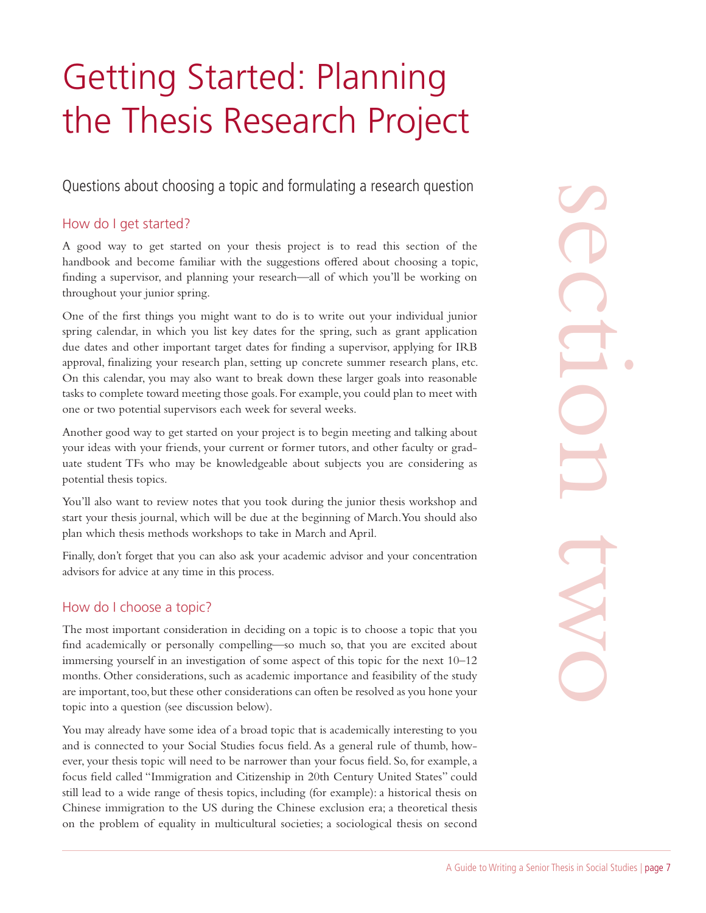# Getting Started: Planning the Thesis Research Project

## Questions about choosing a topic and formulating a research question

### How do I get started?

A good way to get started on your thesis project is to read this section of the handbook and become familiar with the suggestions offered about choosing a topic, finding a supervisor, and planning your research—all of which you'll be working on throughout your junior spring.

One of the first things you might want to do is to write out your individual junior spring calendar, in which you list key dates for the spring, such as grant application due dates and other important target dates for finding a supervisor, applying for IRB approval, finalizing your research plan, setting up concrete summer research plans, etc. On this calendar, you may also want to break down these larger goals into reasonable tasks to complete toward meeting those goals. For example, you could plan to meet with one or two potential supervisors each week for several weeks.

Another good way to get started on your project is to begin meeting and talking about your ideas with your friends, your current or former tutors, and other faculty or graduate student TFs who may be knowledgeable about subjects you are considering as potential thesis topics.

You'll also want to review notes that you took during the junior thesis workshop and start your thesis journal, which will be due at the beginning of March. You should also plan which thesis methods workshops to take in March and April.

Finally, don't forget that you can also ask your academic advisor and your concentration advisors for advice at any time in this process.

### How do I choose a topic?

The most important consideration in deciding on a topic is to choose a topic that you find academically or personally compelling—so much so, that you are excited about immersing yourself in an investigation of some aspect of this topic for the next 10–12 months. Other considerations, such as academic importance and feasibility of the study are important, too, but these other considerations can often be resolved as you hone your topic into a question (see discussion below).

You may already have some idea of a broad topic that is academically interesting to you and is connected to your Social Studies focus field. As a general rule of thumb, however, your thesis topic will need to be narrower than your focus field. So, for example, a focus field called "Immigration and Citizenship in 20th Century United States" could still lead to a wide range of thesis topics, including (for example): a historical thesis on Chinese immigration to the US during the Chinese exclusion era; a theoretical thesis on the problem of equality in multicultural societies; a sociological thesis on second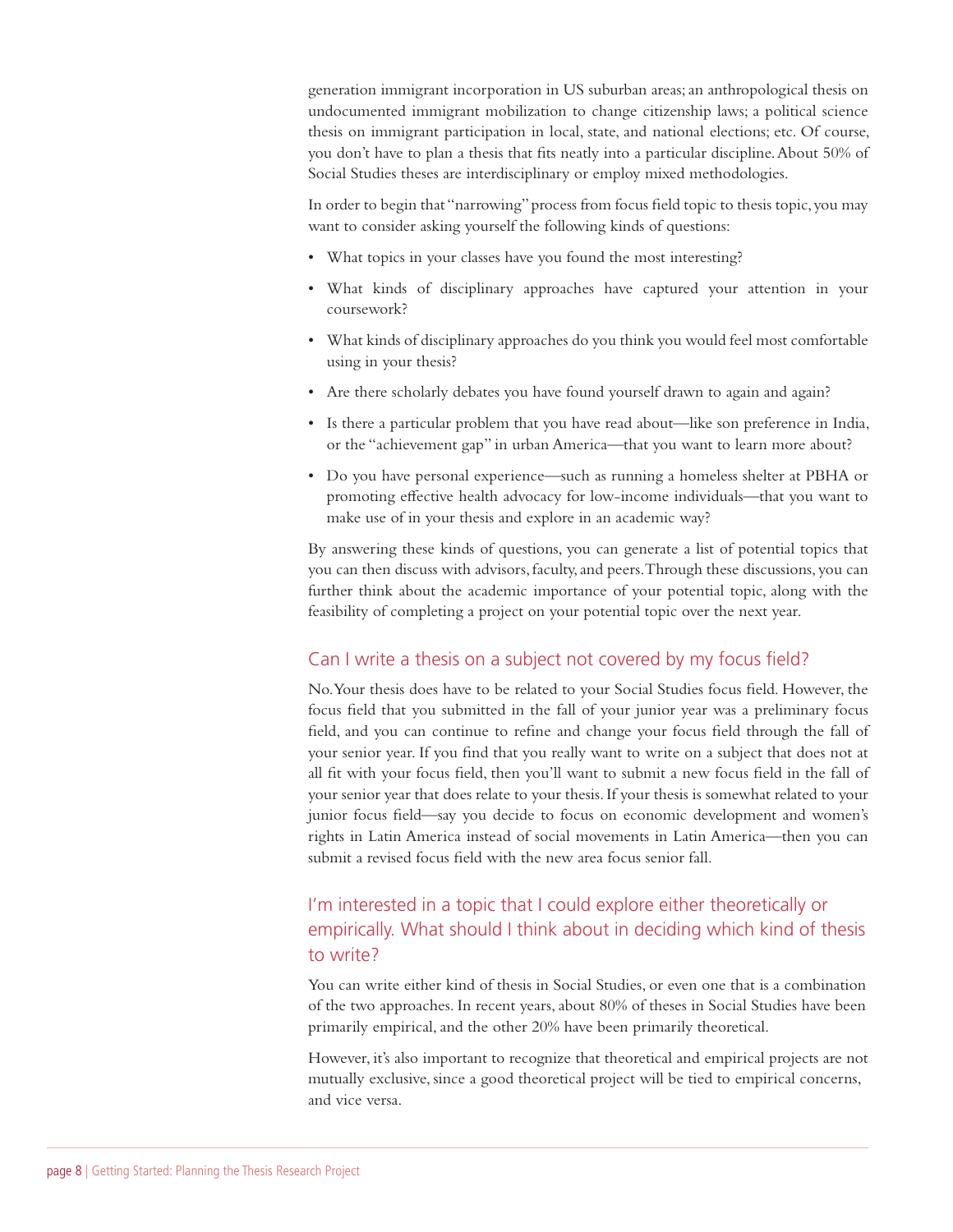generation immigrant incorporation in US suburban areas; an anthropological thesis on undocumented immigrant mobilization to change citizenship laws; a political science thesis on immigrant participation in local, state, and national elections; etc. Of course, you don't have to plan a thesis that fits neatly into a particular discipline. About 50% of Social Studies theses are interdisciplinary or employ mixed methodologies.

In order to begin that "narrowing" process from focus field topic to thesis topic, you may want to consider asking yourself the following kinds of questions:

- What topics in your classes have you found the most interesting?
- What kinds of disciplinary approaches have captured your attention in your coursework?
- What kinds of disciplinary approaches do you think you would feel most comfortable using in your thesis?
- Are there scholarly debates you have found yourself drawn to again and again?
- Is there a particular problem that you have read about—like son preference in India, or the "achievement gap" in urban America—that you want to learn more about?
- Do you have personal experience—such as running a homeless shelter at PBHA or promoting effective health advocacy for low-income individuals—that you want to make use of in your thesis and explore in an academic way?

By answering these kinds of questions, you can generate a list of potential topics that you can then discuss with advisors, faculty, and peers. Through these discussions, you can further think about the academic importance of your potential topic, along with the feasibility of completing a project on your potential topic over the next year.

## Can I write a thesis on a subject not covered by my focus field?

No. Your thesis does have to be related to your Social Studies focus field. However, the focus field that you submitted in the fall of your junior year was a preliminary focus field, and you can continue to refine and change your focus field through the fall of your senior year. If you find that you really want to write on a subject that does not at all fit with your focus field, then you'll want to submit a new focus field in the fall of your senior year that does relate to your thesis. If your thesis is somewhat related to your junior focus field—say you decide to focus on economic development and women's rights in Latin America instead of social movements in Latin America—then you can submit a revised focus field with the new area focus senior fall.

## I'm interested in a topic that I could explore either theoretically or empirically. What should I think about in deciding which kind of thesis to write?

You can write either kind of thesis in Social Studies, or even one that is a combination of the two approaches. In recent years, about 80% of theses in Social Studies have been primarily empirical, and the other 20% have been primarily theoretical.

However, it's also important to recognize that theoretical and empirical projects are not mutually exclusive, since a good theoretical project will be tied to empirical concerns, and vice versa.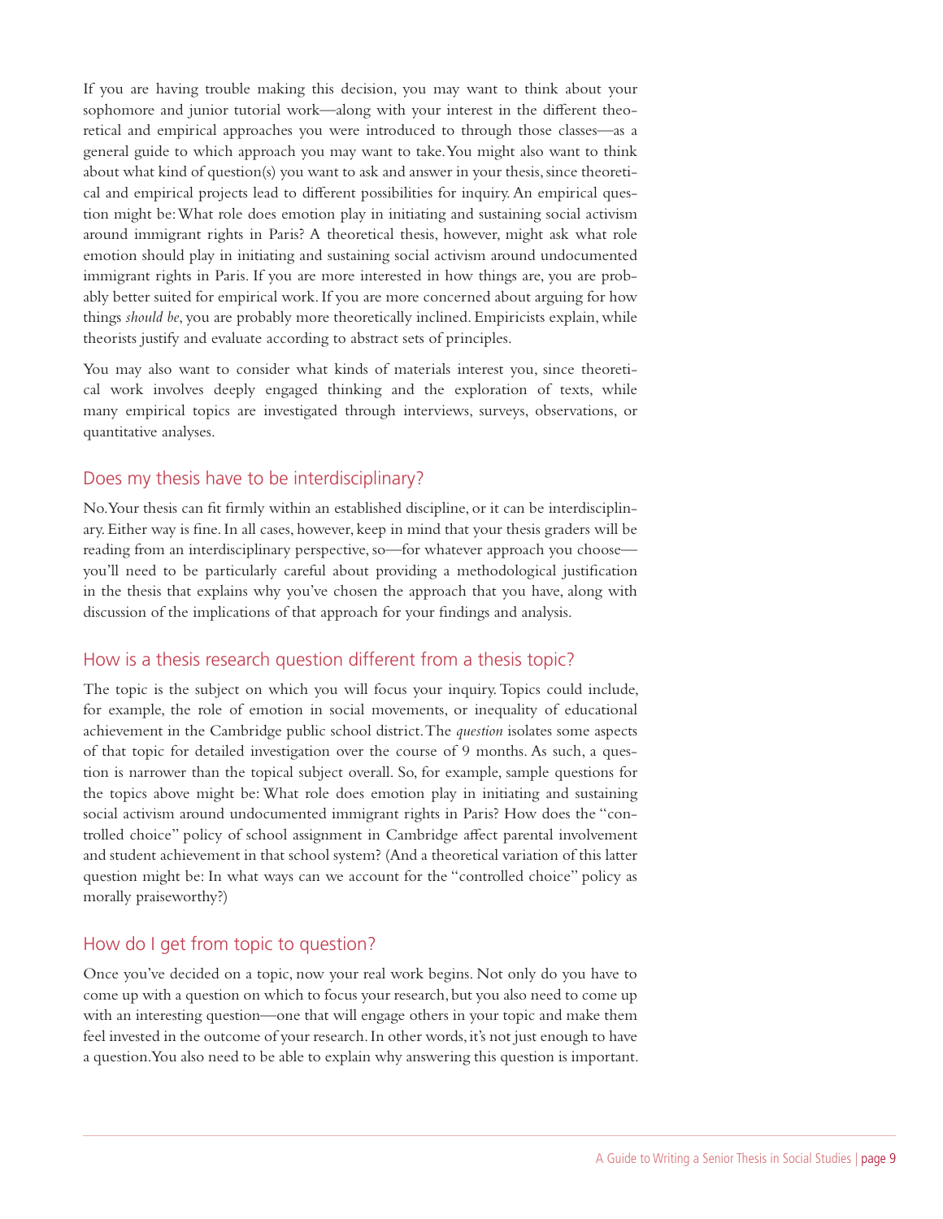If you are having trouble making this decision, you may want to think about your sophomore and junior tutorial work—along with your interest in the different theoretical and empirical approaches you were introduced to through those classes—as a general guide to which approach you may want to take. You might also want to think about what kind of question(s) you want to ask and answer in your thesis, since theoretical and empirical projects lead to different possibilities for inquiry. An empirical question might be: What role does emotion play in initiating and sustaining social activism around immigrant rights in Paris? A theoretical thesis, however, might ask what role emotion should play in initiating and sustaining social activism around undocumented immigrant rights in Paris. If you are more interested in how things are, you are probably better suited for empirical work. If you are more concerned about arguing for how things *should be*, you are probably more theoretically inclined. Empiricists explain, while theorists justify and evaluate according to abstract sets of principles.

You may also want to consider what kinds of materials interest you, since theoretical work involves deeply engaged thinking and the exploration of texts, while many empirical topics are investigated through interviews, surveys, observations, or quantitative analyses.

## Does my thesis have to be interdisciplinary?

No. Your thesis can fit firmly within an established discipline, or it can be interdisciplinary. Either way is fine. In all cases, however, keep in mind that your thesis graders will be reading from an interdisciplinary perspective, so—for whatever approach you choose—you'll need to be particularly careful about providing a methodological justification in the thesis that explains why you've chosen the approach that you have, along with discussion of the implications of that approach for your findings and analysis.

## How is a thesis research question different from a thesis topic?

The topic is the subject on which you will focus your inquiry. Topics could include, for example, the role of emotion in social movements, or inequality of educational achievement in the Cambridge public school district. The *question* isolates some aspects of that topic for detailed investigation over the course of 9 months. As such, a question is narrower than the topical subject overall. So, for example, sample questions for the topics above might be: What role does emotion play in initiating and sustaining social activism around undocumented immigrant rights in Paris? How does the "controlled choice" policy of school assignment in Cambridge affect parental involvement and student achievement in that school system? (And a theoretical variation of this latter question might be: In what ways can we account for the "controlled choice" policy as morally praiseworthy?)

## How do I get from topic to question?

Once you've decided on a topic, now your real work begins. Not only do you have to come up with a question on which to focus your research, but you also need to come up with an interesting question—one that will engage others in your topic and make them feel invested in the outcome of your research. In other words, it's not just enough to have a question. You also need to be able to explain why answering this question is important.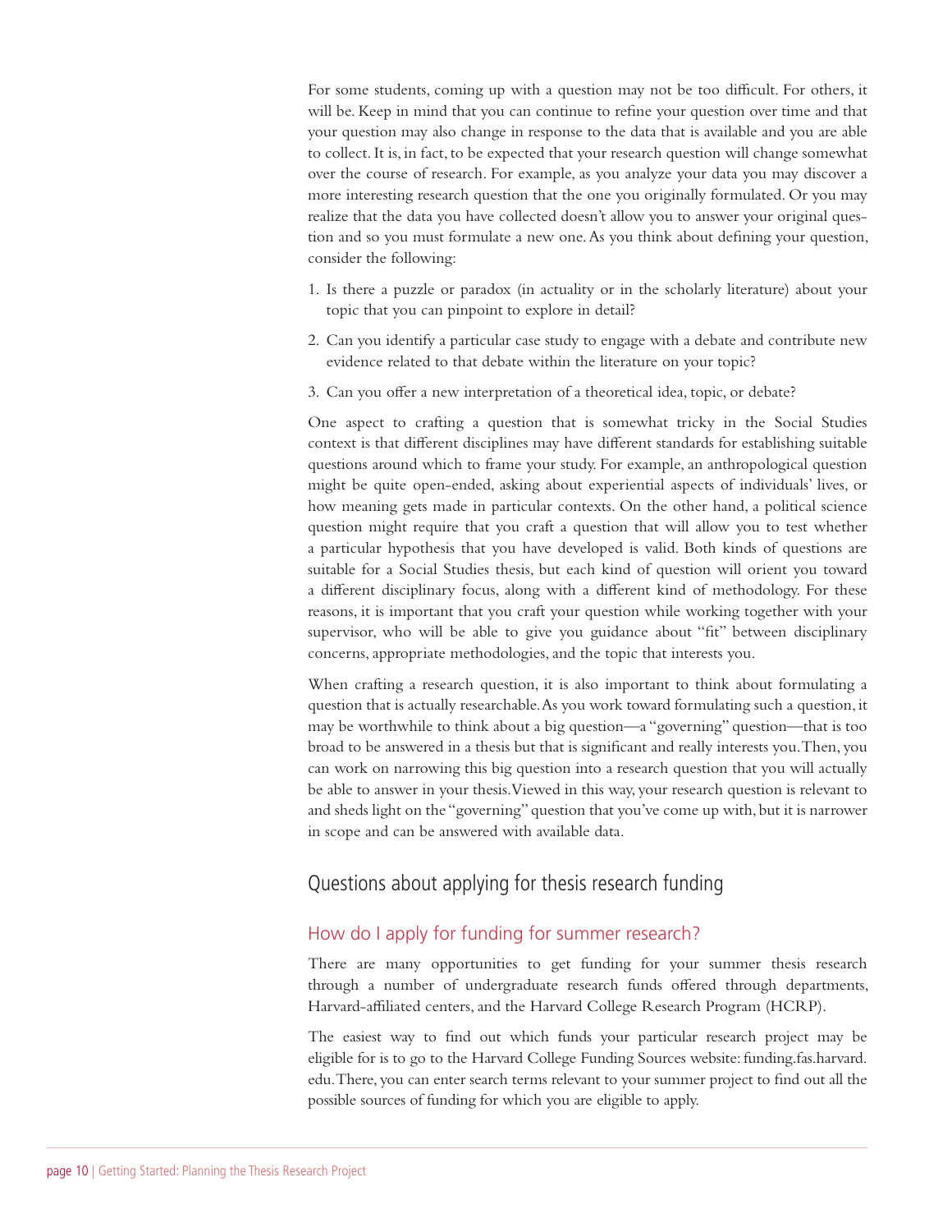For some students, coming up with a question may not be too difficult. For others, it will be. Keep in mind that you can continue to refine your question over time and that your question may also change in response to the data that is available and you are able to collect. It is, in fact, to be expected that your research question will change somewhat over the course of research. For example, as you analyze your data you may discover a more interesting research question that the one you originally formulated. Or you may realize that the data you have collected doesn't allow you to answer your original question and so you must formulate a new one. As you think about defining your question, consider the following:

1. Is there a puzzle or paradox (in actuality or in the scholarly literature) about your topic that you can pinpoint to explore in detail?
2. Can you identify a particular case study to engage with a debate and contribute new evidence related to that debate within the literature on your topic?
3. Can you offer a new interpretation of a theoretical idea, topic, or debate?

One aspect to crafting a question that is somewhat tricky in the Social Studies context is that different disciplines may have different standards for establishing suitable questions around which to frame your study. For example, an anthropological question might be quite open-ended, asking about experiential aspects of individuals' lives, or how meaning gets made in particular contexts. On the other hand, a political science question might require that you craft a question that will allow you to test whether a particular hypothesis that you have developed is valid. Both kinds of questions are suitable for a Social Studies thesis, but each kind of question will orient you toward a different disciplinary focus, along with a different kind of methodology. For these reasons, it is important that you craft your question while working together with your supervisor, who will be able to give you guidance about "fit" between disciplinary concerns, appropriate methodologies, and the topic that interests you.

When crafting a research question, it is also important to think about formulating a question that is actually researchable. As you work toward formulating such a question, it may be worthwhile to think about a big question—a "governing" question—that is too broad to be answered in a thesis but that is significant and really interests you. Then, you can work on narrowing this big question into a research question that you will actually be able to answer in your thesis. Viewed in this way, your research question is relevant to and sheds light on the "governing" question that you've come up with, but it is narrower in scope and can be answered with available data.

## Questions about applying for thesis research funding

### How do I apply for funding for summer research?

There are many opportunities to get funding for your summer thesis research through a number of undergraduate research funds offered through departments, Harvard-affiliated centers, and the Harvard College Research Program (HCRP).

The easiest way to find out which funds your particular research project may be eligible for is to go to the Harvard College Funding Sources website: funding.fas.harvard.edu. There, you can enter search terms relevant to your summer project to find out all the possible sources of funding for which you are eligible to apply.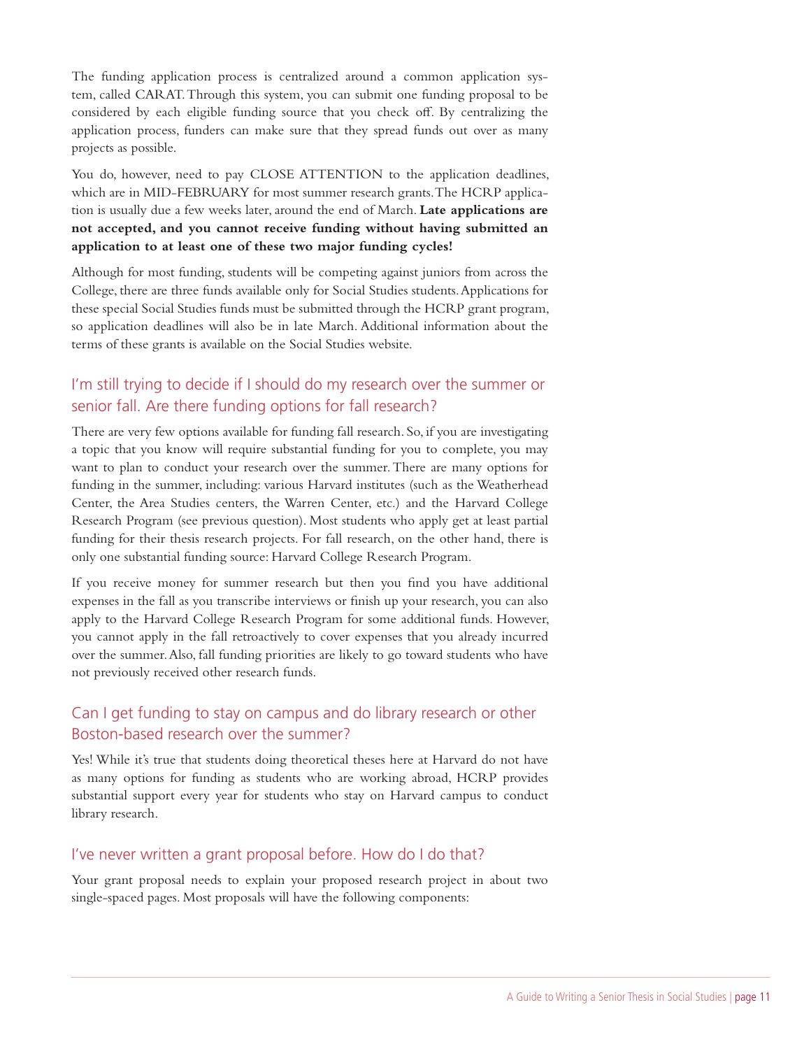The funding application process is centralized around a common application system, called CARAT. Through this system, you can submit one funding proposal to be considered by each eligible funding source that you check off. By centralizing the application process, funders can make sure that they spread funds out over as many projects as possible.

You do, however, need to pay CLOSE ATTENTION to the application deadlines, which are in MID-FEBRUARY for most summer research grants. The HCRP application is usually due a few weeks later, around the end of March. **Late applications are not accepted, and you cannot receive funding without having submitted an application to at least one of these two major funding cycles!**

Although for most funding, students will be competing against juniors from across the College, there are three funds available only for Social Studies students. Applications for these special Social Studies funds must be submitted through the HCRP grant program, so application deadlines will also be in late March. Additional information about the terms of these grants is available on the Social Studies website.

## I'm still trying to decide if I should do my research over the summer or senior fall. Are there funding options for fall research?

There are very few options available for funding fall research. So, if you are investigating a topic that you know will require substantial funding for you to complete, you may want to plan to conduct your research over the summer. There are many options for funding in the summer, including: various Harvard institutes (such as the Weatherhead Center, the Area Studies centers, the Warren Center, etc.) and the Harvard College Research Program (see previous question). Most students who apply get at least partial funding for their thesis research projects. For fall research, on the other hand, there is only one substantial funding source: Harvard College Research Program.

If you receive money for summer research but then you find you have additional expenses in the fall as you transcribe interviews or finish up your research, you can also apply to the Harvard College Research Program for some additional funds. However, you cannot apply in the fall retroactively to cover expenses that you already incurred over the summer. Also, fall funding priorities are likely to go toward students who have not previously received other research funds.

## Can I get funding to stay on campus and do library research or other Boston-based research over the summer?

Yes! While it's true that students doing theoretical theses here at Harvard do not have as many options for funding as students who are working abroad, HCRP provides substantial support every year for students who stay on Harvard campus to conduct library research.

## I've never written a grant proposal before. How do I do that?

Your grant proposal needs to explain your proposed research project in about two single-spaced pages. Most proposals will have the following components: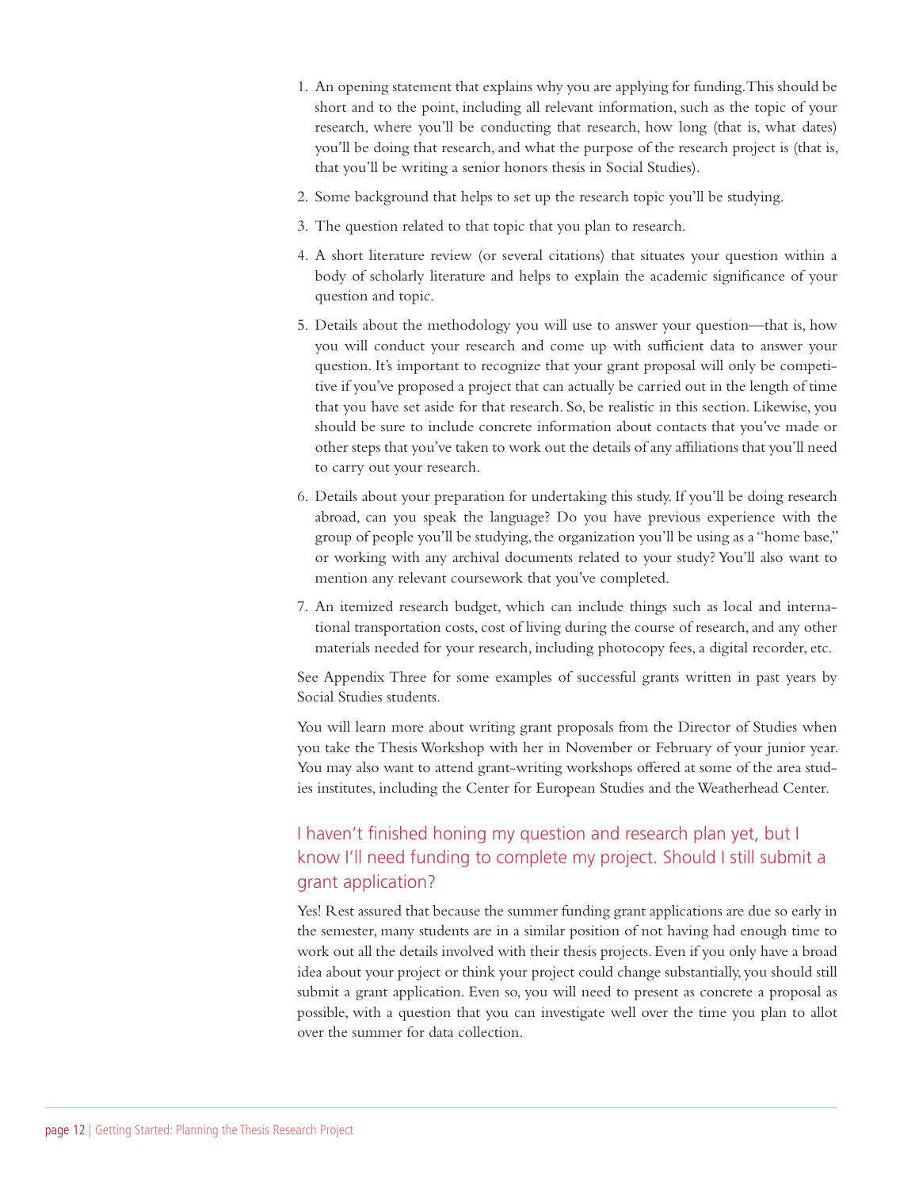1. An opening statement that explains why you are applying for funding. This should be short and to the point, including all relevant information, such as the topic of your research, where you'll be conducting that research, how long (that is, what dates) you'll be doing that research, and what the purpose of the research project is (that is, that you'll be writing a senior honors thesis in Social Studies).
2. Some background that helps to set up the research topic you'll be studying.
3. The question related to that topic that you plan to research.
4. A short literature review (or several citations) that situates your question within a body of scholarly literature and helps to explain the academic significance of your question and topic.
5. Details about the methodology you will use to answer your question—that is, how you will conduct your research and come up with sufficient data to answer your question. It's important to recognize that your grant proposal will only be competitive if you've proposed a project that can actually be carried out in the length of time that you have set aside for that research. So, be realistic in this section. Likewise, you should be sure to include concrete information about contacts that you've made or other steps that you've taken to work out the details of any affiliations that you'll need to carry out your research.
6. Details about your preparation for undertaking this study. If you'll be doing research abroad, can you speak the language? Do you have previous experience with the group of people you'll be studying, the organization you'll be using as a "home base," or working with any archival documents related to your study? You'll also want to mention any relevant coursework that you've completed.
7. An itemized research budget, which can include things such as local and international transportation costs, cost of living during the course of research, and any other materials needed for your research, including photocopy fees, a digital recorder, etc.

See Appendix Three for some examples of successful grants written in past years by Social Studies students.

You will learn more about writing grant proposals from the Director of Studies when you take the Thesis Workshop with her in November or February of your junior year. You may also want to attend grant-writing workshops offered at some of the area studies institutes, including the Center for European Studies and the Weatherhead Center.

## I haven't finished honing my question and research plan yet, but I know I'll need funding to complete my project. Should I still submit a grant application?

Yes! Rest assured that because the summer funding grant applications are due so early in the semester, many students are in a similar position of not having had enough time to work out all the details involved with their thesis projects. Even if you only have a broad idea about your project or think your project could change substantially, you should still submit a grant application. Even so, you will need to present as concrete a proposal as possible, with a question that you can investigate well over the time you plan to allot over the summer for data collection.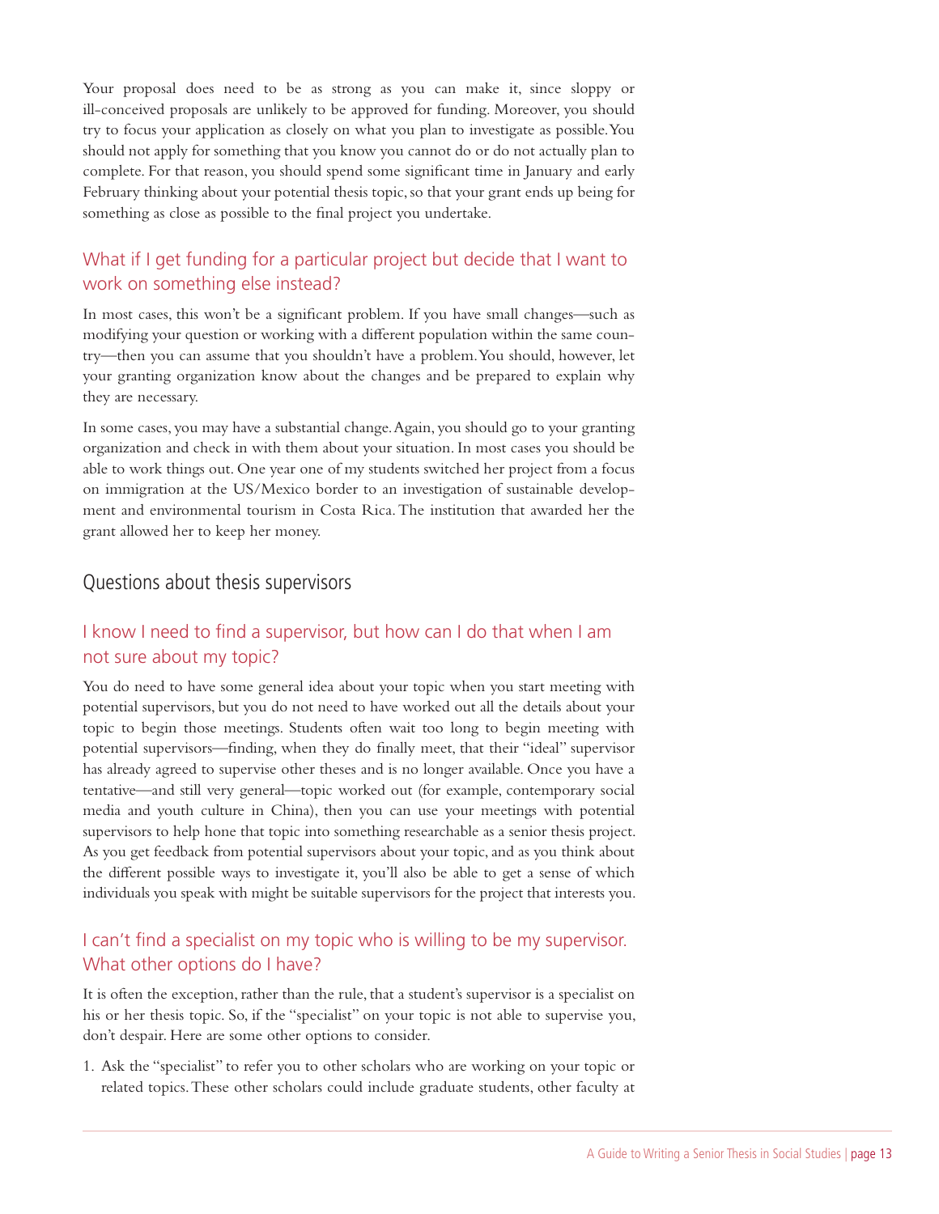Your proposal does need to be as strong as you can make it, since sloppy or ill-conceived proposals are unlikely to be approved for funding. Moreover, you should try to focus your application as closely on what you plan to investigate as possible. You should not apply for something that you know you cannot do or do not actually plan to complete. For that reason, you should spend some significant time in January and early February thinking about your potential thesis topic, so that your grant ends up being for something as close as possible to the final project you undertake.

### What if I get funding for a particular project but decide that I want to work on something else instead?

In most cases, this won't be a significant problem. If you have small changes—such as modifying your question or working with a different population within the same country—then you can assume that you shouldn't have a problem. You should, however, let your granting organization know about the changes and be prepared to explain why they are necessary.

In some cases, you may have a substantial change. Again, you should go to your granting organization and check in with them about your situation. In most cases you should be able to work things out. One year one of my students switched her project from a focus on immigration at the US/Mexico border to an investigation of sustainable development and environmental tourism in Costa Rica. The institution that awarded her the grant allowed her to keep her money.

## Questions about thesis supervisors

### I know I need to find a supervisor, but how can I do that when I am not sure about my topic?

You do need to have some general idea about your topic when you start meeting with potential supervisors, but you do not need to have worked out all the details about your topic to begin those meetings. Students often wait too long to begin meeting with potential supervisors—finding, when they do finally meet, that their "ideal" supervisor has already agreed to supervise other theses and is no longer available. Once you have a tentative—and still very general—topic worked out (for example, contemporary social media and youth culture in China), then you can use your meetings with potential supervisors to help hone that topic into something researchable as a senior thesis project. As you get feedback from potential supervisors about your topic, and as you think about the different possible ways to investigate it, you'll also be able to get a sense of which individuals you speak with might be suitable supervisors for the project that interests you.

### I can't find a specialist on my topic who is willing to be my supervisor. What other options do I have?

It is often the exception, rather than the rule, that a student's supervisor is a specialist on his or her thesis topic. So, if the "specialist" on your topic is not able to supervise you, don't despair. Here are some other options to consider.

1. Ask the "specialist" to refer you to other scholars who are working on your topic or related topics. These other scholars could include graduate students, other faculty at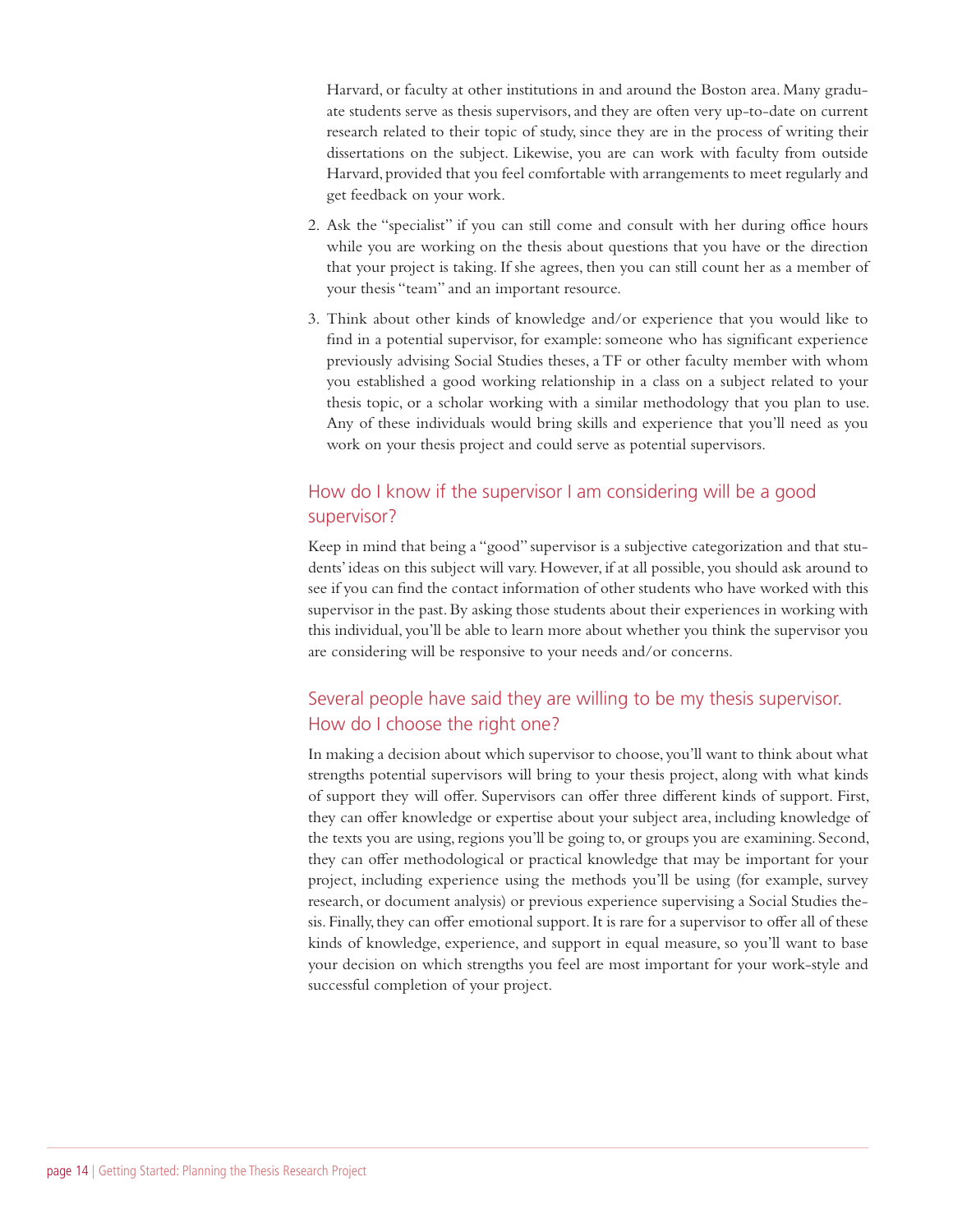Harvard, or faculty at other institutions in and around the Boston area. Many graduate students serve as thesis supervisors, and they are often very up-to-date on current research related to their topic of study, since they are in the process of writing their dissertations on the subject. Likewise, you are can work with faculty from outside Harvard, provided that you feel comfortable with arrangements to meet regularly and get feedback on your work.

2. Ask the "specialist" if you can still come and consult with her during office hours while you are working on the thesis about questions that you have or the direction that your project is taking. If she agrees, then you can still count her as a member of your thesis "team" and an important resource.
3. Think about other kinds of knowledge and/or experience that you would like to find in a potential supervisor, for example: someone who has significant experience previously advising Social Studies theses, a TF or other faculty member with whom you established a good working relationship in a class on a subject related to your thesis topic, or a scholar working with a similar methodology that you plan to use. Any of these individuals would bring skills and experience that you'll need as you work on your thesis project and could serve as potential supervisors.

## How do I know if the supervisor I am considering will be a good supervisor?

Keep in mind that being a "good" supervisor is a subjective categorization and that students' ideas on this subject will vary. However, if at all possible, you should ask around to see if you can find the contact information of other students who have worked with this supervisor in the past. By asking those students about their experiences in working with this individual, you'll be able to learn more about whether you think the supervisor you are considering will be responsive to your needs and/or concerns.

## Several people have said they are willing to be my thesis supervisor. How do I choose the right one?

In making a decision about which supervisor to choose, you'll want to think about what strengths potential supervisors will bring to your thesis project, along with what kinds of support they will offer. Supervisors can offer three different kinds of support. First, they can offer knowledge or expertise about your subject area, including knowledge of the texts you are using, regions you'll be going to, or groups you are examining. Second, they can offer methodological or practical knowledge that may be important for your project, including experience using the methods you'll be using (for example, survey research, or document analysis) or previous experience supervising a Social Studies thesis. Finally, they can offer emotional support. It is rare for a supervisor to offer all of these kinds of knowledge, experience, and support in equal measure, so you'll want to base your decision on which strengths you feel are most important for your work-style and successful completion of your project.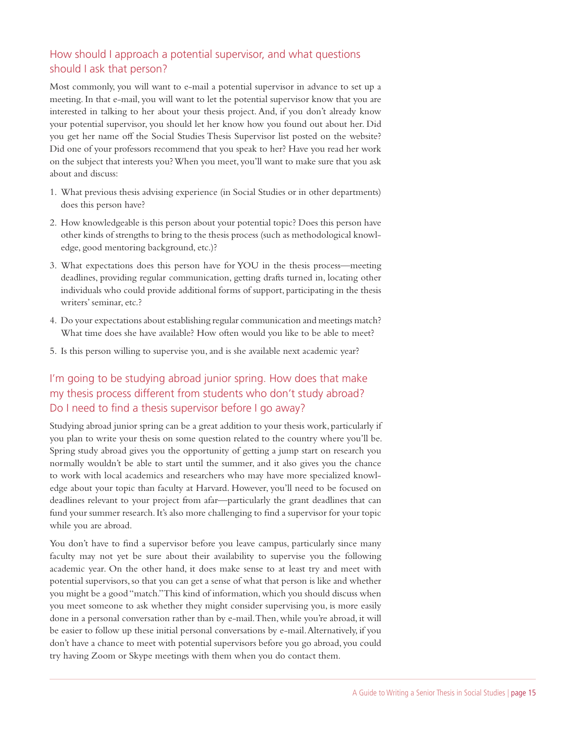## How should I approach a potential supervisor, and what questions should I ask that person?

Most commonly, you will want to e-mail a potential supervisor in advance to set up a meeting. In that e-mail, you will want to let the potential supervisor know that you are interested in talking to her about your thesis project. And, if you don't already know your potential supervisor, you should let her know how you found out about her. Did you get her name off the Social Studies Thesis Supervisor list posted on the website? Did one of your professors recommend that you speak to her? Have you read her work on the subject that interests you? When you meet, you'll want to make sure that you ask about and discuss:

1. What previous thesis advising experience (in Social Studies or in other departments) does this person have?
2. How knowledgeable is this person about your potential topic? Does this person have other kinds of strengths to bring to the thesis process (such as methodological knowledge, good mentoring background, etc.)?
3. What expectations does this person have for YOU in the thesis process—meeting deadlines, providing regular communication, getting drafts turned in, locating other individuals who could provide additional forms of support, participating in the thesis writers' seminar, etc.?
4. Do your expectations about establishing regular communication and meetings match? What time does she have available? How often would you like to be able to meet?
5. Is this person willing to supervise you, and is she available next academic year?

## I'm going to be studying abroad junior spring. How does that make my thesis process different from students who don't study abroad? Do I need to find a thesis supervisor before I go away?

Studying abroad junior spring can be a great addition to your thesis work, particularly if you plan to write your thesis on some question related to the country where you'll be. Spring study abroad gives you the opportunity of getting a jump start on research you normally wouldn't be able to start until the summer, and it also gives you the chance to work with local academics and researchers who may have more specialized knowledge about your topic than faculty at Harvard. However, you'll need to be focused on deadlines relevant to your project from afar—particularly the grant deadlines that can fund your summer research. It's also more challenging to find a supervisor for your topic while you are abroad.

You don't have to find a supervisor before you leave campus, particularly since many faculty may not yet be sure about their availability to supervise you the following academic year. On the other hand, it does make sense to at least try and meet with potential supervisors, so that you can get a sense of what that person is like and whether you might be a good "match." This kind of information, which you should discuss when you meet someone to ask whether they might consider supervising you, is more easily done in a personal conversation rather than by e-mail. Then, while you're abroad, it will be easier to follow up these initial personal conversations by e-mail. Alternatively, if you don't have a chance to meet with potential supervisors before you go abroad, you could try having Zoom or Skype meetings with them when you do contact them.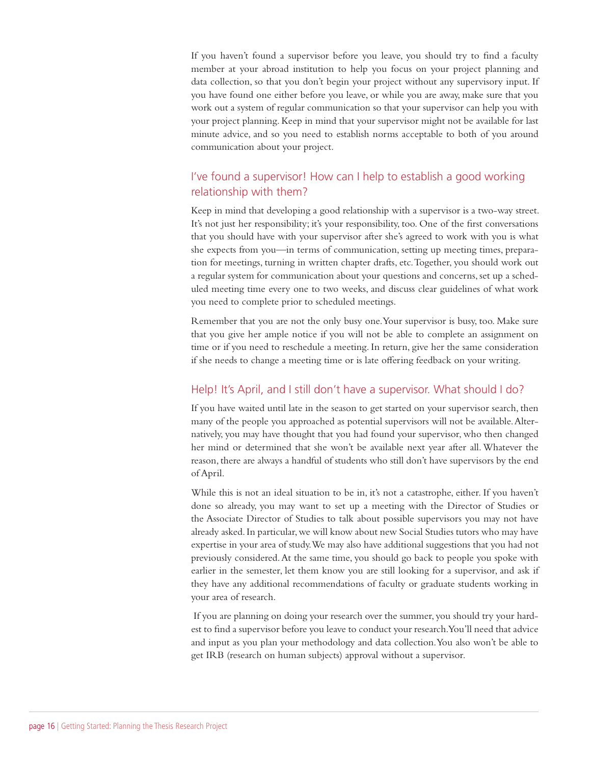If you haven't found a supervisor before you leave, you should try to find a faculty member at your abroad institution to help you focus on your project planning and data collection, so that you don't begin your project without any supervisory input. If you have found one either before you leave, or while you are away, make sure that you work out a system of regular communication so that your supervisor can help you with your project planning. Keep in mind that your supervisor might not be available for last minute advice, and so you need to establish norms acceptable to both of you around communication about your project.

## I've found a supervisor! How can I help to establish a good working relationship with them?

Keep in mind that developing a good relationship with a supervisor is a two-way street. It's not just her responsibility; it's your responsibility, too. One of the first conversations that you should have with your supervisor after she's agreed to work with you is what she expects from you—in terms of communication, setting up meeting times, preparation for meetings, turning in written chapter drafts, etc. Together, you should work out a regular system for communication about your questions and concerns, set up a scheduled meeting time every one to two weeks, and discuss clear guidelines of what work you need to complete prior to scheduled meetings.

Remember that you are not the only busy one. Your supervisor is busy, too. Make sure that you give her ample notice if you will not be able to complete an assignment on time or if you need to reschedule a meeting. In return, give her the same consideration if she needs to change a meeting time or is late offering feedback on your writing.

## Help! It's April, and I still don't have a supervisor. What should I do?

If you have waited until late in the season to get started on your supervisor search, then many of the people you approached as potential supervisors will not be available. Alternatively, you may have thought that you had found your supervisor, who then changed her mind or determined that she won't be available next year after all. Whatever the reason, there are always a handful of students who still don't have supervisors by the end of April.

While this is not an ideal situation to be in, it's not a catastrophe, either. If you haven't done so already, you may want to set up a meeting with the Director of Studies or the Associate Director of Studies to talk about possible supervisors you may not have already asked. In particular, we will know about new Social Studies tutors who may have expertise in your area of study. We may also have additional suggestions that you had not previously considered. At the same time, you should go back to people you spoke with earlier in the semester, let them know you are still looking for a supervisor, and ask if they have any additional recommendations of faculty or graduate students working in your area of research.

If you are planning on doing your research over the summer, you should try your hardest to find a supervisor before you leave to conduct your research. You'll need that advice and input as you plan your methodology and data collection. You also won't be able to get IRB (research on human subjects) approval without a supervisor.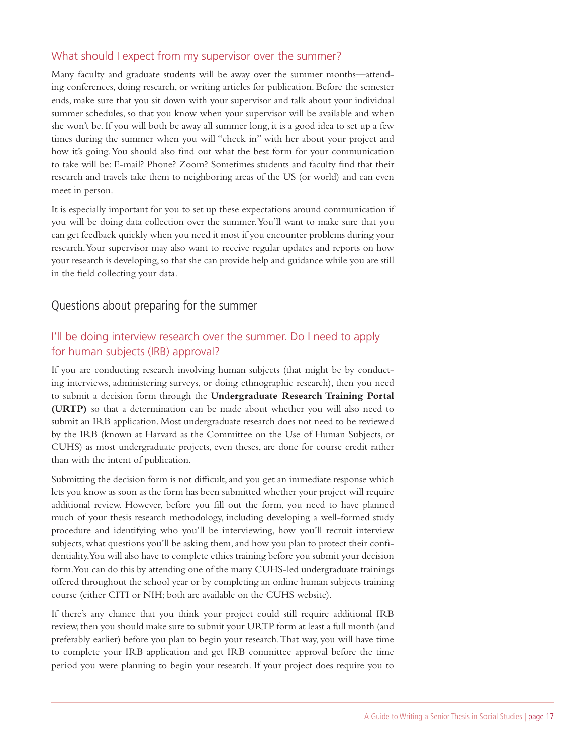### What should I expect from my supervisor over the summer?

Many faculty and graduate students will be away over the summer months—attending conferences, doing research, or writing articles for publication. Before the semester ends, make sure that you sit down with your supervisor and talk about your individual summer schedules, so that you know when your supervisor will be available and when she won't be. If you will both be away all summer long, it is a good idea to set up a few times during the summer when you will "check in" with her about your project and how it's going. You should also find out what the best form for your communication to take will be: E-mail? Phone? Zoom? Sometimes students and faculty find that their research and travels take them to neighboring areas of the US (or world) and can even meet in person.

It is especially important for you to set up these expectations around communication if you will be doing data collection over the summer. You'll want to make sure that you can get feedback quickly when you need it most if you encounter problems during your research. Your supervisor may also want to receive regular updates and reports on how your research is developing, so that she can provide help and guidance while you are still in the field collecting your data.

## Questions about preparing for the summer

### I'll be doing interview research over the summer. Do I need to apply for human subjects (IRB) approval?

If you are conducting research involving human subjects (that might be by conducting interviews, administering surveys, or doing ethnographic research), then you need to submit a decision form through the **Undergraduate Research Training Portal (URTP)** so that a determination can be made about whether you will also need to submit an IRB application. Most undergraduate research does not need to be reviewed by the IRB (known at Harvard as the Committee on the Use of Human Subjects, or CUHS) as most undergraduate projects, even theses, are done for course credit rather than with the intent of publication.

Submitting the decision form is not difficult, and you get an immediate response which lets you know as soon as the form has been submitted whether your project will require additional review. However, before you fill out the form, you need to have planned much of your thesis research methodology, including developing a well-formed study procedure and identifying who you'll be interviewing, how you'll recruit interview subjects, what questions you'll be asking them, and how you plan to protect their confidentiality. You will also have to complete ethics training before you submit your decision form. You can do this by attending one of the many CUHS-led undergraduate trainings offered throughout the school year or by completing an online human subjects training course (either CITI or NIH; both are available on the CUHS website).

If there's any chance that you think your project could still require additional IRB review, then you should make sure to submit your URTP form at least a full month (and preferably earlier) before you plan to begin your research. That way, you will have time to complete your IRB application and get IRB committee approval before the time period you were planning to begin your research. If your project does require you to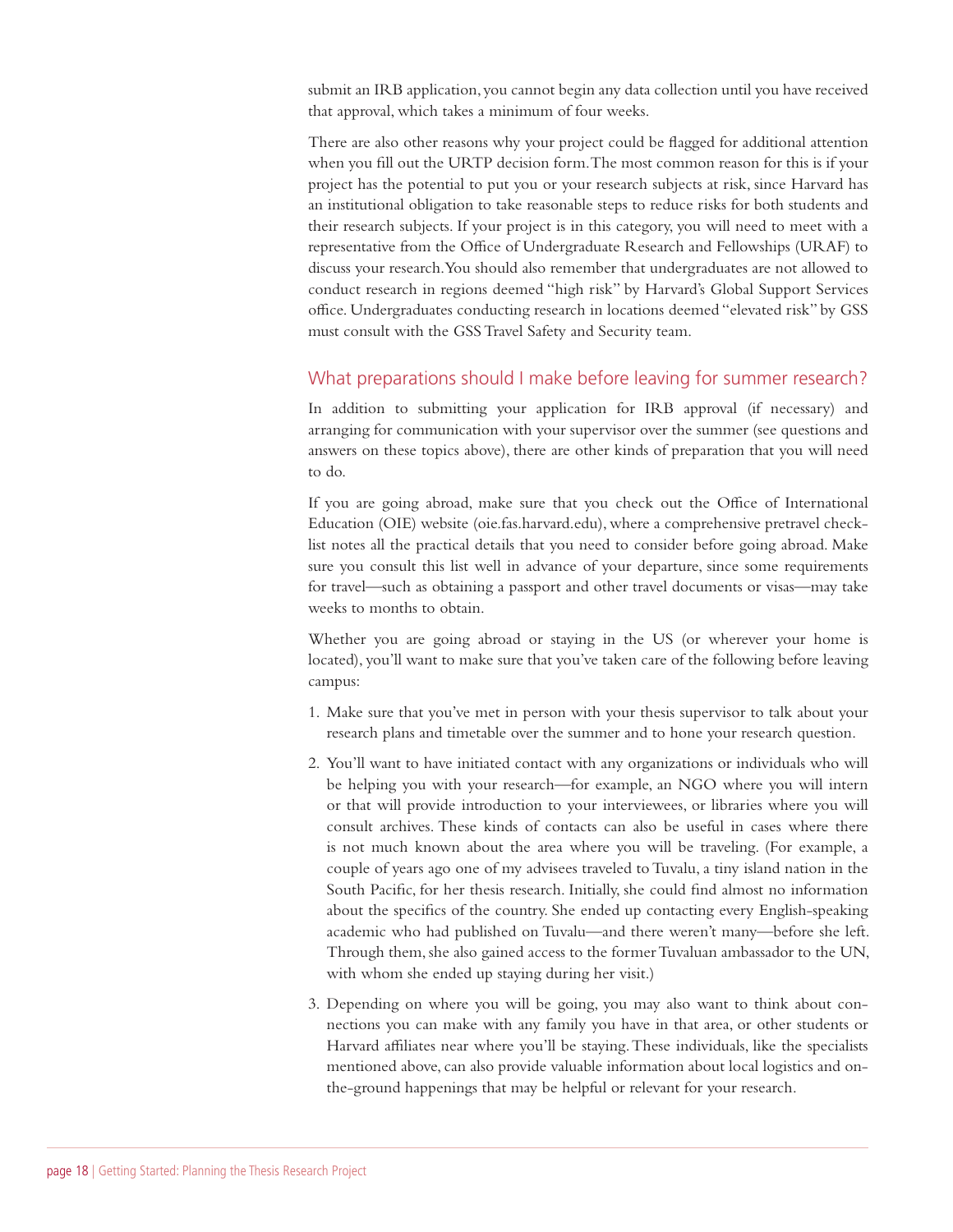submit an IRB application, you cannot begin any data collection until you have received that approval, which takes a minimum of four weeks.

There are also other reasons why your project could be flagged for additional attention when you fill out the URTP decision form. The most common reason for this is if your project has the potential to put you or your research subjects at risk, since Harvard has an institutional obligation to take reasonable steps to reduce risks for both students and their research subjects. If your project is in this category, you will need to meet with a representative from the Office of Undergraduate Research and Fellowships (URAF) to discuss your research. You should also remember that undergraduates are not allowed to conduct research in regions deemed "high risk" by Harvard's Global Support Services office. Undergraduates conducting research in locations deemed "elevated risk" by GSS must consult with the GSS Travel Safety and Security team.

## What preparations should I make before leaving for summer research?

In addition to submitting your application for IRB approval (if necessary) and arranging for communication with your supervisor over the summer (see questions and answers on these topics above), there are other kinds of preparation that you will need to do.

If you are going abroad, make sure that you check out the Office of International Education (OIE) website (oie.fas.harvard.edu), where a comprehensive pretravel checklist notes all the practical details that you need to consider before going abroad. Make sure you consult this list well in advance of your departure, since some requirements for travel—such as obtaining a passport and other travel documents or visas—may take weeks to months to obtain.

Whether you are going abroad or staying in the US (or wherever your home is located), you'll want to make sure that you've taken care of the following before leaving campus:

1. Make sure that you've met in person with your thesis supervisor to talk about your research plans and timetable over the summer and to hone your research question.
2. You'll want to have initiated contact with any organizations or individuals who will be helping you with your research—for example, an NGO where you will intern or that will provide introduction to your interviewees, or libraries where you will consult archives. These kinds of contacts can also be useful in cases where there is not much known about the area where you will be traveling. (For example, a couple of years ago one of my advisees traveled to Tuvalu, a tiny island nation in the South Pacific, for her thesis research. Initially, she could find almost no information about the specifics of the country. She ended up contacting every English-speaking academic who had published on Tuvalu—and there weren't many—before she left. Through them, she also gained access to the former Tuvaluan ambassador to the UN, with whom she ended up staying during her visit.)
3. Depending on where you will be going, you may also want to think about connections you can make with any family you have in that area, or other students or Harvard affiliates near where you'll be staying. These individuals, like the specialists mentioned above, can also provide valuable information about local logistics and on-the-ground happenings that may be helpful or relevant for your research.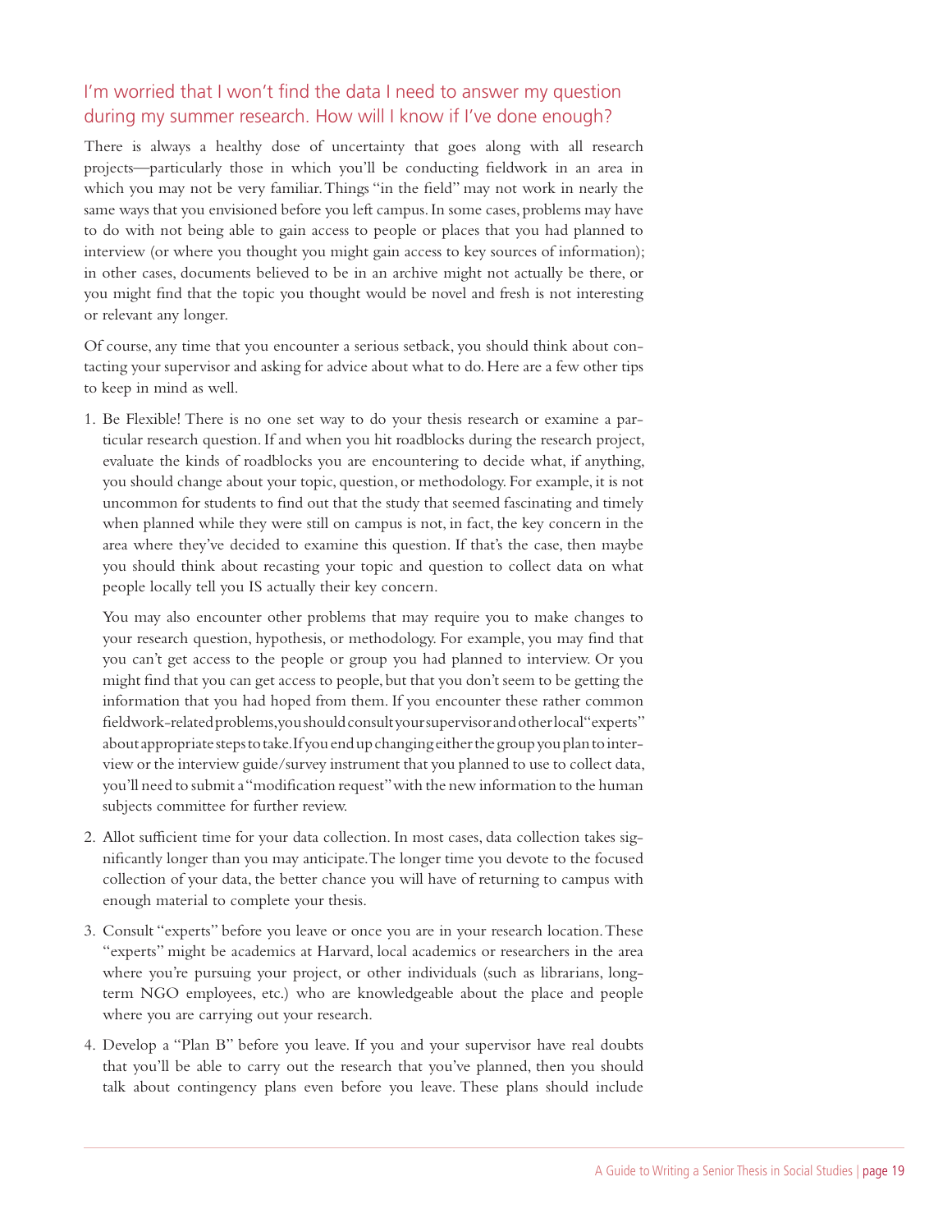## I'm worried that I won't find the data I need to answer my question during my summer research. How will I know if I've done enough?

There is always a healthy dose of uncertainty that goes along with all research projects—particularly those in which you'll be conducting fieldwork in an area in which you may not be very familiar. Things "in the field" may not work in nearly the same ways that you envisioned before you left campus. In some cases, problems may have to do with not being able to gain access to people or places that you had planned to interview (or where you thought you might gain access to key sources of information); in other cases, documents believed to be in an archive might not actually be there, or you might find that the topic you thought would be novel and fresh is not interesting or relevant any longer.

Of course, any time that you encounter a serious setback, you should think about contacting your supervisor and asking for advice about what to do. Here are a few other tips to keep in mind as well.

1. Be Flexible! There is no one set way to do your thesis research or examine a particular research question. If and when you hit roadblocks during the research project, evaluate the kinds of roadblocks you are encountering to decide what, if anything, you should change about your topic, question, or methodology. For example, it is not uncommon for students to find out that the study that seemed fascinating and timely when planned while they were still on campus is not, in fact, the key concern in the area where they've decided to examine this question. If that's the case, then maybe you should think about recasting your topic and question to collect data on what people locally tell you IS actually their key concern.

   You may also encounter other problems that may require you to make changes to your research question, hypothesis, or methodology. For example, you may find that you can't get access to the people or group you had planned to interview. Or you might find that you can get access to people, but that you don't seem to be getting the information that you had hoped from them. If you encounter these rather common fieldwork-related problems, you should consult your supervisor and other local "experts" about appropriate steps to take. If you end up changing either the group you plan to interview or the interview guide/survey instrument that you planned to use to collect data, you'll need to submit a "modification request" with the new information to the human subjects committee for further review.

2. Allot sufficient time for your data collection. In most cases, data collection takes significantly longer than you may anticipate. The longer time you devote to the focused collection of your data, the better chance you will have of returning to campus with enough material to complete your thesis.

3. Consult "experts" before you leave or once you are in your research location. These "experts" might be academics at Harvard, local academics or researchers in the area where you're pursuing your project, or other individuals (such as librarians, long-term NGO employees, etc.) who are knowledgeable about the place and people where you are carrying out your research.

4. Develop a "Plan B" before you leave. If you and your supervisor have real doubts that you'll be able to carry out the research that you've planned, then you should talk about contingency plans even before you leave. These plans should include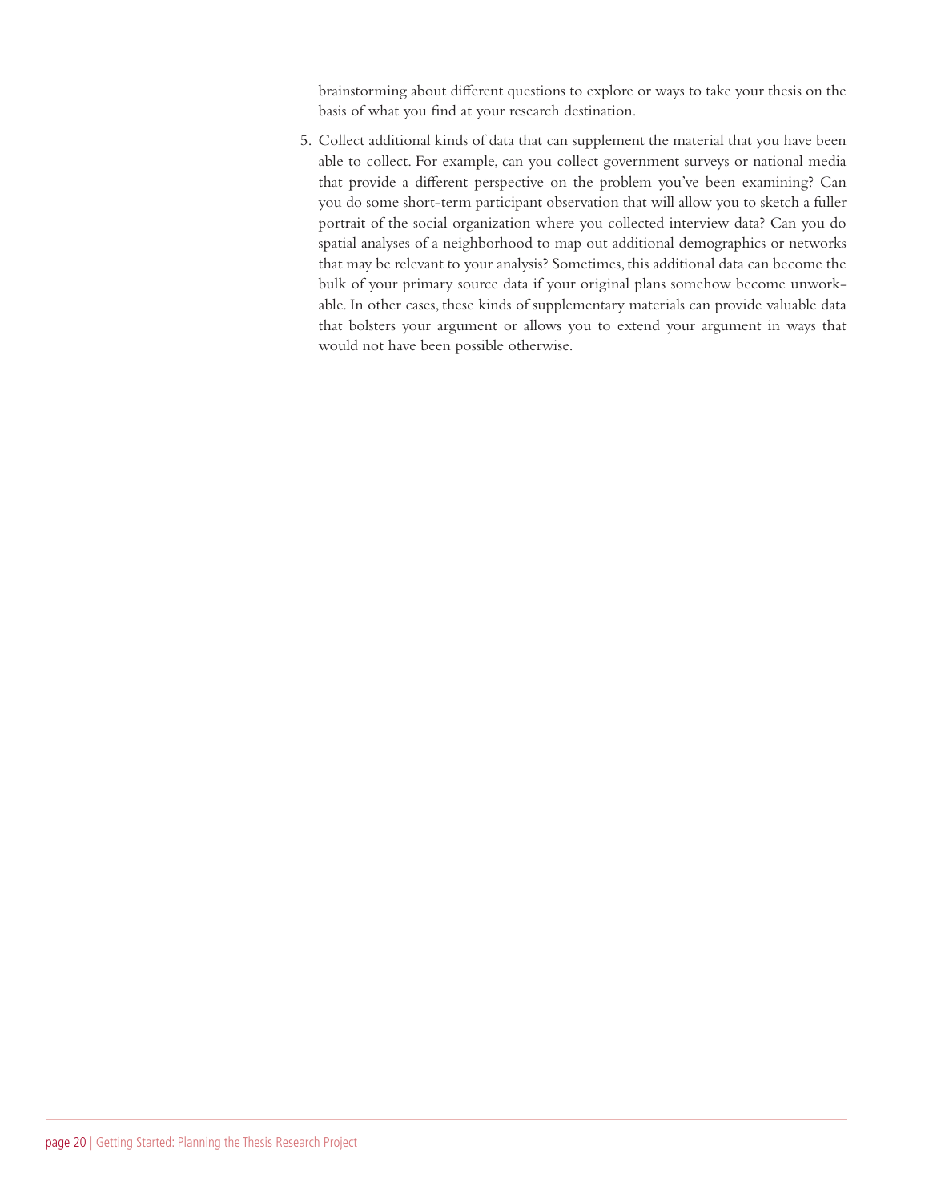brainstorming about different questions to explore or ways to take your thesis on the basis of what you find at your research destination.

5. Collect additional kinds of data that can supplement the material that you have been able to collect. For example, can you collect government surveys or national media that provide a different perspective on the problem you've been examining? Can you do some short-term participant observation that will allow you to sketch a fuller portrait of the social organization where you collected interview data? Can you do spatial analyses of a neighborhood to map out additional demographics or networks that may be relevant to your analysis? Sometimes, this additional data can become the bulk of your primary source data if your original plans somehow become unworkable. In other cases, these kinds of supplementary materials can provide valuable data that bolsters your argument or allows you to extend your argument in ways that would not have been possible otherwise.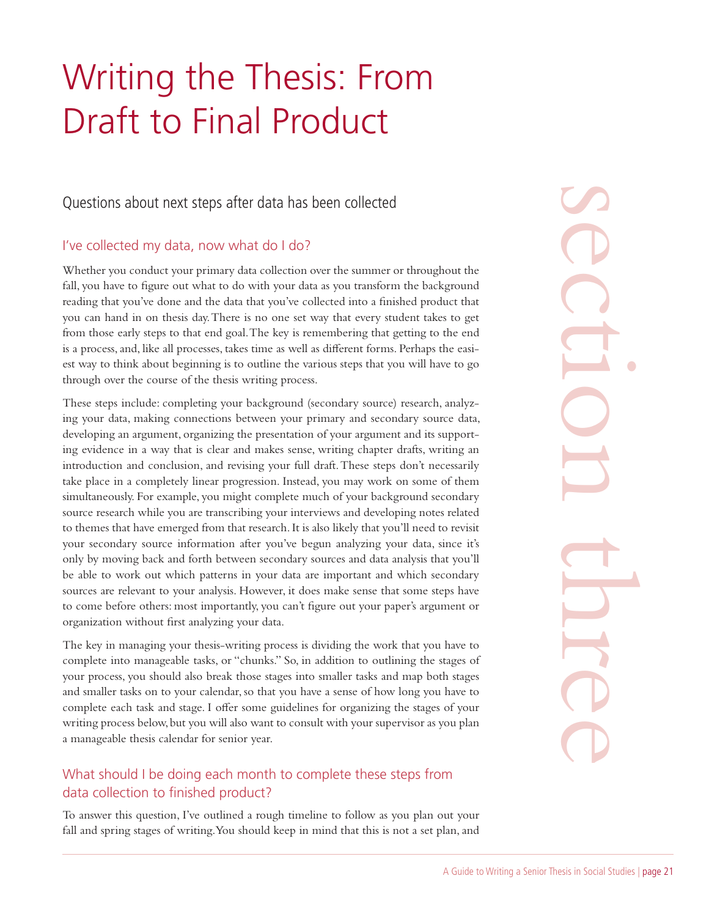# Writing the Thesis: From Draft to Final Product

## Questions about next steps after data has been collected

### I've collected my data, now what do I do?

Whether you conduct your primary data collection over the summer or throughout the fall, you have to figure out what to do with your data as you transform the background reading that you've done and the data that you've collected into a finished product that you can hand in on thesis day. There is no one set way that every student takes to get from those early steps to that end goal. The key is remembering that getting to the end is a process, and, like all processes, takes time as well as different forms. Perhaps the easiest way to think about beginning is to outline the various steps that you will have to go through over the course of the thesis writing process.

These steps include: completing your background (secondary source) research, analyzing your data, making connections between your primary and secondary source data, developing an argument, organizing the presentation of your argument and its supporting evidence in a way that is clear and makes sense, writing chapter drafts, writing an introduction and conclusion, and revising your full draft. These steps don't necessarily take place in a completely linear progression. Instead, you may work on some of them simultaneously. For example, you might complete much of your background secondary source research while you are transcribing your interviews and developing notes related to themes that have emerged from that research. It is also likely that you'll need to revisit your secondary source information after you've begun analyzing your data, since it's only by moving back and forth between secondary sources and data analysis that you'll be able to work out which patterns in your data are important and which secondary sources are relevant to your analysis. However, it does make sense that some steps have to come before others: most importantly, you can't figure out your paper's argument or organization without first analyzing your data.

The key in managing your thesis-writing process is dividing the work that you have to complete into manageable tasks, or "chunks." So, in addition to outlining the stages of your process, you should also break those stages into smaller tasks and map both stages and smaller tasks on to your calendar, so that you have a sense of how long you have to complete each task and stage. I offer some guidelines for organizing the stages of your writing process below, but you will also want to consult with your supervisor as you plan a manageable thesis calendar for senior year.

### What should I be doing each month to complete these steps from data collection to finished product?

To answer this question, I've outlined a rough timeline to follow as you plan out your fall and spring stages of writing. You should keep in mind that this is not a set plan, and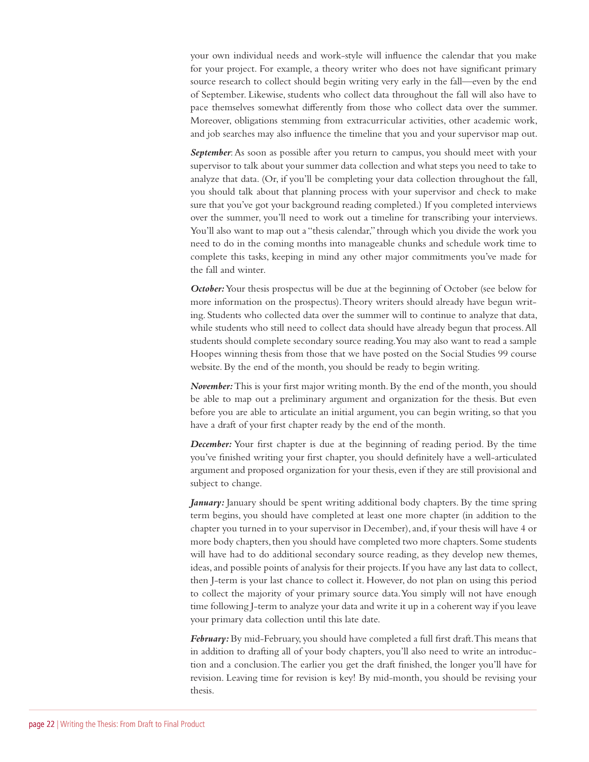your own individual needs and work-style will influence the calendar that you make for your project. For example, a theory writer who does not have significant primary source research to collect should begin writing very early in the fall—even by the end of September. Likewise, students who collect data throughout the fall will also have to pace themselves somewhat differently from those who collect data over the summer. Moreover, obligations stemming from extracurricular activities, other academic work, and job searches may also influence the timeline that you and your supervisor map out.

***September***: As soon as possible after you return to campus, you should meet with your supervisor to talk about your summer data collection and what steps you need to take to analyze that data. (Or, if you'll be completing your data collection throughout the fall, you should talk about that planning process with your supervisor and check to make sure that you've got your background reading completed.) If you completed interviews over the summer, you'll need to work out a timeline for transcribing your interviews. You'll also want to map out a "thesis calendar," through which you divide the work you need to do in the coming months into manageable chunks and schedule work time to complete this tasks, keeping in mind any other major commitments you've made for the fall and winter.

***October:*** Your thesis prospectus will be due at the beginning of October (see below for more information on the prospectus). Theory writers should already have begun writing. Students who collected data over the summer will to continue to analyze that data, while students who still need to collect data should have already begun that process. All students should complete secondary source reading. You may also want to read a sample Hoopes winning thesis from those that we have posted on the Social Studies 99 course website. By the end of the month, you should be ready to begin writing.

***November:*** This is your first major writing month. By the end of the month, you should be able to map out a preliminary argument and organization for the thesis. But even before you are able to articulate an initial argument, you can begin writing, so that you have a draft of your first chapter ready by the end of the month.

***December:*** Your first chapter is due at the beginning of reading period. By the time you've finished writing your first chapter, you should definitely have a well-articulated argument and proposed organization for your thesis, even if they are still provisional and subject to change.

***January:*** January should be spent writing additional body chapters. By the time spring term begins, you should have completed at least one more chapter (in addition to the chapter you turned in to your supervisor in December), and, if your thesis will have 4 or more body chapters, then you should have completed two more chapters. Some students will have had to do additional secondary source reading, as they develop new themes, ideas, and possible points of analysis for their projects. If you have any last data to collect, then J-term is your last chance to collect it. However, do not plan on using this period to collect the majority of your primary source data. You simply will not have enough time following J-term to analyze your data and write it up in a coherent way if you leave your primary data collection until this late date.

***February:*** By mid-February, you should have completed a full first draft. This means that in addition to drafting all of your body chapters, you'll also need to write an introduction and a conclusion. The earlier you get the draft finished, the longer you'll have for revision. Leaving time for revision is key! By mid-month, you should be revising your thesis.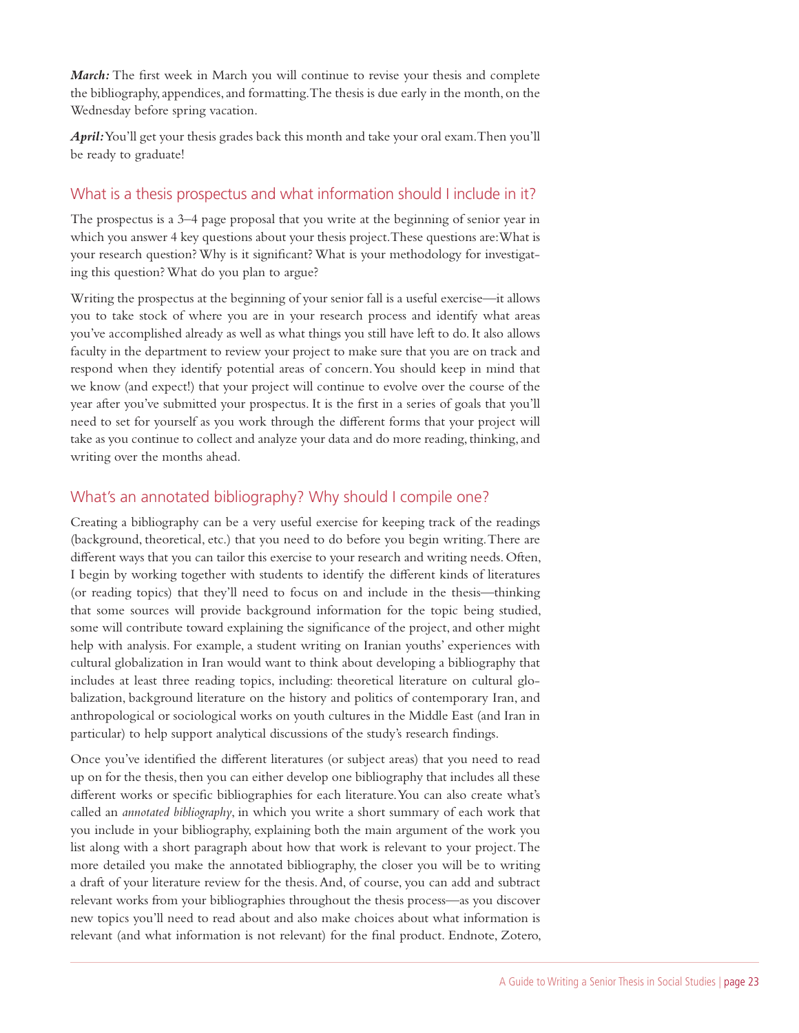***March:*** The first week in March you will continue to revise your thesis and complete the bibliography, appendices, and formatting. The thesis is due early in the month, on the Wednesday before spring vacation.

***April:*** You'll get your thesis grades back this month and take your oral exam. Then you'll be ready to graduate!

## What is a thesis prospectus and what information should I include in it?

The prospectus is a 3–4 page proposal that you write at the beginning of senior year in which you answer 4 key questions about your thesis project. These questions are: What is your research question? Why is it significant? What is your methodology for investigating this question? What do you plan to argue?

Writing the prospectus at the beginning of your senior fall is a useful exercise—it allows you to take stock of where you are in your research process and identify what areas you've accomplished already as well as what things you still have left to do. It also allows faculty in the department to review your project to make sure that you are on track and respond when they identify potential areas of concern. You should keep in mind that we know (and expect!) that your project will continue to evolve over the course of the year after you've submitted your prospectus. It is the first in a series of goals that you'll need to set for yourself as you work through the different forms that your project will take as you continue to collect and analyze your data and do more reading, thinking, and writing over the months ahead.

## What's an annotated bibliography? Why should I compile one?

Creating a bibliography can be a very useful exercise for keeping track of the readings (background, theoretical, etc.) that you need to do before you begin writing. There are different ways that you can tailor this exercise to your research and writing needs. Often, I begin by working together with students to identify the different kinds of literatures (or reading topics) that they'll need to focus on and include in the thesis—thinking that some sources will provide background information for the topic being studied, some will contribute toward explaining the significance of the project, and other might help with analysis. For example, a student writing on Iranian youths' experiences with cultural globalization in Iran would want to think about developing a bibliography that includes at least three reading topics, including: theoretical literature on cultural globalization, background literature on the history and politics of contemporary Iran, and anthropological or sociological works on youth cultures in the Middle East (and Iran in particular) to help support analytical discussions of the study's research findings.

Once you've identified the different literatures (or subject areas) that you need to read up on for the thesis, then you can either develop one bibliography that includes all these different works or specific bibliographies for each literature. You can also create what's called an *annotated bibliography*, in which you write a short summary of each work that you include in your bibliography, explaining both the main argument of the work you list along with a short paragraph about how that work is relevant to your project. The more detailed you make the annotated bibliography, the closer you will be to writing a draft of your literature review for the thesis. And, of course, you can add and subtract relevant works from your bibliographies throughout the thesis process—as you discover new topics you'll need to read about and also make choices about what information is relevant (and what information is not relevant) for the final product. Endnote, Zotero,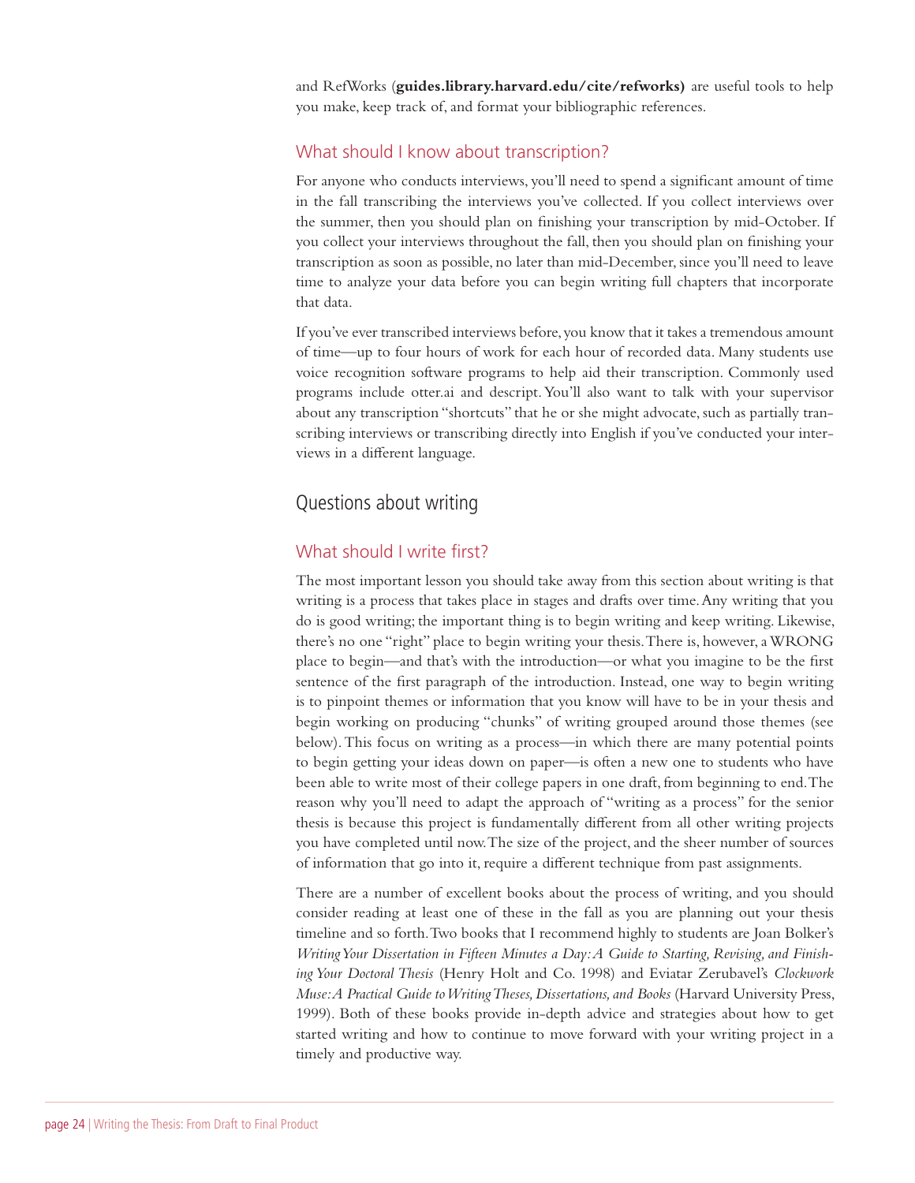and RefWorks (**guides.library.harvard.edu/cite/refworks)** are useful tools to help you make, keep track of, and format your bibliographic references.

### What should I know about transcription?

For anyone who conducts interviews, you'll need to spend a significant amount of time in the fall transcribing the interviews you've collected. If you collect interviews over the summer, then you should plan on finishing your transcription by mid-October. If you collect your interviews throughout the fall, then you should plan on finishing your transcription as soon as possible, no later than mid-December, since you'll need to leave time to analyze your data before you can begin writing full chapters that incorporate that data.

If you've ever transcribed interviews before, you know that it takes a tremendous amount of time—up to four hours of work for each hour of recorded data. Many students use voice recognition software programs to help aid their transcription. Commonly used programs include otter.ai and descript. You'll also want to talk with your supervisor about any transcription "shortcuts" that he or she might advocate, such as partially transcribing interviews or transcribing directly into English if you've conducted your interviews in a different language.

## Questions about writing

### What should I write first?

The most important lesson you should take away from this section about writing is that writing is a process that takes place in stages and drafts over time. Any writing that you do is good writing; the important thing is to begin writing and keep writing. Likewise, there's no one "right" place to begin writing your thesis. There is, however, a WRONG place to begin—and that's with the introduction—or what you imagine to be the first sentence of the first paragraph of the introduction. Instead, one way to begin writing is to pinpoint themes or information that you know will have to be in your thesis and begin working on producing "chunks" of writing grouped around those themes (see below). This focus on writing as a process—in which there are many potential points to begin getting your ideas down on paper—is often a new one to students who have been able to write most of their college papers in one draft, from beginning to end. The reason why you'll need to adapt the approach of "writing as a process" for the senior thesis is because this project is fundamentally different from all other writing projects you have completed until now. The size of the project, and the sheer number of sources of information that go into it, require a different technique from past assignments.

There are a number of excellent books about the process of writing, and you should consider reading at least one of these in the fall as you are planning out your thesis timeline and so forth. Two books that I recommend highly to students are Joan Bolker's *Writing Your Dissertation in Fifteen Minutes a Day: A Guide to Starting, Revising, and Finishing Your Doctoral Thesis* (Henry Holt and Co. 1998) and Eviatar Zerubavel's *Clockwork Muse: A Practical Guide to Writing Theses, Dissertations, and Books* (Harvard University Press, 1999). Both of these books provide in-depth advice and strategies about how to get started writing and how to continue to move forward with your writing project in a timely and productive way.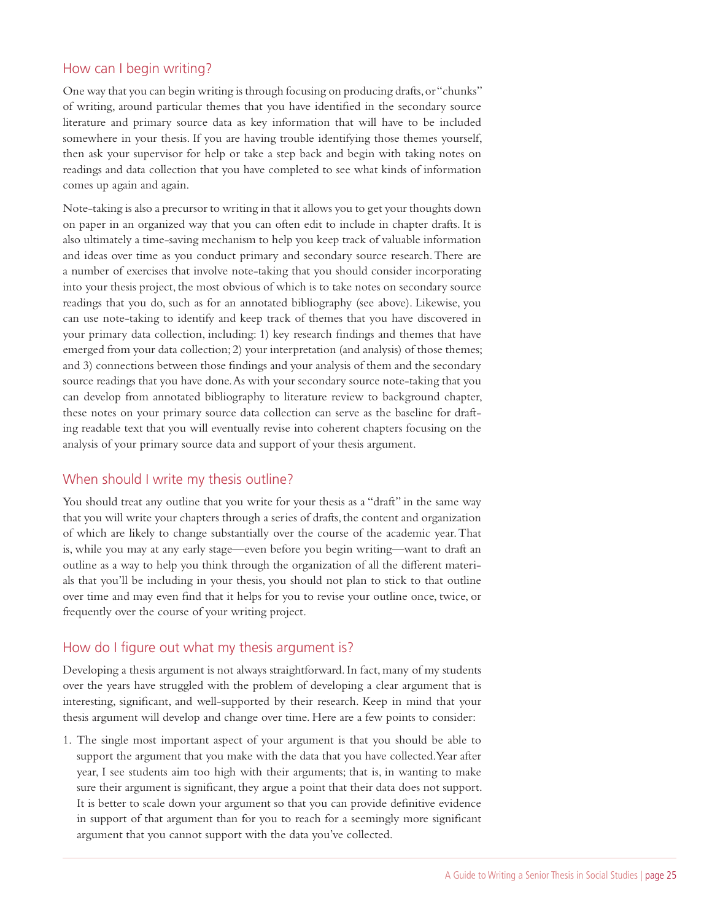## How can I begin writing?

One way that you can begin writing is through focusing on producing drafts, or "chunks" of writing, around particular themes that you have identified in the secondary source literature and primary source data as key information that will have to be included somewhere in your thesis. If you are having trouble identifying those themes yourself, then ask your supervisor for help or take a step back and begin with taking notes on readings and data collection that you have completed to see what kinds of information comes up again and again.

Note-taking is also a precursor to writing in that it allows you to get your thoughts down on paper in an organized way that you can often edit to include in chapter drafts. It is also ultimately a time-saving mechanism to help you keep track of valuable information and ideas over time as you conduct primary and secondary source research. There are a number of exercises that involve note-taking that you should consider incorporating into your thesis project, the most obvious of which is to take notes on secondary source readings that you do, such as for an annotated bibliography (see above). Likewise, you can use note-taking to identify and keep track of themes that you have discovered in your primary data collection, including: 1) key research findings and themes that have emerged from your data collection; 2) your interpretation (and analysis) of those themes; and 3) connections between those findings and your analysis of them and the secondary source readings that you have done. As with your secondary source note-taking that you can develop from annotated bibliography to literature review to background chapter, these notes on your primary source data collection can serve as the baseline for drafting readable text that you will eventually revise into coherent chapters focusing on the analysis of your primary source data and support of your thesis argument.

## When should I write my thesis outline?

You should treat any outline that you write for your thesis as a "draft" in the same way that you will write your chapters through a series of drafts, the content and organization of which are likely to change substantially over the course of the academic year. That is, while you may at any early stage—even before you begin writing—want to draft an outline as a way to help you think through the organization of all the different materials that you'll be including in your thesis, you should not plan to stick to that outline over time and may even find that it helps for you to revise your outline once, twice, or frequently over the course of your writing project.

## How do I figure out what my thesis argument is?

Developing a thesis argument is not always straightforward. In fact, many of my students over the years have struggled with the problem of developing a clear argument that is interesting, significant, and well-supported by their research. Keep in mind that your thesis argument will develop and change over time. Here are a few points to consider:

1. The single most important aspect of your argument is that you should be able to support the argument that you make with the data that you have collected. Year after year, I see students aim too high with their arguments; that is, in wanting to make sure their argument is significant, they argue a point that their data does not support. It is better to scale down your argument so that you can provide definitive evidence in support of that argument than for you to reach for a seemingly more significant argument that you cannot support with the data you've collected.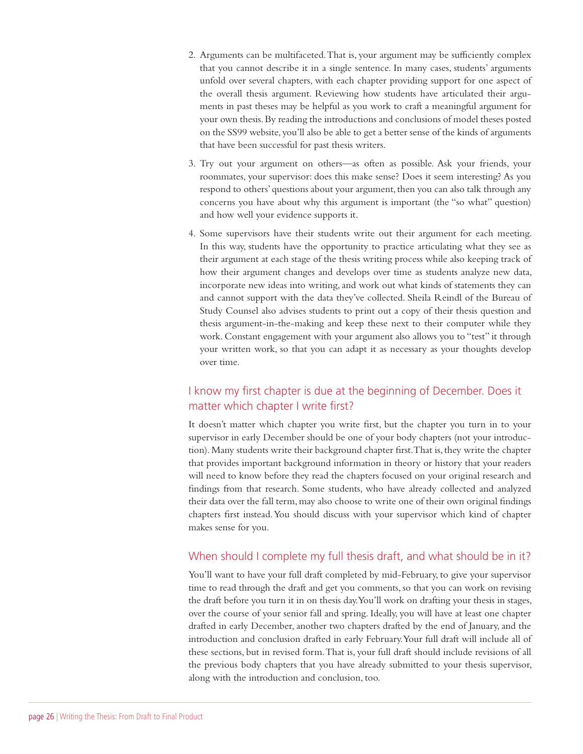2. Arguments can be multifaceted. That is, your argument may be sufficiently complex that you cannot describe it in a single sentence. In many cases, students' arguments unfold over several chapters, with each chapter providing support for one aspect of the overall thesis argument. Reviewing how students have articulated their arguments in past theses may be helpful as you work to craft a meaningful argument for your own thesis. By reading the introductions and conclusions of model theses posted on the SS99 website, you'll also be able to get a better sense of the kinds of arguments that have been successful for past thesis writers.

3. Try out your argument on others—as often as possible. Ask your friends, your roommates, your supervisor: does this make sense? Does it seem interesting? As you respond to others' questions about your argument, then you can also talk through any concerns you have about why this argument is important (the "so what" question) and how well your evidence supports it.

4. Some supervisors have their students write out their argument for each meeting. In this way, students have the opportunity to practice articulating what they see as their argument at each stage of the thesis writing process while also keeping track of how their argument changes and develops over time as students analyze new data, incorporate new ideas into writing, and work out what kinds of statements they can and cannot support with the data they've collected. Sheila Reindl of the Bureau of Study Counsel also advises students to print out a copy of their thesis question and thesis argument-in-the-making and keep these next to their computer while they work. Constant engagement with your argument also allows you to "test" it through your written work, so that you can adapt it as necessary as your thoughts develop over time.

## I know my first chapter is due at the beginning of December. Does it matter which chapter I write first?

It doesn't matter which chapter you write first, but the chapter you turn in to your supervisor in early December should be one of your body chapters (not your introduction). Many students write their background chapter first. That is, they write the chapter that provides important background information in theory or history that your readers will need to know before they read the chapters focused on your original research and findings from that research. Some students, who have already collected and analyzed their data over the fall term, may also choose to write one of their own original findings chapters first instead. You should discuss with your supervisor which kind of chapter makes sense for you.

## When should I complete my full thesis draft, and what should be in it?

You'll want to have your full draft completed by mid-February, to give your supervisor time to read through the draft and get you comments, so that you can work on revising the draft before you turn it in on thesis day. You'll work on drafting your thesis in stages, over the course of your senior fall and spring. Ideally, you will have at least one chapter drafted in early December, another two chapters drafted by the end of January, and the introduction and conclusion drafted in early February. Your full draft will include all of these sections, but in revised form. That is, your full draft should include revisions of all the previous body chapters that you have already submitted to your thesis supervisor, along with the introduction and conclusion, too.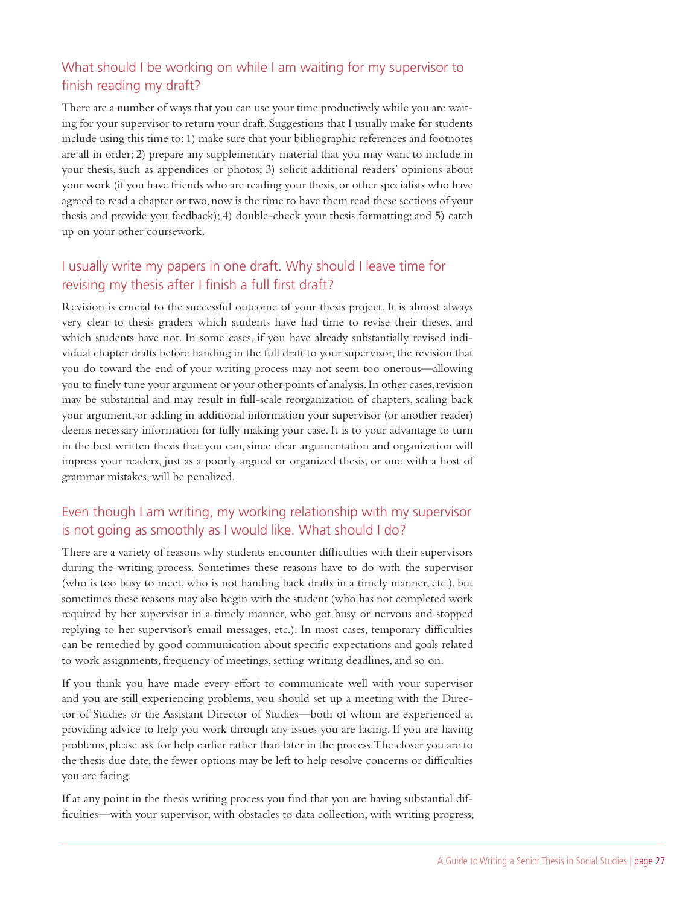## What should I be working on while I am waiting for my supervisor to finish reading my draft?

There are a number of ways that you can use your time productively while you are waiting for your supervisor to return your draft. Suggestions that I usually make for students include using this time to: 1) make sure that your bibliographic references and footnotes are all in order; 2) prepare any supplementary material that you may want to include in your thesis, such as appendices or photos; 3) solicit additional readers' opinions about your work (if you have friends who are reading your thesis, or other specialists who have agreed to read a chapter or two, now is the time to have them read these sections of your thesis and provide you feedback); 4) double-check your thesis formatting; and 5) catch up on your other coursework.

## I usually write my papers in one draft. Why should I leave time for revising my thesis after I finish a full first draft?

Revision is crucial to the successful outcome of your thesis project. It is almost always very clear to thesis graders which students have had time to revise their theses, and which students have not. In some cases, if you have already substantially revised individual chapter drafts before handing in the full draft to your supervisor, the revision that you do toward the end of your writing process may not seem too onerous—allowing you to finely tune your argument or your other points of analysis. In other cases, revision may be substantial and may result in full-scale reorganization of chapters, scaling back your argument, or adding in additional information your supervisor (or another reader) deems necessary information for fully making your case. It is to your advantage to turn in the best written thesis that you can, since clear argumentation and organization will impress your readers, just as a poorly argued or organized thesis, or one with a host of grammar mistakes, will be penalized.

## Even though I am writing, my working relationship with my supervisor is not going as smoothly as I would like. What should I do?

There are a variety of reasons why students encounter difficulties with their supervisors during the writing process. Sometimes these reasons have to do with the supervisor (who is too busy to meet, who is not handing back drafts in a timely manner, etc.), but sometimes these reasons may also begin with the student (who has not completed work required by her supervisor in a timely manner, who got busy or nervous and stopped replying to her supervisor's email messages, etc.). In most cases, temporary difficulties can be remedied by good communication about specific expectations and goals related to work assignments, frequency of meetings, setting writing deadlines, and so on.

If you think you have made every effort to communicate well with your supervisor and you are still experiencing problems, you should set up a meeting with the Director of Studies or the Assistant Director of Studies—both of whom are experienced at providing advice to help you work through any issues you are facing. If you are having problems, please ask for help earlier rather than later in the process. The closer you are to the thesis due date, the fewer options may be left to help resolve concerns or difficulties you are facing.

If at any point in the thesis writing process you find that you are having substantial difficulties—with your supervisor, with obstacles to data collection, with writing progress,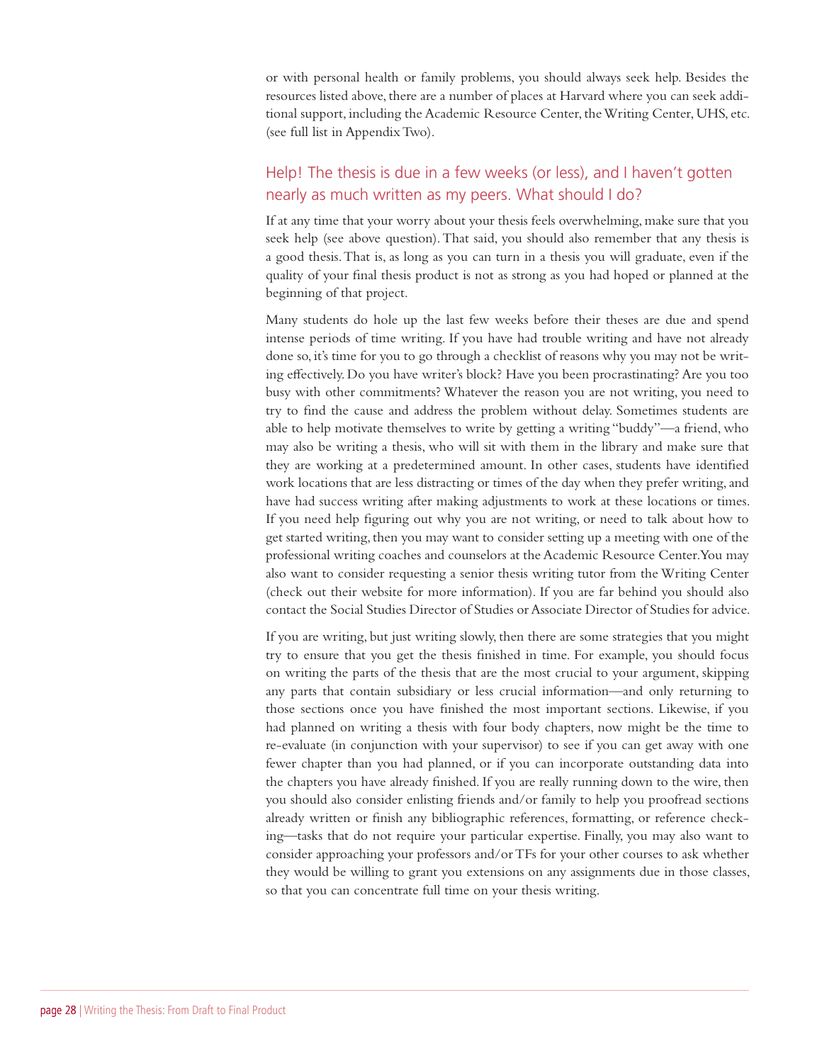or with personal health or family problems, you should always seek help. Besides the resources listed above, there are a number of places at Harvard where you can seek additional support, including the Academic Resource Center, the Writing Center, UHS, etc. (see full list in Appendix Two).

## Help! The thesis is due in a few weeks (or less), and I haven't gotten nearly as much written as my peers. What should I do?

If at any time that your worry about your thesis feels overwhelming, make sure that you seek help (see above question). That said, you should also remember that any thesis is a good thesis. That is, as long as you can turn in a thesis you will graduate, even if the quality of your final thesis product is not as strong as you had hoped or planned at the beginning of that project.

Many students do hole up the last few weeks before their theses are due and spend intense periods of time writing. If you have had trouble writing and have not already done so, it's time for you to go through a checklist of reasons why you may not be writing effectively. Do you have writer's block? Have you been procrastinating? Are you too busy with other commitments? Whatever the reason you are not writing, you need to try to find the cause and address the problem without delay. Sometimes students are able to help motivate themselves to write by getting a writing "buddy"—a friend, who may also be writing a thesis, who will sit with them in the library and make sure that they are working at a predetermined amount. In other cases, students have identified work locations that are less distracting or times of the day when they prefer writing, and have had success writing after making adjustments to work at these locations or times. If you need help figuring out why you are not writing, or need to talk about how to get started writing, then you may want to consider setting up a meeting with one of the professional writing coaches and counselors at the Academic Resource Center. You may also want to consider requesting a senior thesis writing tutor from the Writing Center (check out their website for more information). If you are far behind you should also contact the Social Studies Director of Studies or Associate Director of Studies for advice.

If you are writing, but just writing slowly, then there are some strategies that you might try to ensure that you get the thesis finished in time. For example, you should focus on writing the parts of the thesis that are the most crucial to your argument, skipping any parts that contain subsidiary or less crucial information—and only returning to those sections once you have finished the most important sections. Likewise, if you had planned on writing a thesis with four body chapters, now might be the time to re-evaluate (in conjunction with your supervisor) to see if you can get away with one fewer chapter than you had planned, or if you can incorporate outstanding data into the chapters you have already finished. If you are really running down to the wire, then you should also consider enlisting friends and/or family to help you proofread sections already written or finish any bibliographic references, formatting, or reference checking—tasks that do not require your particular expertise. Finally, you may also want to consider approaching your professors and/or TFs for your other courses to ask whether they would be willing to grant you extensions on any assignments due in those classes, so that you can concentrate full time on your thesis writing.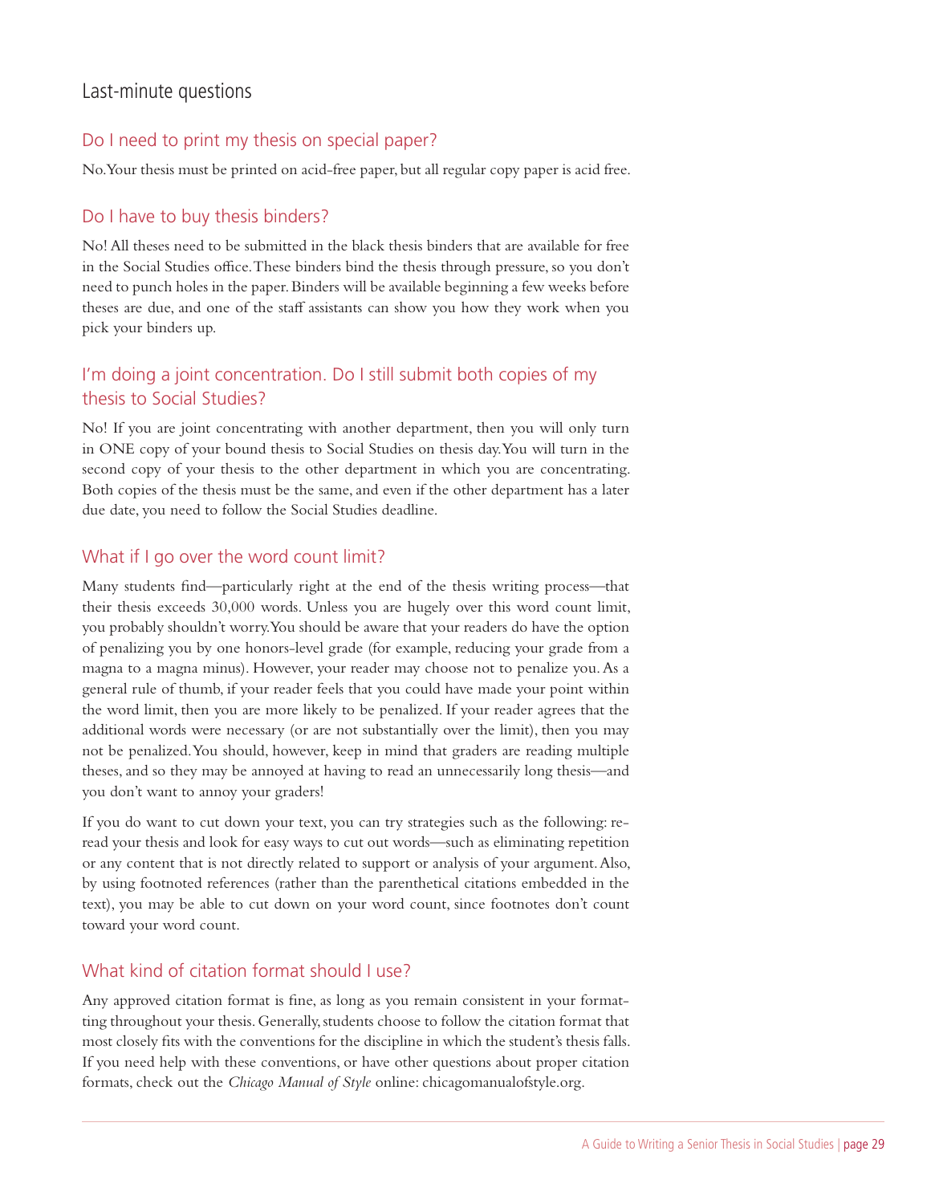## Last-minute questions

### Do I need to print my thesis on special paper?

No. Your thesis must be printed on acid-free paper, but all regular copy paper is acid free.

### Do I have to buy thesis binders?

No! All theses need to be submitted in the black thesis binders that are available for free in the Social Studies office. These binders bind the thesis through pressure, so you don't need to punch holes in the paper. Binders will be available beginning a few weeks before theses are due, and one of the staff assistants can show you how they work when you pick your binders up.

### I'm doing a joint concentration. Do I still submit both copies of my thesis to Social Studies?

No! If you are joint concentrating with another department, then you will only turn in ONE copy of your bound thesis to Social Studies on thesis day. You will turn in the second copy of your thesis to the other department in which you are concentrating. Both copies of the thesis must be the same, and even if the other department has a later due date, you need to follow the Social Studies deadline.

### What if I go over the word count limit?

Many students find—particularly right at the end of the thesis writing process—that their thesis exceeds 30,000 words. Unless you are hugely over this word count limit, you probably shouldn't worry. You should be aware that your readers do have the option of penalizing you by one honors-level grade (for example, reducing your grade from a magna to a magna minus). However, your reader may choose not to penalize you. As a general rule of thumb, if your reader feels that you could have made your point within the word limit, then you are more likely to be penalized. If your reader agrees that the additional words were necessary (or are not substantially over the limit), then you may not be penalized. You should, however, keep in mind that graders are reading multiple theses, and so they may be annoyed at having to read an unnecessarily long thesis—and you don't want to annoy your graders!

If you do want to cut down your text, you can try strategies such as the following: re-read your thesis and look for easy ways to cut out words—such as eliminating repetition or any content that is not directly related to support or analysis of your argument. Also, by using footnoted references (rather than the parenthetical citations embedded in the text), you may be able to cut down on your word count, since footnotes don't count toward your word count.

### What kind of citation format should I use?

Any approved citation format is fine, as long as you remain consistent in your formatting throughout your thesis. Generally, students choose to follow the citation format that most closely fits with the conventions for the discipline in which the student's thesis falls. If you need help with these conventions, or have other questions about proper citation formats, check out the *Chicago Manual of Style* online: chicagomanualofstyle.org.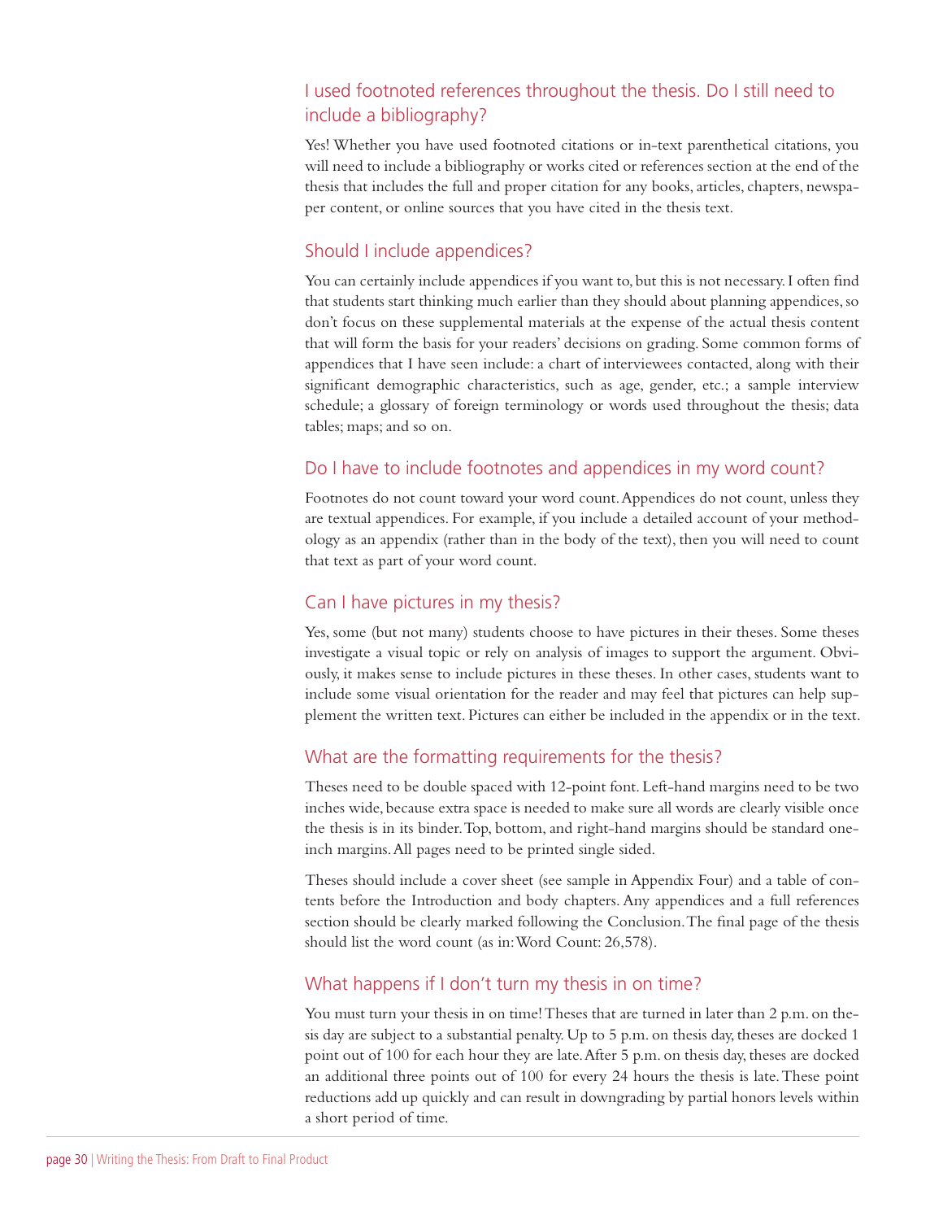## I used footnoted references throughout the thesis. Do I still need to include a bibliography?

Yes! Whether you have used footnoted citations or in-text parenthetical citations, you will need to include a bibliography or works cited or references section at the end of the thesis that includes the full and proper citation for any books, articles, chapters, newspaper content, or online sources that you have cited in the thesis text.

## Should I include appendices?

You can certainly include appendices if you want to, but this is not necessary. I often find that students start thinking much earlier than they should about planning appendices, so don't focus on these supplemental materials at the expense of the actual thesis content that will form the basis for your readers' decisions on grading. Some common forms of appendices that I have seen include: a chart of interviewees contacted, along with their significant demographic characteristics, such as age, gender, etc.; a sample interview schedule; a glossary of foreign terminology or words used throughout the thesis; data tables; maps; and so on.

## Do I have to include footnotes and appendices in my word count?

Footnotes do not count toward your word count. Appendices do not count, unless they are textual appendices. For example, if you include a detailed account of your methodology as an appendix (rather than in the body of the text), then you will need to count that text as part of your word count.

## Can I have pictures in my thesis?

Yes, some (but not many) students choose to have pictures in their theses. Some theses investigate a visual topic or rely on analysis of images to support the argument. Obviously, it makes sense to include pictures in these theses. In other cases, students want to include some visual orientation for the reader and may feel that pictures can help supplement the written text. Pictures can either be included in the appendix or in the text.

## What are the formatting requirements for the thesis?

Theses need to be double spaced with 12-point font. Left-hand margins need to be two inches wide, because extra space is needed to make sure all words are clearly visible once the thesis is in its binder. Top, bottom, and right-hand margins should be standard one-inch margins. All pages need to be printed single sided.

Theses should include a cover sheet (see sample in Appendix Four) and a table of contents before the Introduction and body chapters. Any appendices and a full references section should be clearly marked following the Conclusion. The final page of the thesis should list the word count (as in: Word Count: 26,578).

## What happens if I don't turn my thesis in on time?

You must turn your thesis in on time! Theses that are turned in later than 2 p.m. on thesis day are subject to a substantial penalty. Up to 5 p.m. on thesis day, theses are docked 1 point out of 100 for each hour they are late. After 5 p.m. on thesis day, theses are docked an additional three points out of 100 for every 24 hours the thesis is late. These point reductions add up quickly and can result in downgrading by partial honors levels within a short period of time.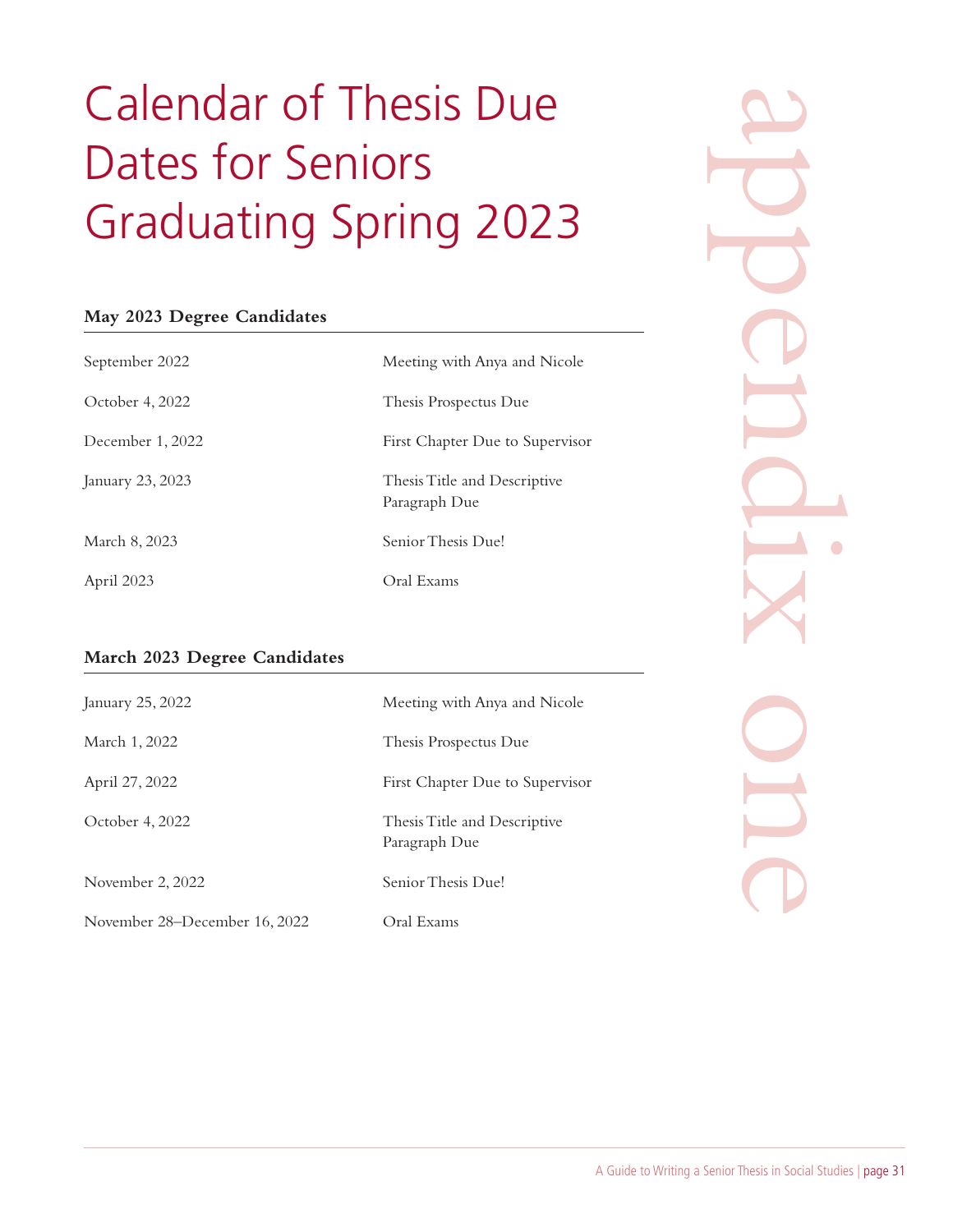# Calendar of Thesis Due Dates for Seniors Graduating Spring 2023

appendix one

### May 2023 Degree Candidates

| | |
|---|---|
| September 2022 | Meeting with Anya and Nicole |
| October 4, 2022 | Thesis Prospectus Due |
| December 1, 2022 | First Chapter Due to Supervisor |
| January 23, 2023 | Thesis Title and Descriptive Paragraph Due |
| March 8, 2023 | Senior Thesis Due! |
| April 2023 | Oral Exams |

### March 2023 Degree Candidates

| | |
|---|---|
| January 25, 2022 | Meeting with Anya and Nicole |
| March 1, 2022 | Thesis Prospectus Due |
| April 27, 2022 | First Chapter Due to Supervisor |
| October 4, 2022 | Thesis Title and Descriptive Paragraph Due |
| November 2, 2022 | Senior Thesis Due! |
| November 28–December 16, 2022 | Oral Exams |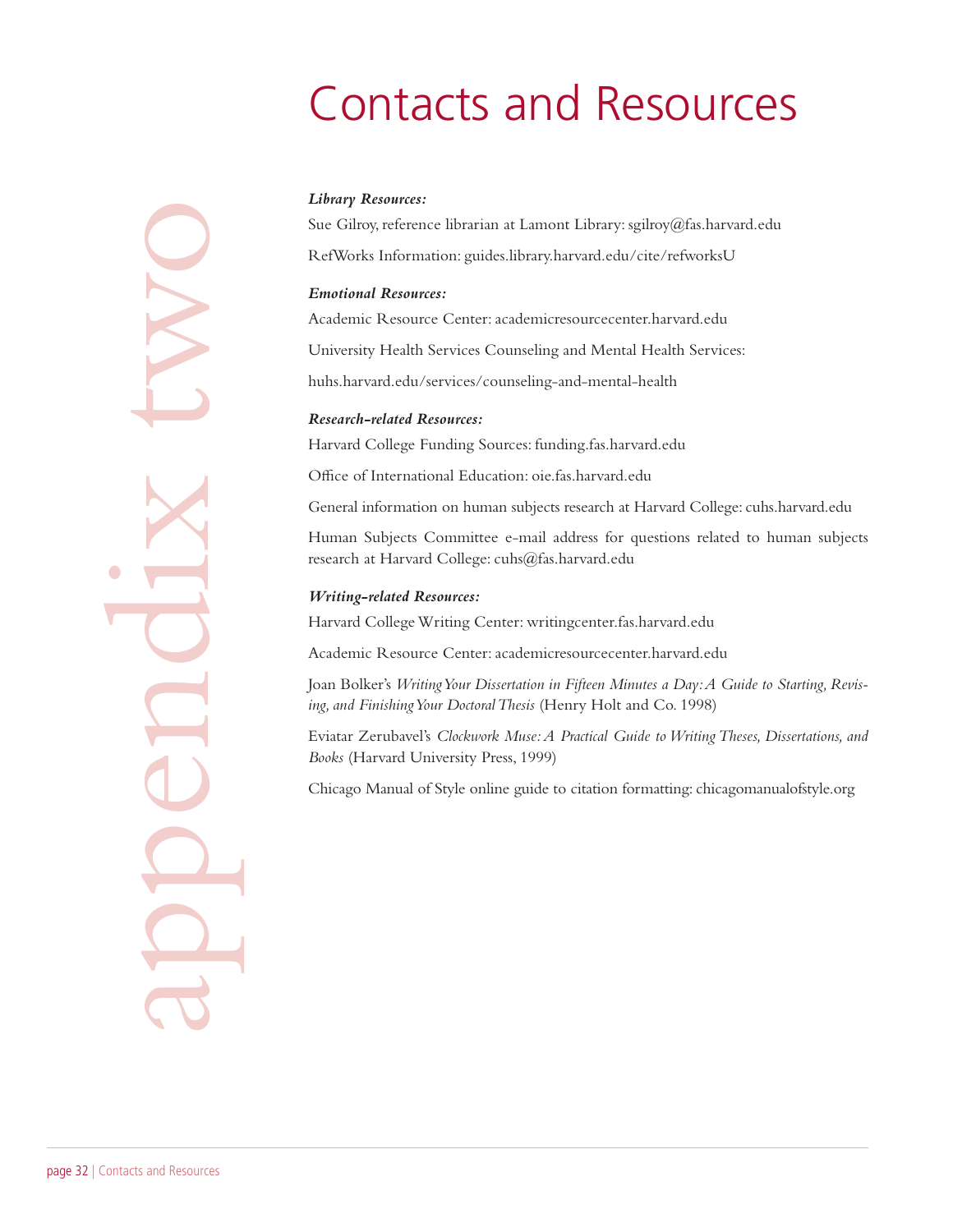appendix two

# Contacts and Resources

***Library Resources:***

Sue Gilroy, reference librarian at Lamont Library: sgilroy@fas.harvard.edu

RefWorks Information: guides.library.harvard.edu/cite/refworksU

***Emotional Resources:***

Academic Resource Center: academicresourcecenter.harvard.edu

University Health Services Counseling and Mental Health Services:

huhs.harvard.edu/services/counseling-and-mental-health

***Research-related Resources:***

Harvard College Funding Sources: funding.fas.harvard.edu

Office of International Education: oie.fas.harvard.edu

General information on human subjects research at Harvard College: cuhs.harvard.edu

Human Subjects Committee e-mail address for questions related to human subjects research at Harvard College: cuhs@fas.harvard.edu

***Writing-related Resources:***

Harvard College Writing Center: writingcenter.fas.harvard.edu

Academic Resource Center: academicresourcecenter.harvard.edu

Joan Bolker's *Writing Your Dissertation in Fifteen Minutes a Day: A Guide to Starting, Revising, and Finishing Your Doctoral Thesis* (Henry Holt and Co. 1998)

Eviatar Zerubavel's *Clockwork Muse: A Practical Guide to Writing Theses, Dissertations, and Books* (Harvard University Press, 1999)

Chicago Manual of Style online guide to citation formatting: chicagomanualofstyle.org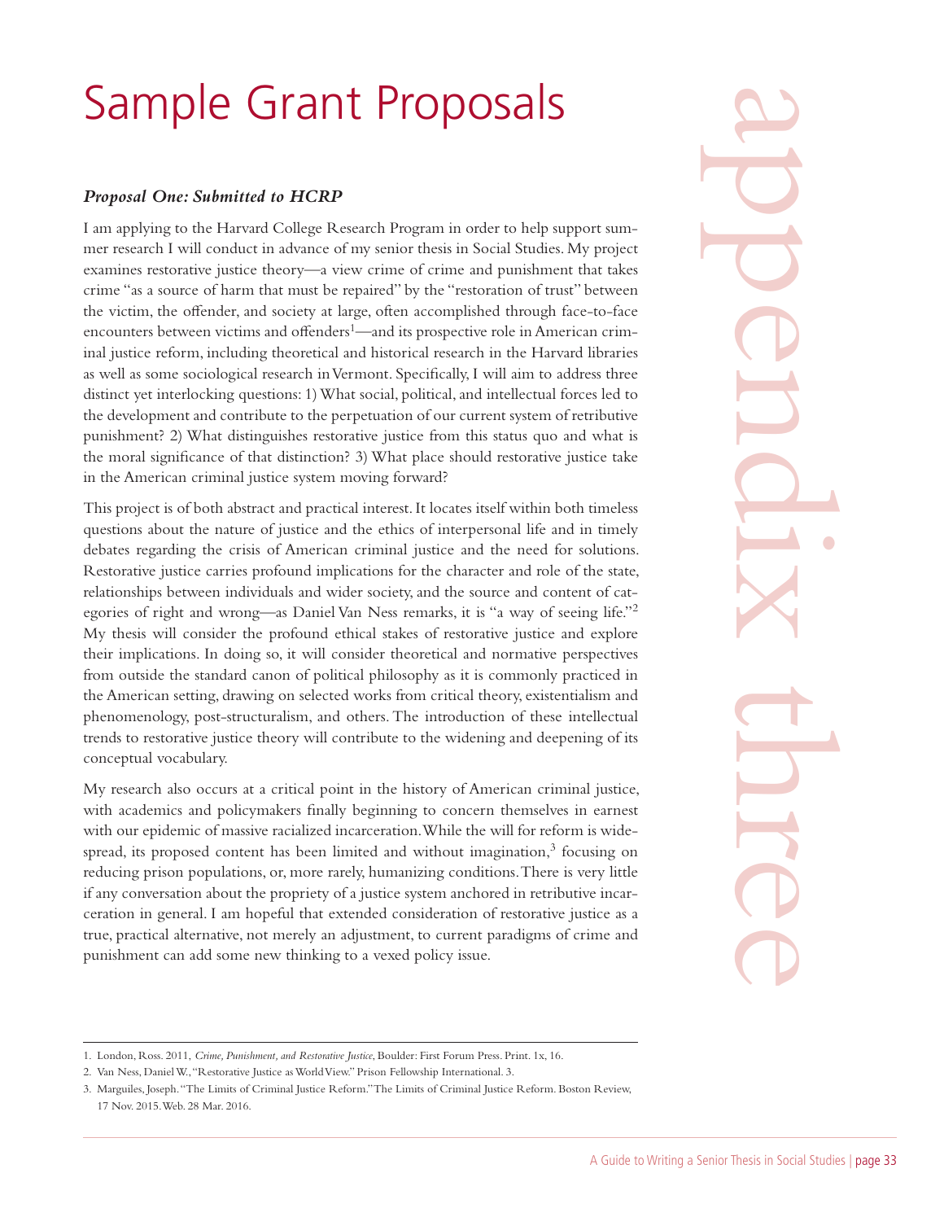# Sample Grant Proposals

appendix three

### *Proposal One: Submitted to HCRP*

I am applying to the Harvard College Research Program in order to help support summer research I will conduct in advance of my senior thesis in Social Studies. My project examines restorative justice theory—a view crime of crime and punishment that takes crime "as a source of harm that must be repaired" by the "restoration of trust" between the victim, the offender, and society at large, often accomplished through face-to-face encounters between victims and offenders[1]—and its prospective role in American criminal justice reform, including theoretical and historical research in the Harvard libraries as well as some sociological research in Vermont. Specifically, I will aim to address three distinct yet interlocking questions: 1) What social, political, and intellectual forces led to the development and contribute to the perpetuation of our current system of retributive punishment? 2) What distinguishes restorative justice from this status quo and what is the moral significance of that distinction? 3) What place should restorative justice take in the American criminal justice system moving forward?

This project is of both abstract and practical interest. It locates itself within both timeless questions about the nature of justice and the ethics of interpersonal life and in timely debates regarding the crisis of American criminal justice and the need for solutions. Restorative justice carries profound implications for the character and role of the state, relationships between individuals and wider society, and the source and content of categories of right and wrong—as Daniel Van Ness remarks, it is "a way of seeing life."[2] My thesis will consider the profound ethical stakes of restorative justice and explore their implications. In doing so, it will consider theoretical and normative perspectives from outside the standard canon of political philosophy as it is commonly practiced in the American setting, drawing on selected works from critical theory, existentialism and phenomenology, post-structuralism, and others. The introduction of these intellectual trends to restorative justice theory will contribute to the widening and deepening of its conceptual vocabulary.

My research also occurs at a critical point in the history of American criminal justice, with academics and policymakers finally beginning to concern themselves in earnest with our epidemic of massive racialized incarceration. While the will for reform is widespread, its proposed content has been limited and without imagination,[3] focusing on reducing prison populations, or, more rarely, humanizing conditions. There is very little if any conversation about the propriety of a justice system anchored in retributive incarceration in general. I am hopeful that extended consideration of restorative justice as a true, practical alternative, not merely an adjustment, to current paradigms of crime and punishment can add some new thinking to a vexed policy issue.

---

1. London, Ross. 2011, *Crime, Punishment, and Restorative Justice*, Boulder: First Forum Press. Print. 1x, 16.
2. Van Ness, Daniel W., "Restorative Justice as World View." Prison Fellowship International. 3.
3. Marguiles, Joseph. "The Limits of Criminal Justice Reform." The Limits of Criminal Justice Reform. Boston Review, 17 Nov. 2015. Web. 28 Mar. 2016.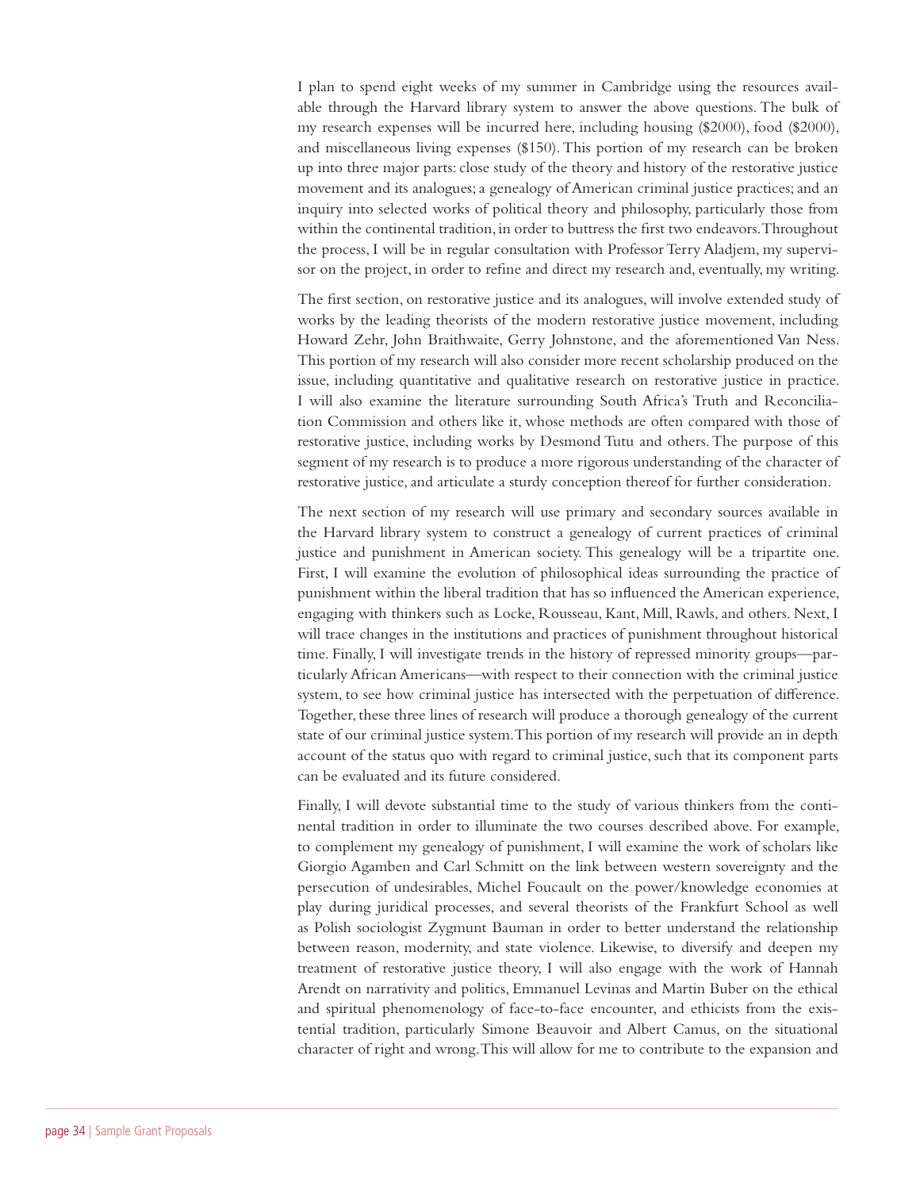I plan to spend eight weeks of my summer in Cambridge using the resources available through the Harvard library system to answer the above questions. The bulk of my research expenses will be incurred here, including housing ($2000), food ($2000), and miscellaneous living expenses ($150). This portion of my research can be broken up into three major parts: close study of the theory and history of the restorative justice movement and its analogues; a genealogy of American criminal justice practices; and an inquiry into selected works of political theory and philosophy, particularly those from within the continental tradition, in order to buttress the first two endeavors. Throughout the process, I will be in regular consultation with Professor Terry Aladjem, my supervisor on the project, in order to refine and direct my research and, eventually, my writing.

The first section, on restorative justice and its analogues, will involve extended study of works by the leading theorists of the modern restorative justice movement, including Howard Zehr, John Braithwaite, Gerry Johnstone, and the aforementioned Van Ness. This portion of my research will also consider more recent scholarship produced on the issue, including quantitative and qualitative research on restorative justice in practice. I will also examine the literature surrounding South Africa's Truth and Reconciliation Commission and others like it, whose methods are often compared with those of restorative justice, including works by Desmond Tutu and others. The purpose of this segment of my research is to produce a more rigorous understanding of the character of restorative justice, and articulate a sturdy conception thereof for further consideration.

The next section of my research will use primary and secondary sources available in the Harvard library system to construct a genealogy of current practices of criminal justice and punishment in American society. This genealogy will be a tripartite one. First, I will examine the evolution of philosophical ideas surrounding the practice of punishment within the liberal tradition that has so influenced the American experience, engaging with thinkers such as Locke, Rousseau, Kant, Mill, Rawls, and others. Next, I will trace changes in the institutions and practices of punishment throughout historical time. Finally, I will investigate trends in the history of repressed minority groups—particularly African Americans—with respect to their connection with the criminal justice system, to see how criminal justice has intersected with the perpetuation of difference. Together, these three lines of research will produce a thorough genealogy of the current state of our criminal justice system. This portion of my research will provide an in depth account of the status quo with regard to criminal justice, such that its component parts can be evaluated and its future considered.

Finally, I will devote substantial time to the study of various thinkers from the continental tradition in order to illuminate the two courses described above. For example, to complement my genealogy of punishment, I will examine the work of scholars like Giorgio Agamben and Carl Schmitt on the link between western sovereignty and the persecution of undesirables, Michel Foucault on the power/knowledge economies at play during juridical processes, and several theorists of the Frankfurt School as well as Polish sociologist Zygmunt Bauman in order to better understand the relationship between reason, modernity, and state violence. Likewise, to diversify and deepen my treatment of restorative justice theory, I will also engage with the work of Hannah Arendt on narrativity and politics, Emmanuel Levinas and Martin Buber on the ethical and spiritual phenomenology of face-to-face encounter, and ethicists from the existential tradition, particularly Simone Beauvoir and Albert Camus, on the situational character of right and wrong. This will allow for me to contribute to the expansion and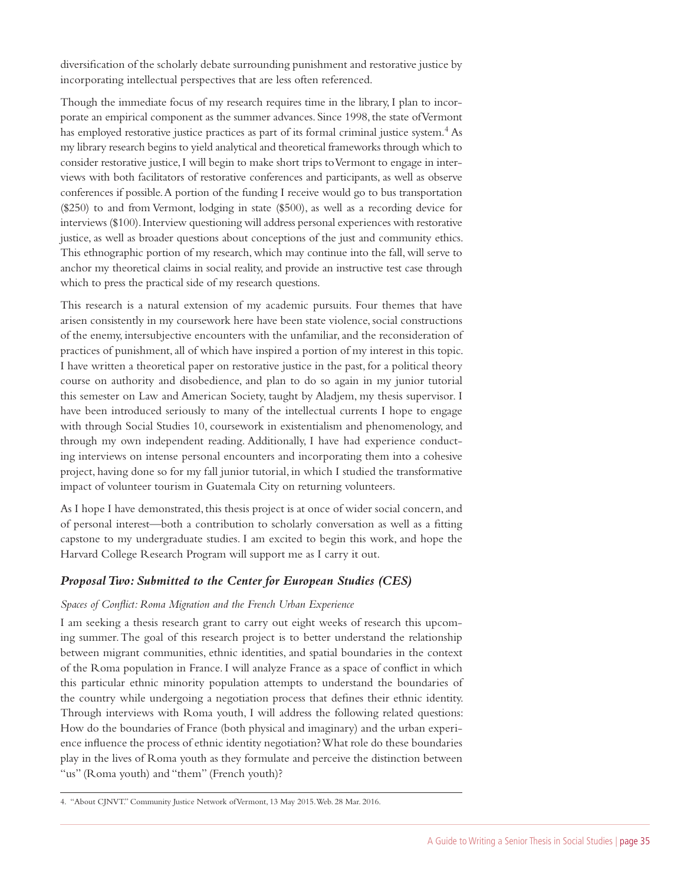diversification of the scholarly debate surrounding punishment and restorative justice by incorporating intellectual perspectives that are less often referenced.

Though the immediate focus of my research requires time in the library, I plan to incorporate an empirical component as the summer advances. Since 1998, the state of Vermont has employed restorative justice practices as part of its formal criminal justice system.[4] As my library research begins to yield analytical and theoretical frameworks through which to consider restorative justice, I will begin to make short trips to Vermont to engage in interviews with both facilitators of restorative conferences and participants, as well as observe conferences if possible. A portion of the funding I receive would go to bus transportation ($250) to and from Vermont, lodging in state ($500), as well as a recording device for interviews ($100). Interview questioning will address personal experiences with restorative justice, as well as broader questions about conceptions of the just and community ethics. This ethnographic portion of my research, which may continue into the fall, will serve to anchor my theoretical claims in social reality, and provide an instructive test case through which to press the practical side of my research questions.

This research is a natural extension of my academic pursuits. Four themes that have arisen consistently in my coursework here have been state violence, social constructions of the enemy, intersubjective encounters with the unfamiliar, and the reconsideration of practices of punishment, all of which have inspired a portion of my interest in this topic. I have written a theoretical paper on restorative justice in the past, for a political theory course on authority and disobedience, and plan to do so again in my junior tutorial this semester on Law and American Society, taught by Aladjem, my thesis supervisor. I have been introduced seriously to many of the intellectual currents I hope to engage with through Social Studies 10, coursework in existentialism and phenomenology, and through my own independent reading. Additionally, I have had experience conducting interviews on intense personal encounters and incorporating them into a cohesive project, having done so for my fall junior tutorial, in which I studied the transformative impact of volunteer tourism in Guatemala City on returning volunteers.

As I hope I have demonstrated, this thesis project is at once of wider social concern, and of personal interest—both a contribution to scholarly conversation as well as a fitting capstone to my undergraduate studies. I am excited to begin this work, and hope the Harvard College Research Program will support me as I carry it out.

### *Proposal Two: Submitted to the Center for European Studies (CES)*

*Spaces of Conflict: Roma Migration and the French Urban Experience*

I am seeking a thesis research grant to carry out eight weeks of research this upcoming summer. The goal of this research project is to better understand the relationship between migrant communities, ethnic identities, and spatial boundaries in the context of the Roma population in France. I will analyze France as a space of conflict in which this particular ethnic minority population attempts to understand the boundaries of the country while undergoing a negotiation process that defines their ethnic identity. Through interviews with Roma youth, I will address the following related questions: How do the boundaries of France (both physical and imaginary) and the urban experience influence the process of ethnic identity negotiation? What role do these boundaries play in the lives of Roma youth as they formulate and perceive the distinction between "us" (Roma youth) and "them" (French youth)?

---

4. "About CJNVT." Community Justice Network of Vermont, 13 May 2015. Web. 28 Mar. 2016.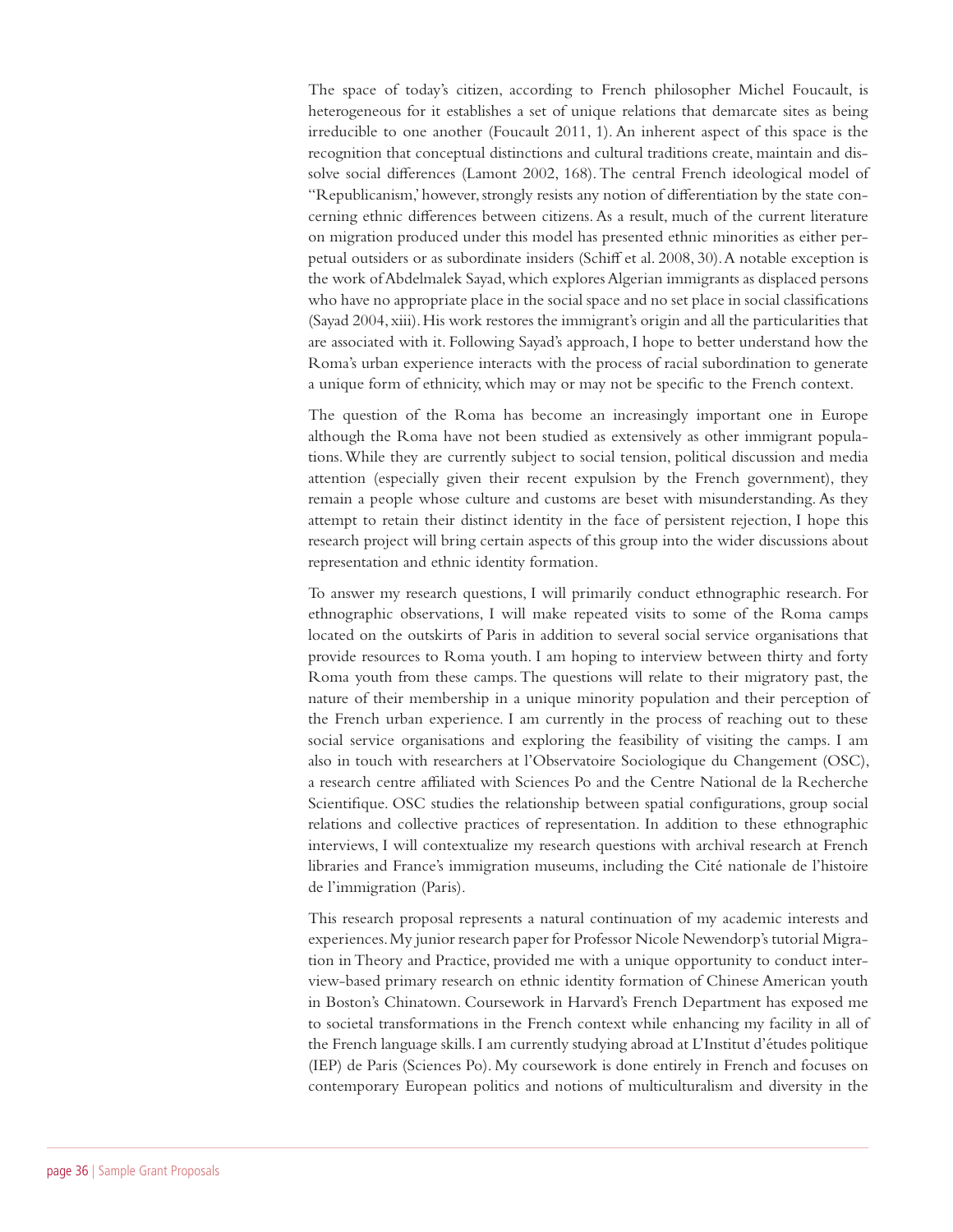The space of today's citizen, according to French philosopher Michel Foucault, is heterogeneous for it establishes a set of unique relations that demarcate sites as being irreducible to one another (Foucault 2011, 1). An inherent aspect of this space is the recognition that conceptual distinctions and cultural traditions create, maintain and dissolve social differences (Lamont 2002, 168). The central French ideological model of "Republicanism,' however, strongly resists any notion of differentiation by the state concerning ethnic differences between citizens. As a result, much of the current literature on migration produced under this model has presented ethnic minorities as either perpetual outsiders or as subordinate insiders (Schiff et al. 2008, 30). A notable exception is the work of Abdelmalek Sayad, which explores Algerian immigrants as displaced persons who have no appropriate place in the social space and no set place in social classifications (Sayad 2004, xiii). His work restores the immigrant's origin and all the particularities that are associated with it. Following Sayad's approach, I hope to better understand how the Roma's urban experience interacts with the process of racial subordination to generate a unique form of ethnicity, which may or may not be specific to the French context.

The question of the Roma has become an increasingly important one in Europe although the Roma have not been studied as extensively as other immigrant populations. While they are currently subject to social tension, political discussion and media attention (especially given their recent expulsion by the French government), they remain a people whose culture and customs are beset with misunderstanding. As they attempt to retain their distinct identity in the face of persistent rejection, I hope this research project will bring certain aspects of this group into the wider discussions about representation and ethnic identity formation.

To answer my research questions, I will primarily conduct ethnographic research. For ethnographic observations, I will make repeated visits to some of the Roma camps located on the outskirts of Paris in addition to several social service organisations that provide resources to Roma youth. I am hoping to interview between thirty and forty Roma youth from these camps. The questions will relate to their migratory past, the nature of their membership in a unique minority population and their perception of the French urban experience. I am currently in the process of reaching out to these social service organisations and exploring the feasibility of visiting the camps. I am also in touch with researchers at l'Observatoire Sociologique du Changement (OSC), a research centre affiliated with Sciences Po and the Centre National de la Recherche Scientifique. OSC studies the relationship between spatial configurations, group social relations and collective practices of representation. In addition to these ethnographic interviews, I will contextualize my research questions with archival research at French libraries and France's immigration museums, including the Cité nationale de l'histoire de l'immigration (Paris).

This research proposal represents a natural continuation of my academic interests and experiences. My junior research paper for Professor Nicole Newendorp's tutorial Migration in Theory and Practice, provided me with a unique opportunity to conduct interview-based primary research on ethnic identity formation of Chinese American youth in Boston's Chinatown. Coursework in Harvard's French Department has exposed me to societal transformations in the French context while enhancing my facility in all of the French language skills. I am currently studying abroad at L'Institut d'études politique (IEP) de Paris (Sciences Po). My coursework is done entirely in French and focuses on contemporary European politics and notions of multiculturalism and diversity in the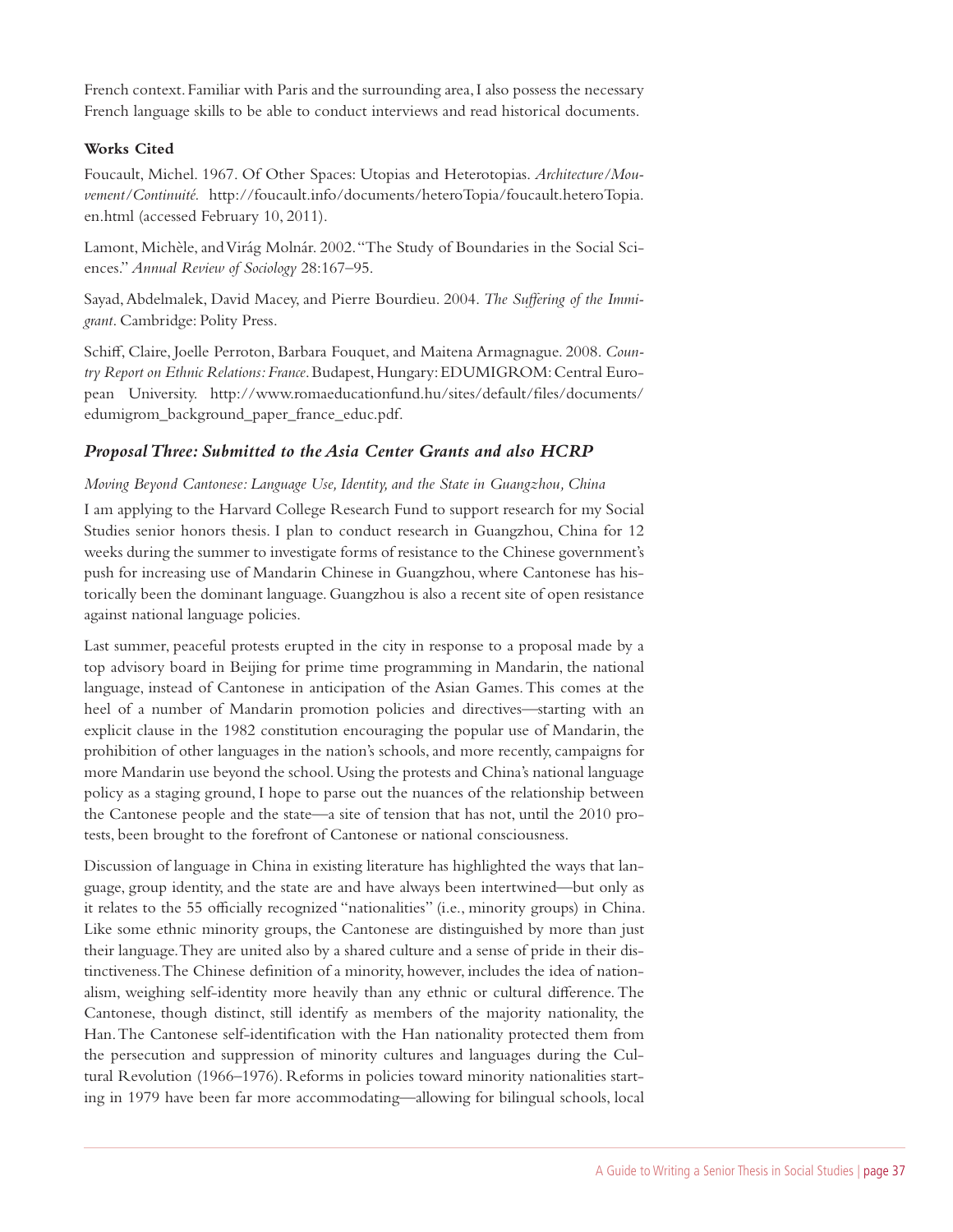French context. Familiar with Paris and the surrounding area, I also possess the necessary French language skills to be able to conduct interviews and read historical documents.

**Works Cited**

Foucault, Michel. 1967. Of Other Spaces: Utopias and Heterotopias. *Architecture/Mouvement/Continuité.* http://foucault.info/documents/heteroTopia/foucault.heteroTopia.en.html (accessed February 10, 2011).

Lamont, Michèle, and Virág Molnár. 2002. "The Study of Boundaries in the Social Sciences." *Annual Review of Sociology* 28:167–95.

Sayad, Abdelmalek, David Macey, and Pierre Bourdieu. 2004. *The Suffering of the Immigrant*. Cambridge: Polity Press.

Schiff, Claire, Joelle Perroton, Barbara Fouquet, and Maitena Armagnague. 2008. *Country Report on Ethnic Relations: France*. Budapest, Hungary: EDUMIGROM: Central European University. http://www.romaeducationfund.hu/sites/default/files/documents/edumigrom_background_paper_france_educ.pdf.

### *Proposal Three: Submitted to the Asia Center Grants and also HCRP*

*Moving Beyond Cantonese: Language Use, Identity, and the State in Guangzhou, China*

I am applying to the Harvard College Research Fund to support research for my Social Studies senior honors thesis. I plan to conduct research in Guangzhou, China for 12 weeks during the summer to investigate forms of resistance to the Chinese government's push for increasing use of Mandarin Chinese in Guangzhou, where Cantonese has historically been the dominant language. Guangzhou is also a recent site of open resistance against national language policies.

Last summer, peaceful protests erupted in the city in response to a proposal made by a top advisory board in Beijing for prime time programming in Mandarin, the national language, instead of Cantonese in anticipation of the Asian Games. This comes at the heel of a number of Mandarin promotion policies and directives—starting with an explicit clause in the 1982 constitution encouraging the popular use of Mandarin, the prohibition of other languages in the nation's schools, and more recently, campaigns for more Mandarin use beyond the school. Using the protests and China's national language policy as a staging ground, I hope to parse out the nuances of the relationship between the Cantonese people and the state—a site of tension that has not, until the 2010 protests, been brought to the forefront of Cantonese or national consciousness.

Discussion of language in China in existing literature has highlighted the ways that language, group identity, and the state are and have always been intertwined—but only as it relates to the 55 officially recognized "nationalities" (i.e., minority groups) in China. Like some ethnic minority groups, the Cantonese are distinguished by more than just their language. They are united also by a shared culture and a sense of pride in their distinctiveness. The Chinese definition of a minority, however, includes the idea of nationalism, weighing self-identity more heavily than any ethnic or cultural difference. The Cantonese, though distinct, still identify as members of the majority nationality, the Han. The Cantonese self-identification with the Han nationality protected them from the persecution and suppression of minority cultures and languages during the Cultural Revolution (1966–1976). Reforms in policies toward minority nationalities starting in 1979 have been far more accommodating—allowing for bilingual schools, local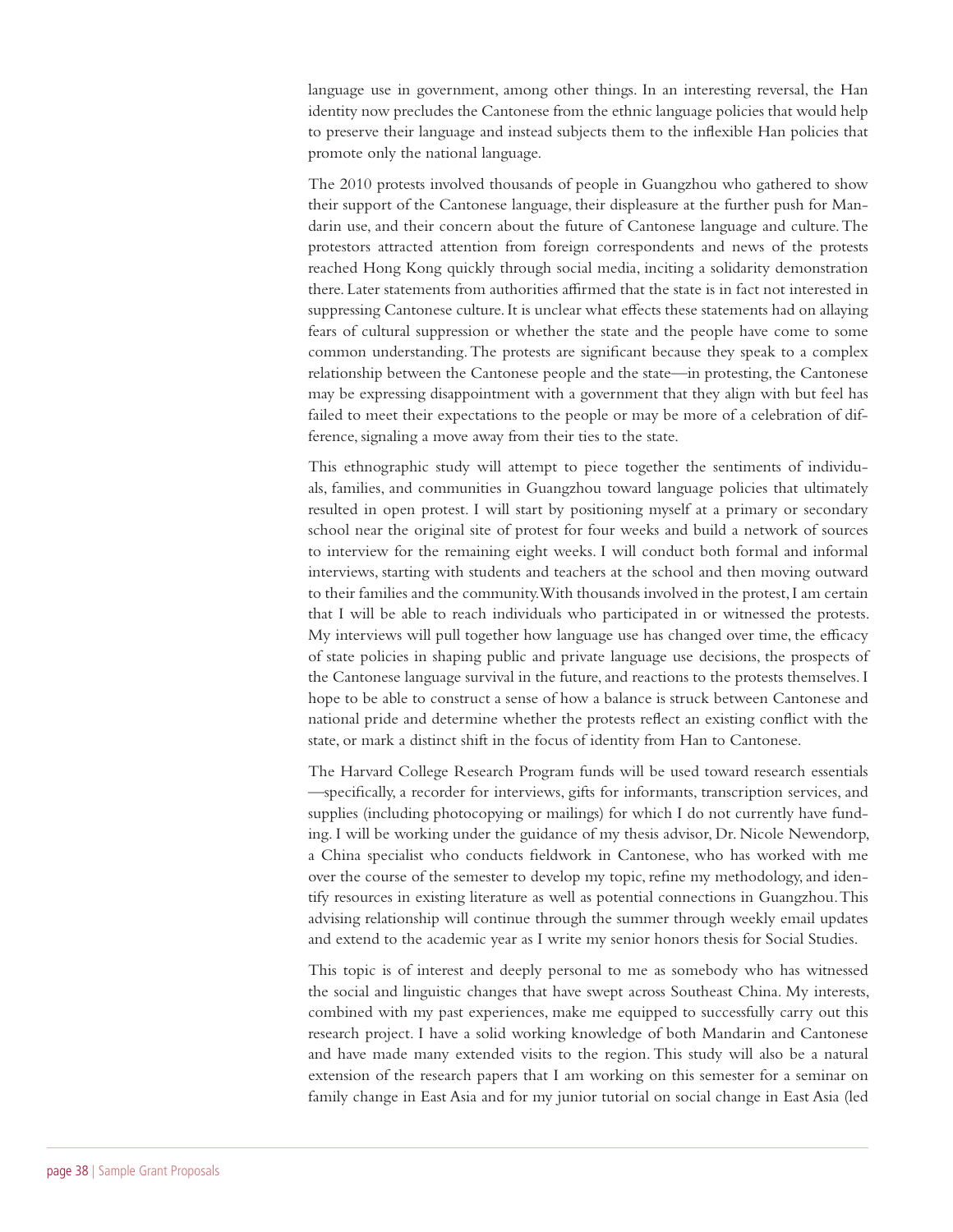language use in government, among other things. In an interesting reversal, the Han identity now precludes the Cantonese from the ethnic language policies that would help to preserve their language and instead subjects them to the inflexible Han policies that promote only the national language.

The 2010 protests involved thousands of people in Guangzhou who gathered to show their support of the Cantonese language, their displeasure at the further push for Mandarin use, and their concern about the future of Cantonese language and culture. The protestors attracted attention from foreign correspondents and news of the protests reached Hong Kong quickly through social media, inciting a solidarity demonstration there. Later statements from authorities affirmed that the state is in fact not interested in suppressing Cantonese culture. It is unclear what effects these statements had on allaying fears of cultural suppression or whether the state and the people have come to some common understanding. The protests are significant because they speak to a complex relationship between the Cantonese people and the state—in protesting, the Cantonese may be expressing disappointment with a government that they align with but feel has failed to meet their expectations to the people or may be more of a celebration of difference, signaling a move away from their ties to the state.

This ethnographic study will attempt to piece together the sentiments of individuals, families, and communities in Guangzhou toward language policies that ultimately resulted in open protest. I will start by positioning myself at a primary or secondary school near the original site of protest for four weeks and build a network of sources to interview for the remaining eight weeks. I will conduct both formal and informal interviews, starting with students and teachers at the school and then moving outward to their families and the community. With thousands involved in the protest, I am certain that I will be able to reach individuals who participated in or witnessed the protests. My interviews will pull together how language use has changed over time, the efficacy of state policies in shaping public and private language use decisions, the prospects of the Cantonese language survival in the future, and reactions to the protests themselves. I hope to be able to construct a sense of how a balance is struck between Cantonese and national pride and determine whether the protests reflect an existing conflict with the state, or mark a distinct shift in the focus of identity from Han to Cantonese.

The Harvard College Research Program funds will be used toward research essentials—specifically, a recorder for interviews, gifts for informants, transcription services, and supplies (including photocopying or mailings) for which I do not currently have funding. I will be working under the guidance of my thesis advisor, Dr. Nicole Newendorp, a China specialist who conducts fieldwork in Cantonese, who has worked with me over the course of the semester to develop my topic, refine my methodology, and identify resources in existing literature as well as potential connections in Guangzhou. This advising relationship will continue through the summer through weekly email updates and extend to the academic year as I write my senior honors thesis for Social Studies.

This topic is of interest and deeply personal to me as somebody who has witnessed the social and linguistic changes that have swept across Southeast China. My interests, combined with my past experiences, make me equipped to successfully carry out this research project. I have a solid working knowledge of both Mandarin and Cantonese and have made many extended visits to the region. This study will also be a natural extension of the research papers that I am working on this semester for a seminar on family change in East Asia and for my junior tutorial on social change in East Asia (led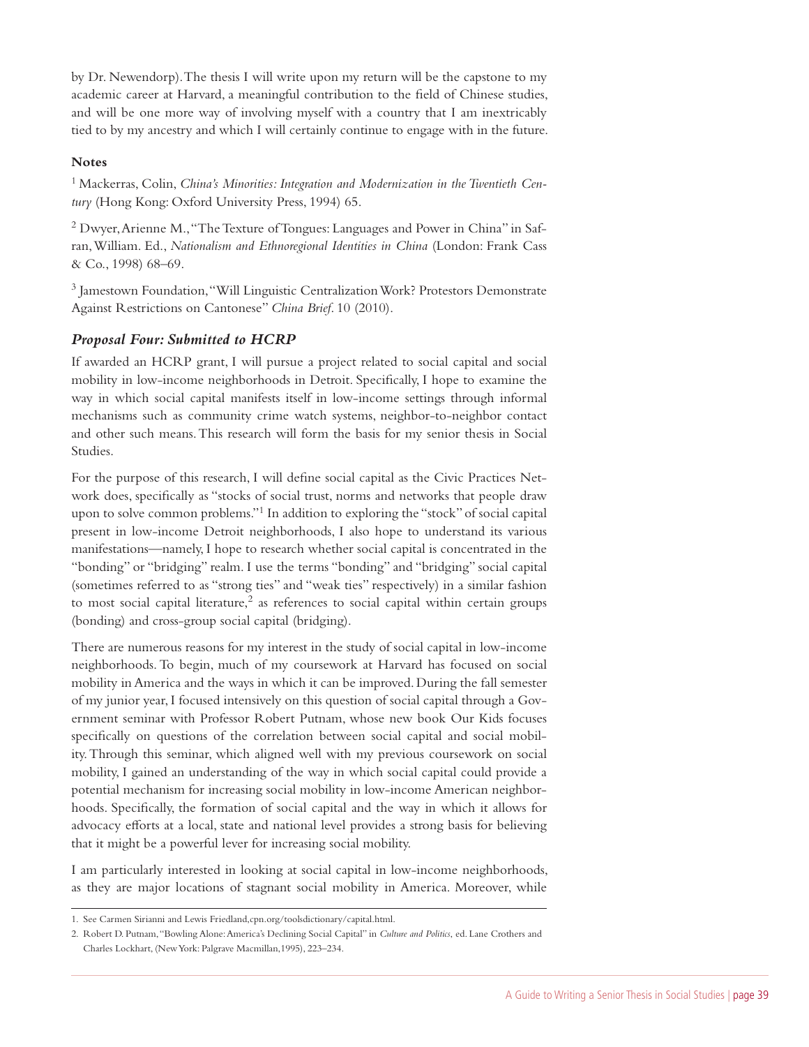by Dr. Newendorp). The thesis I will write upon my return will be the capstone to my academic career at Harvard, a meaningful contribution to the field of Chinese studies, and will be one more way of involving myself with a country that I am inextricably tied to by my ancestry and which I will certainly continue to engage with in the future.

**Notes**

[1] Mackerras, Colin, *China's Minorities: Integration and Modernization in the Twentieth Century* (Hong Kong: Oxford University Press, 1994) 65.

[2] Dwyer, Arienne M., "The Texture of Tongues: Languages and Power in China" in Safran, William. Ed., *Nationalism and Ethnoregional Identities in China* (London: Frank Cass & Co., 1998) 68–69.

[3] Jamestown Foundation, "Will Linguistic Centralization Work? Protestors Demonstrate Against Restrictions on Cantonese" *China Brief*. 10 (2010).

### *Proposal Four: Submitted to HCRP*

If awarded an HCRP grant, I will pursue a project related to social capital and social mobility in low-income neighborhoods in Detroit. Specifically, I hope to examine the way in which social capital manifests itself in low-income settings through informal mechanisms such as community crime watch systems, neighbor-to-neighbor contact and other such means. This research will form the basis for my senior thesis in Social Studies.

For the purpose of this research, I will define social capital as the Civic Practices Network does, specifically as "stocks of social trust, norms and networks that people draw upon to solve common problems."[1] In addition to exploring the "stock" of social capital present in low-income Detroit neighborhoods, I also hope to understand its various manifestations—namely, I hope to research whether social capital is concentrated in the "bonding" or "bridging" realm. I use the terms "bonding" and "bridging" social capital (sometimes referred to as "strong ties" and "weak ties" respectively) in a similar fashion to most social capital literature,[2] as references to social capital within certain groups (bonding) and cross-group social capital (bridging).

There are numerous reasons for my interest in the study of social capital in low-income neighborhoods. To begin, much of my coursework at Harvard has focused on social mobility in America and the ways in which it can be improved. During the fall semester of my junior year, I focused intensively on this question of social capital through a Government seminar with Professor Robert Putnam, whose new book Our Kids focuses specifically on questions of the correlation between social capital and social mobility. Through this seminar, which aligned well with my previous coursework on social mobility, I gained an understanding of the way in which social capital could provide a potential mechanism for increasing social mobility in low-income American neighborhoods. Specifically, the formation of social capital and the way in which it allows for advocacy efforts at a local, state and national level provides a strong basis for believing that it might be a powerful lever for increasing social mobility.

I am particularly interested in looking at social capital in low-income neighborhoods, as they are major locations of stagnant social mobility in America. Moreover, while

1. See Carmen Sirianni and Lewis Friedland,cpn.org/toolsdictionary/capital.html.
2. Robert D. Putnam, "Bowling Alone: America's Declining Social Capital" in *Culture and Politics*, ed. Lane Crothers and Charles Lockhart, (New York: Palgrave Macmillan,1995), 223–234.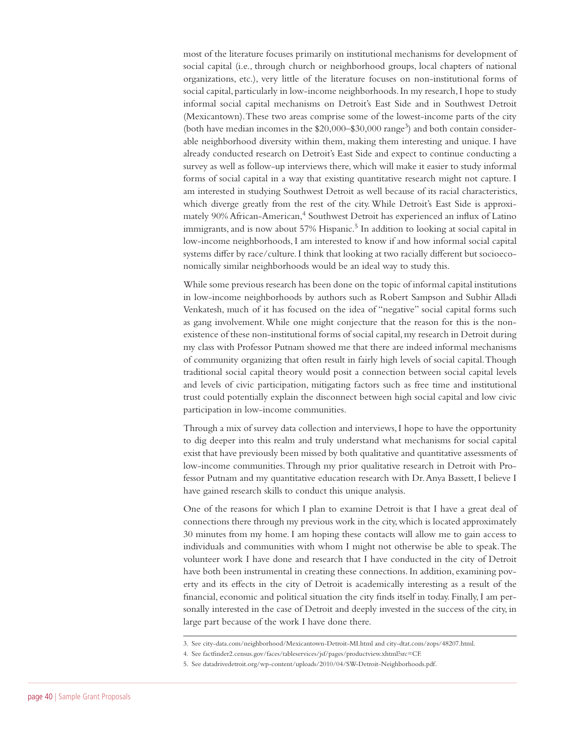most of the literature focuses primarily on institutional mechanisms for development of social capital (i.e., through church or neighborhood groups, local chapters of national organizations, etc.), very little of the literature focuses on non-institutional forms of social capital, particularly in low-income neighborhoods. In my research, I hope to study informal social capital mechanisms on Detroit's East Side and in Southwest Detroit (Mexicantown). These two areas comprise some of the lowest-income parts of the city (both have median incomes in the \$20,000–\$30,000 range[3]) and both contain considerable neighborhood diversity within them, making them interesting and unique. I have already conducted research on Detroit's East Side and expect to continue conducting a survey as well as follow-up interviews there, which will make it easier to study informal forms of social capital in a way that existing quantitative research might not capture. I am interested in studying Southwest Detroit as well because of its racial characteristics, which diverge greatly from the rest of the city. While Detroit's East Side is approximately 90% African-American,[4] Southwest Detroit has experienced an influx of Latino immigrants, and is now about 57% Hispanic.[5] In addition to looking at social capital in low-income neighborhoods, I am interested to know if and how informal social capital systems differ by race/culture. I think that looking at two racially different but socioeconomically similar neighborhoods would be an ideal way to study this.

While some previous research has been done on the topic of informal capital institutions in low-income neighborhoods by authors such as Robert Sampson and Subhir Alladi Venkatesh, much of it has focused on the idea of "negative" social capital forms such as gang involvement. While one might conjecture that the reason for this is the non-existence of these non-institutional forms of social capital, my research in Detroit during my class with Professor Putnam showed me that there are indeed informal mechanisms of community organizing that often result in fairly high levels of social capital. Though traditional social capital theory would posit a connection between social capital levels and levels of civic participation, mitigating factors such as free time and institutional trust could potentially explain the disconnect between high social capital and low civic participation in low-income communities.

Through a mix of survey data collection and interviews, I hope to have the opportunity to dig deeper into this realm and truly understand what mechanisms for social capital exist that have previously been missed by both qualitative and quantitative assessments of low-income communities. Through my prior qualitative research in Detroit with Professor Putnam and my quantitative education research with Dr. Anya Bassett, I believe I have gained research skills to conduct this unique analysis.

One of the reasons for which I plan to examine Detroit is that I have a great deal of connections there through my previous work in the city, which is located approximately 30 minutes from my home. I am hoping these contacts will allow me to gain access to individuals and communities with whom I might not otherwise be able to speak. The volunteer work I have done and research that I have conducted in the city of Detroit have both been instrumental in creating these connections. In addition, examining poverty and its effects in the city of Detroit is academically interesting as a result of the financial, economic and political situation the city finds itself in today. Finally, I am personally interested in the case of Detroit and deeply invested in the success of the city, in large part because of the work I have done there.

---

3. See city-data.com/neighborhood/Mexicantown-Detroit-MI.html and city-dtat.com/zops/48207.html.
4. See factfinder2.census.gov/faces/tableservices/jsf/pages/productview.xhtml?src=CF.
5. See datadrivedetroit.org/wp-content/uploads/2010/04/SW-Detroit-Neighborhoods.pdf.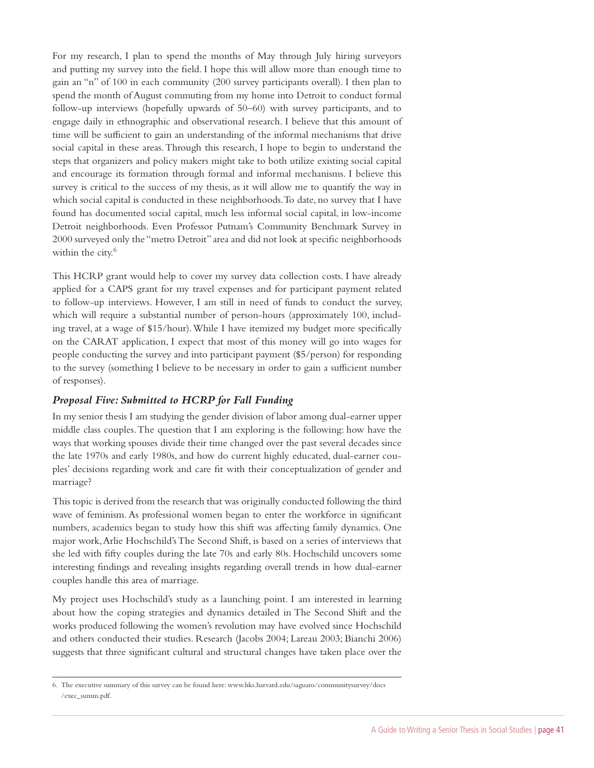For my research, I plan to spend the months of May through July hiring surveyors and putting my survey into the field. I hope this will allow more than enough time to gain an "n" of 100 in each community (200 survey participants overall). I then plan to spend the month of August commuting from my home into Detroit to conduct formal follow-up interviews (hopefully upwards of 50–60) with survey participants, and to engage daily in ethnographic and observational research. I believe that this amount of time will be sufficient to gain an understanding of the informal mechanisms that drive social capital in these areas. Through this research, I hope to begin to understand the steps that organizers and policy makers might take to both utilize existing social capital and encourage its formation through formal and informal mechanisms. I believe this survey is critical to the success of my thesis, as it will allow me to quantify the way in which social capital is conducted in these neighborhoods. To date, no survey that I have found has documented social capital, much less informal social capital, in low-income Detroit neighborhoods. Even Professor Putnam's Community Benchmark Survey in 2000 surveyed only the "metro Detroit" area and did not look at specific neighborhoods within the city.[6]

This HCRP grant would help to cover my survey data collection costs. I have already applied for a CAPS grant for my travel expenses and for participant payment related to follow-up interviews. However, I am still in need of funds to conduct the survey, which will require a substantial number of person-hours (approximately 100, including travel, at a wage of $15/hour). While I have itemized my budget more specifically on the CARAT application, I expect that most of this money will go into wages for people conducting the survey and into participant payment ($5/person) for responding to the survey (something I believe to be necessary in order to gain a sufficient number of responses).

### *Proposal Five: Submitted to HCRP for Fall Funding*

In my senior thesis I am studying the gender division of labor among dual-earner upper middle class couples. The question that I am exploring is the following: how have the ways that working spouses divide their time changed over the past several decades since the late 1970s and early 1980s, and how do current highly educated, dual-earner couples' decisions regarding work and care fit with their conceptualization of gender and marriage?

This topic is derived from the research that was originally conducted following the third wave of feminism. As professional women began to enter the workforce in significant numbers, academics began to study how this shift was affecting family dynamics. One major work, Arlie Hochschild's The Second Shift, is based on a series of interviews that she led with fifty couples during the late 70s and early 80s. Hochschild uncovers some interesting findings and revealing insights regarding overall trends in how dual-earner couples handle this area of marriage.

My project uses Hochschild's study as a launching point. I am interested in learning about how the coping strategies and dynamics detailed in The Second Shift and the works produced following the women's revolution may have evolved since Hochschild and others conducted their studies. Research (Jacobs 2004; Lareau 2003; Bianchi 2006) suggests that three significant cultural and structural changes have taken place over the

---

6. The executive summary of this survey can be found here: www.hks.harvard.edu/saguaro/communitysurvey/docs/exec_summ.pdf.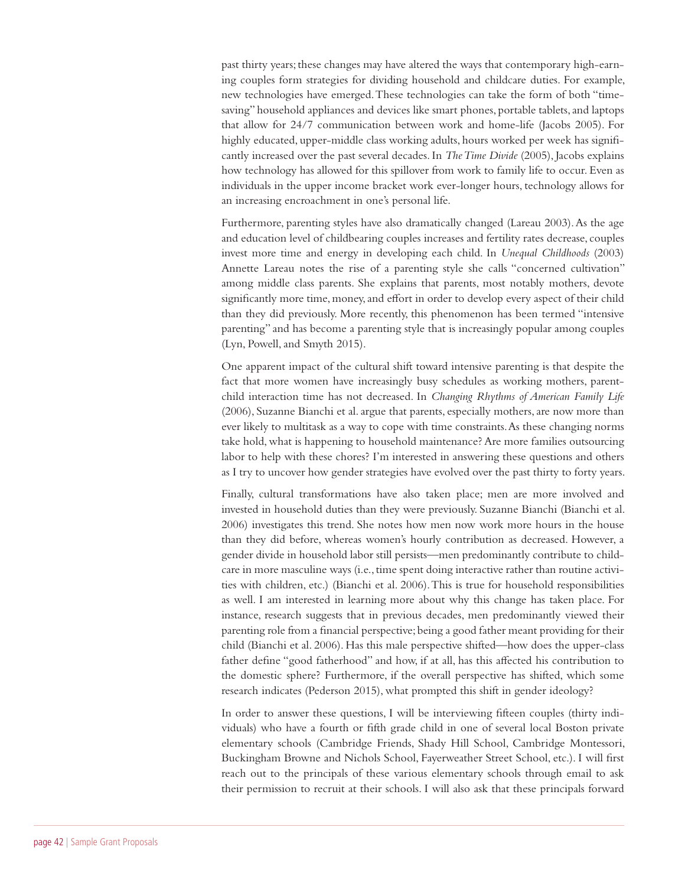past thirty years; these changes may have altered the ways that contemporary high-earning couples form strategies for dividing household and childcare duties. For example, new technologies have emerged. These technologies can take the form of both "time-saving" household appliances and devices like smart phones, portable tablets, and laptops that allow for 24/7 communication between work and home-life (Jacobs 2005). For highly educated, upper-middle class working adults, hours worked per week has significantly increased over the past several decades. In *The Time Divide* (2005), Jacobs explains how technology has allowed for this spillover from work to family life to occur. Even as individuals in the upper income bracket work ever-longer hours, technology allows for an increasing encroachment in one's personal life.

Furthermore, parenting styles have also dramatically changed (Lareau 2003). As the age and education level of childbearing couples increases and fertility rates decrease, couples invest more time and energy in developing each child. In *Unequal Childhoods* (2003) Annette Lareau notes the rise of a parenting style she calls "concerned cultivation" among middle class parents. She explains that parents, most notably mothers, devote significantly more time, money, and effort in order to develop every aspect of their child than they did previously. More recently, this phenomenon has been termed "intensive parenting" and has become a parenting style that is increasingly popular among couples (Lyn, Powell, and Smyth 2015).

One apparent impact of the cultural shift toward intensive parenting is that despite the fact that more women have increasingly busy schedules as working mothers, parent-child interaction time has not decreased. In *Changing Rhythms of American Family Life* (2006), Suzanne Bianchi et al. argue that parents, especially mothers, are now more than ever likely to multitask as a way to cope with time constraints. As these changing norms take hold, what is happening to household maintenance? Are more families outsourcing labor to help with these chores? I'm interested in answering these questions and others as I try to uncover how gender strategies have evolved over the past thirty to forty years.

Finally, cultural transformations have also taken place; men are more involved and invested in household duties than they were previously. Suzanne Bianchi (Bianchi et al. 2006) investigates this trend. She notes how men now work more hours in the house than they did before, whereas women's hourly contribution as decreased. However, a gender divide in household labor still persists—men predominantly contribute to childcare in more masculine ways (i.e., time spent doing interactive rather than routine activities with children, etc.) (Bianchi et al. 2006). This is true for household responsibilities as well. I am interested in learning more about why this change has taken place. For instance, research suggests that in previous decades, men predominantly viewed their parenting role from a financial perspective; being a good father meant providing for their child (Bianchi et al. 2006). Has this male perspective shifted—how does the upper-class father define "good fatherhood" and how, if at all, has this affected his contribution to the domestic sphere? Furthermore, if the overall perspective has shifted, which some research indicates (Pederson 2015), what prompted this shift in gender ideology?

In order to answer these questions, I will be interviewing fifteen couples (thirty individuals) who have a fourth or fifth grade child in one of several local Boston private elementary schools (Cambridge Friends, Shady Hill School, Cambridge Montessori, Buckingham Browne and Nichols School, Fayerweather Street School, etc.). I will first reach out to the principals of these various elementary schools through email to ask their permission to recruit at their schools. I will also ask that these principals forward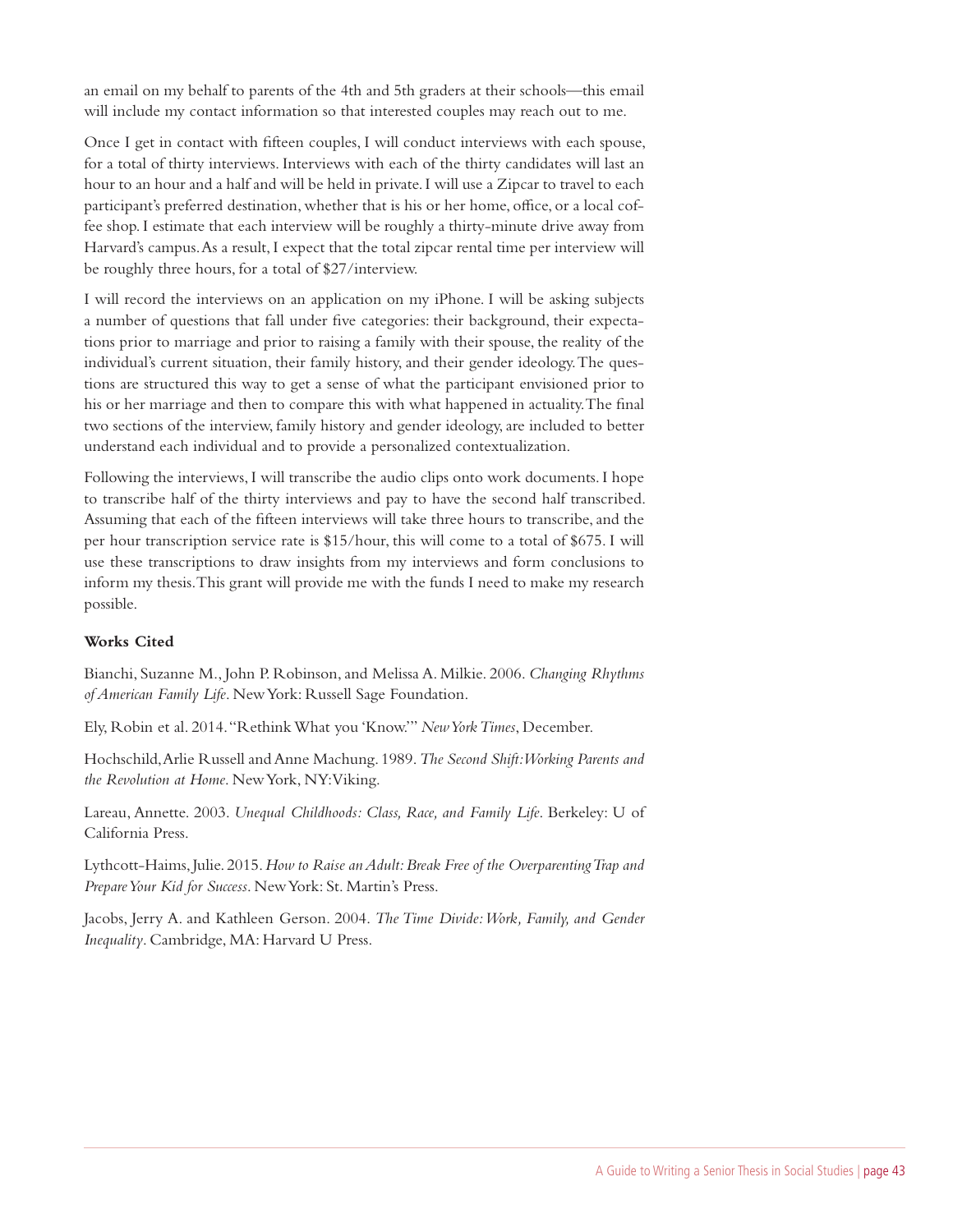an email on my behalf to parents of the 4th and 5th graders at their schools—this email will include my contact information so that interested couples may reach out to me.

Once I get in contact with fifteen couples, I will conduct interviews with each spouse, for a total of thirty interviews. Interviews with each of the thirty candidates will last an hour to an hour and a half and will be held in private. I will use a Zipcar to travel to each participant's preferred destination, whether that is his or her home, office, or a local coffee shop. I estimate that each interview will be roughly a thirty-minute drive away from Harvard's campus. As a result, I expect that the total zipcar rental time per interview will be roughly three hours, for a total of $27/interview.

I will record the interviews on an application on my iPhone. I will be asking subjects a number of questions that fall under five categories: their background, their expectations prior to marriage and prior to raising a family with their spouse, the reality of the individual's current situation, their family history, and their gender ideology. The questions are structured this way to get a sense of what the participant envisioned prior to his or her marriage and then to compare this with what happened in actuality. The final two sections of the interview, family history and gender ideology, are included to better understand each individual and to provide a personalized contextualization.

Following the interviews, I will transcribe the audio clips onto work documents. I hope to transcribe half of the thirty interviews and pay to have the second half transcribed. Assuming that each of the fifteen interviews will take three hours to transcribe, and the per hour transcription service rate is $15/hour, this will come to a total of $675. I will use these transcriptions to draw insights from my interviews and form conclusions to inform my thesis. This grant will provide me with the funds I need to make my research possible.

**Works Cited**

Bianchi, Suzanne M., John P. Robinson, and Melissa A. Milkie. 2006. *Changing Rhythms of American Family Life*. New York: Russell Sage Foundation.

Ely, Robin et al. 2014. "Rethink What you 'Know.'" *New York Times*, December.

Hochschild, Arlie Russell and Anne Machung. 1989. *The Second Shift: Working Parents and the Revolution at Home*. New York, NY: Viking.

Lareau, Annette. 2003. *Unequal Childhoods: Class, Race, and Family Life*. Berkeley: U of California Press.

Lythcott-Haims, Julie. 2015. *How to Raise an Adult: Break Free of the Overparenting Trap and Prepare Your Kid for Success*. New York: St. Martin's Press.

Jacobs, Jerry A. and Kathleen Gerson. 2004. *The Time Divide: Work, Family, and Gender Inequality*. Cambridge, MA: Harvard U Press.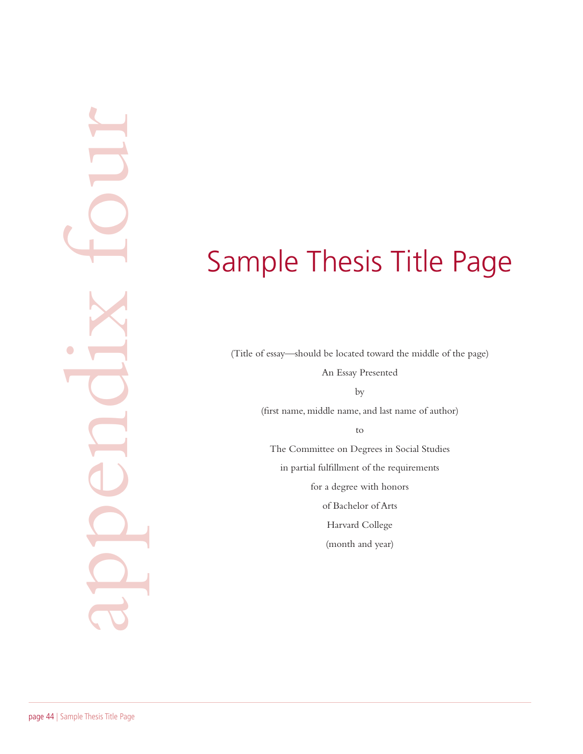appendix four

# Sample Thesis Title Page

(Title of essay—should be located toward the middle of the page)

An Essay Presented

by

(first name, middle name, and last name of author)

to

The Committee on Degrees in Social Studies

in partial fulfillment of the requirements

for a degree with honors

of Bachelor of Arts

Harvard College

(month and year)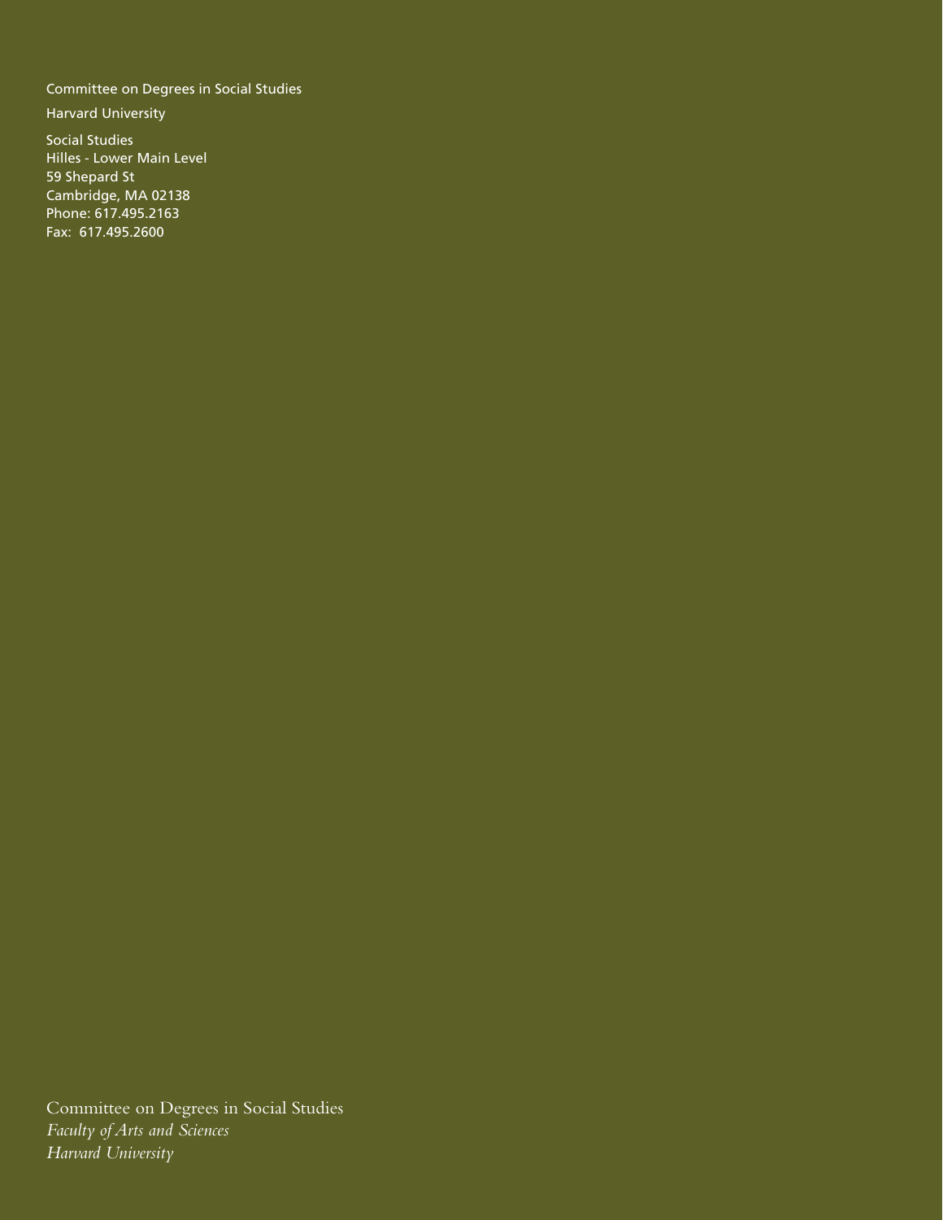Committee on Degrees in Social Studies

Harvard University

Social Studies
Hilles - Lower Main Level
59 Shepard St
Cambridge, MA 02138
Phone: 617.495.2163
Fax: 617.495.2600

Committee on Degrees in Social Studies
*Faculty of Arts and Sciences*
*Harvard University*